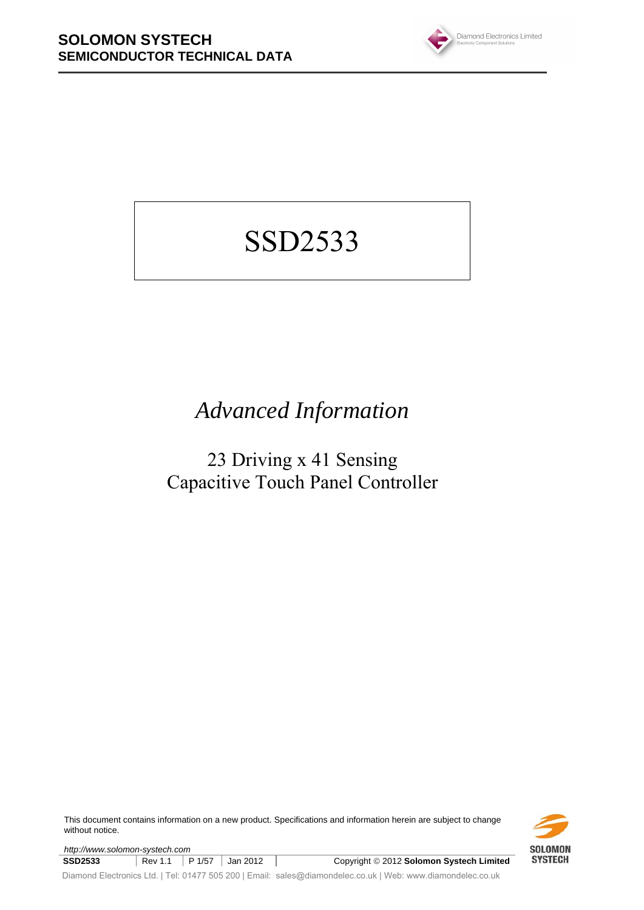**SOLOMON SYSTECH**
**SEMICONDUCTOR TECHNICAL DATA**

# SSD2533

## *Advanced Information*

### 23 Driving x 41 Sensing Capacitive Touch Panel Controller

This document contains information on a new product. Specifications and information herein are subject to change without notice.

http://www.solomon-systech.com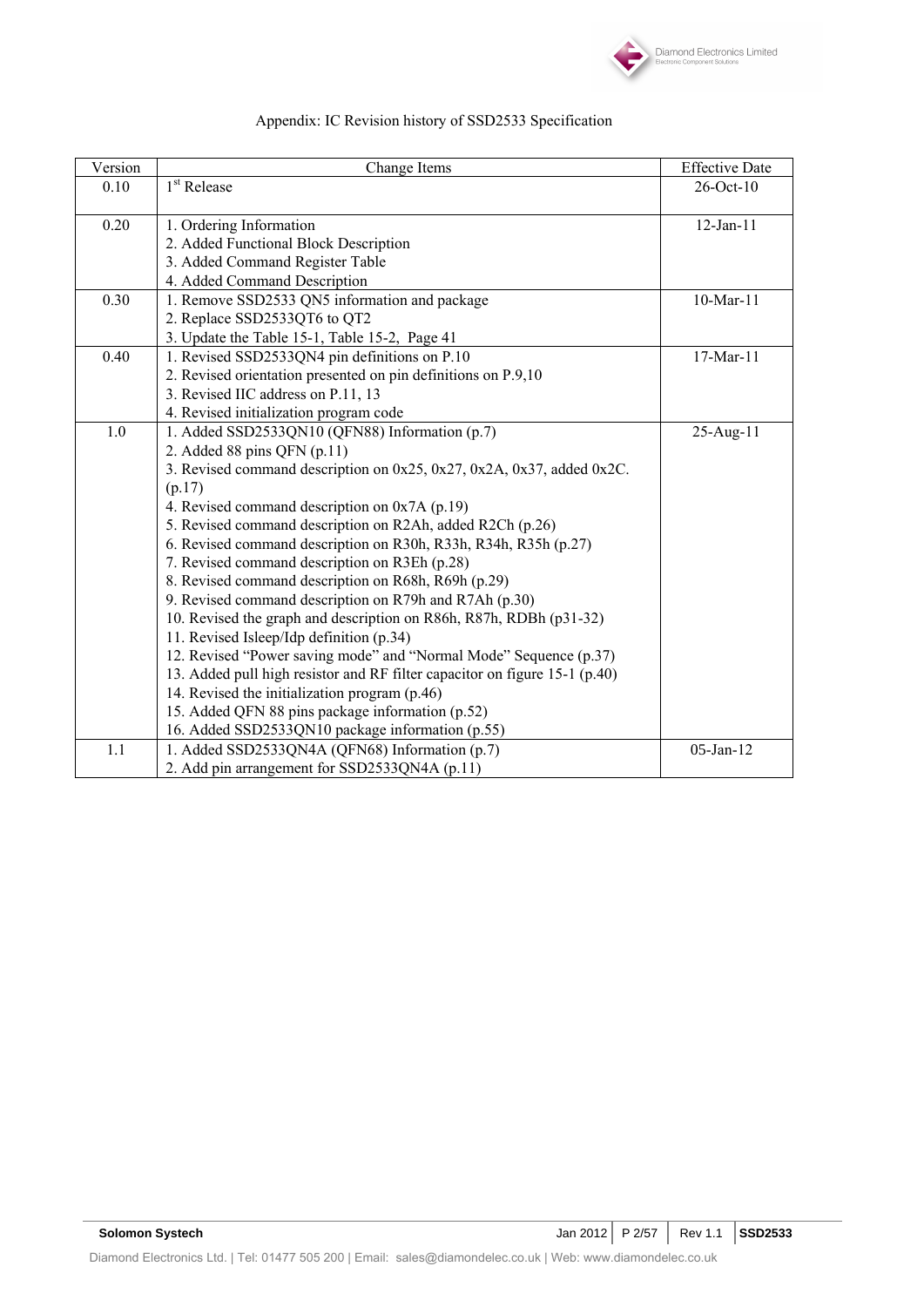Appendix: IC Revision history of SSD2533 Specification

| Version | Change Items | Effective Date |
|---|---|---|
| 0.10 | 1st Release | 26-Oct-10 |
| 0.20 | 1. Ordering Information<br>2. Added Functional Block Description<br>3. Added Command Register Table<br>4. Added Command Description | 12-Jan-11 |
| 0.30 | 1. Remove SSD2533 QN5 information and package<br>2. Replace SSD2533QT6 to QT2<br>3. Update the Table 15-1, Table 15-2, Page 41 | 10-Mar-11 |
| 0.40 | 1. Revised SSD2533QN4 pin definitions on P.10<br>2. Revised orientation presented on pin definitions on P.9,10<br>3. Revised IIC address on P.11, 13<br>4. Revised initialization program code | 17-Mar-11 |
| 1.0 | 1. Added SSD2533QN10 (QFN88) Information (p.7)<br>2. Added 88 pins QFN (p.11)<br>3. Revised command description on 0x25, 0x27, 0x2A, 0x37, added 0x2C. (p.17)<br>4. Revised command description on 0x7A (p.19)<br>5. Revised command description on R2Ah, added R2Ch (p.26)<br>6. Revised command description on R30h, R33h, R34h, R35h (p.27)<br>7. Revised command description on R3Eh (p.28)<br>8. Revised command description on R68h, R69h (p.29)<br>9. Revised command description on R79h and R7Ah (p.30)<br>10. Revised the graph and description on R86h, R87h, RDBh (p31-32)<br>11. Revised Isleep/Idp definition (p.34)<br>12. Revised "Power saving mode" and "Normal Mode" Sequence (p.37)<br>13. Added pull high resistor and RF filter capacitor on figure 15-1 (p.40)<br>14. Revised the initialization program (p.46)<br>15. Added QFN 88 pins package information (p.52)<br>16. Added SSD2533QN10 package information (p.55) | 25-Aug-11 |
| 1.1 | 1. Added SSD2533QN4A (QFN68) Information (p.7)<br>2. Add pin arrangement for SSD2533QN4A (p.11) | 05-Jan-12 |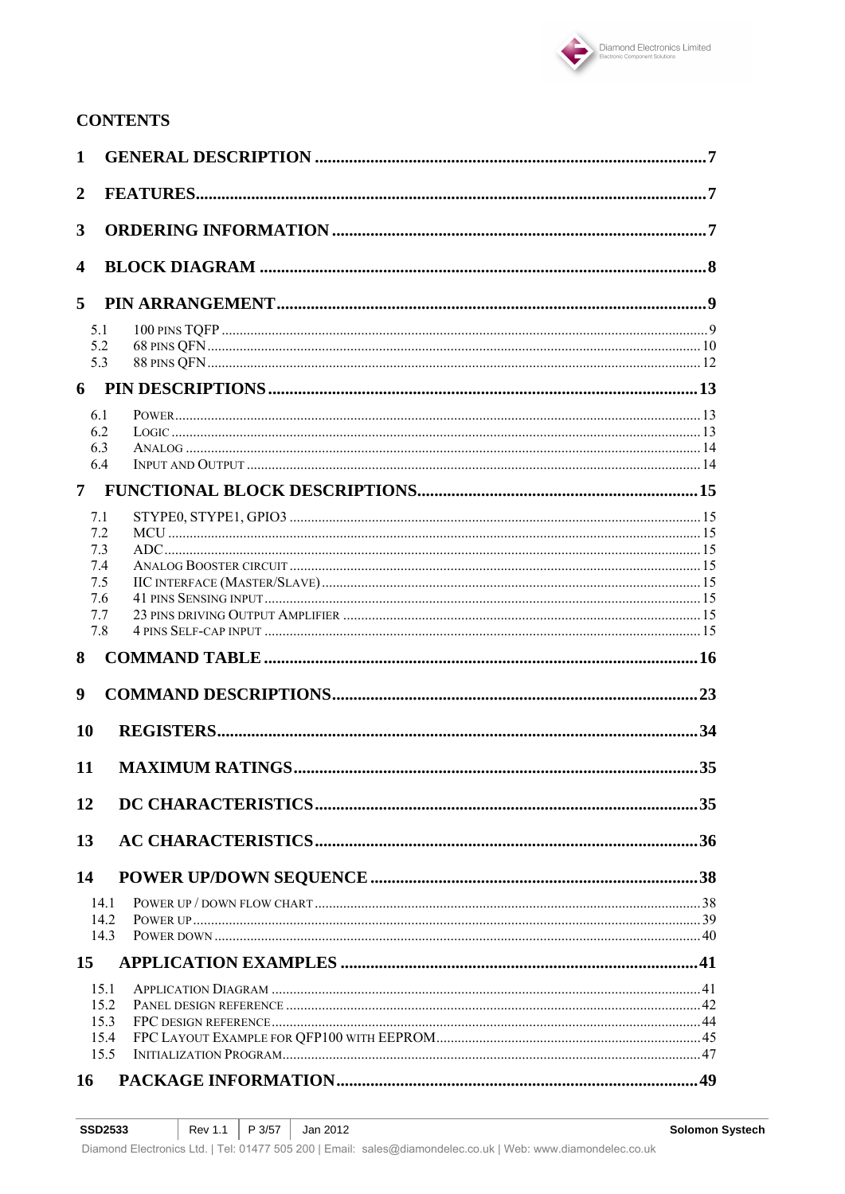# CONTENTS

**1 GENERAL DESCRIPTION ........................................................................................7**

**2 FEATURES........................................................................................................................7**

**3 ORDERING INFORMATION ..........................................................................................7**

**4 BLOCK DIAGRAM ..........................................................................................................8**

**5 PIN ARRANGEMENT......................................................................................................9**

- 5.1 100 PINS TQFP ........................................................................................................9
- 5.2 68 PINS QFN .........................................................................................................10
- 5.3 88 PINS QFN .........................................................................................................12

**6 PIN DESCRIPTIONS .....................................................................................................13**

- 6.1 POWER .................................................................................................................13
- 6.2 LOGIC ..................................................................................................................13
- 6.3 ANALOG ...............................................................................................................14
- 6.4 INPUT AND OUTPUT ...............................................................................................14

**7 FUNCTIONAL BLOCK DESCRIPTIONS....................................................................15**

- 7.1 STYPE0, STYPE1, GPIO3 .....................................................................................15
- 7.2 MCU ....................................................................................................................15
- 7.3 ADC .....................................................................................................................15
- 7.4 ANALOG BOOSTER CIRCUIT ...................................................................................15
- 7.5 IIC INTERFACE (MASTER/SLAVE) ..........................................................................15
- 7.6 41 PINS SENSING INPUT .........................................................................................15
- 7.7 23 PINS DRIVING OUTPUT AMPLIFIER ....................................................................15
- 7.8 4 PINS SELF-CAP INPUT .........................................................................................15

**8 COMMAND TABLE ......................................................................................................16**

**9 COMMAND DESCRIPTIONS.......................................................................................23**

**10 REGISTERS...................................................................................................................34**

**11 MAXIMUM RATINGS..................................................................................................35**

**12 DC CHARACTERISTICS.............................................................................................35**

**13 AC CHARACTERISTICS.............................................................................................36**

**14 POWER UP/DOWN SEQUENCE ................................................................................38**

- 14.1 POWER UP / DOWN FLOW CHART ..........................................................................38
- 14.2 POWER UP ............................................................................................................39
- 14.3 POWER DOWN .......................................................................................................40

**15 APPLICATION EXAMPLES ......................................................................................41**

- 15.1 APPLICATION DIAGRAM .......................................................................................41
- 15.2 PANEL DESIGN REFERENCE ...................................................................................42
- 15.3 FPC DESIGN REFERENCE .......................................................................................44
- 15.4 FPC LAYOUT EXAMPLE FOR QFP100 WITH EEPROM ..........................................45
- 15.5 INITIALIZATION PROGRAM ....................................................................................47

**16 PACKAGE INFORMATION........................................................................................49**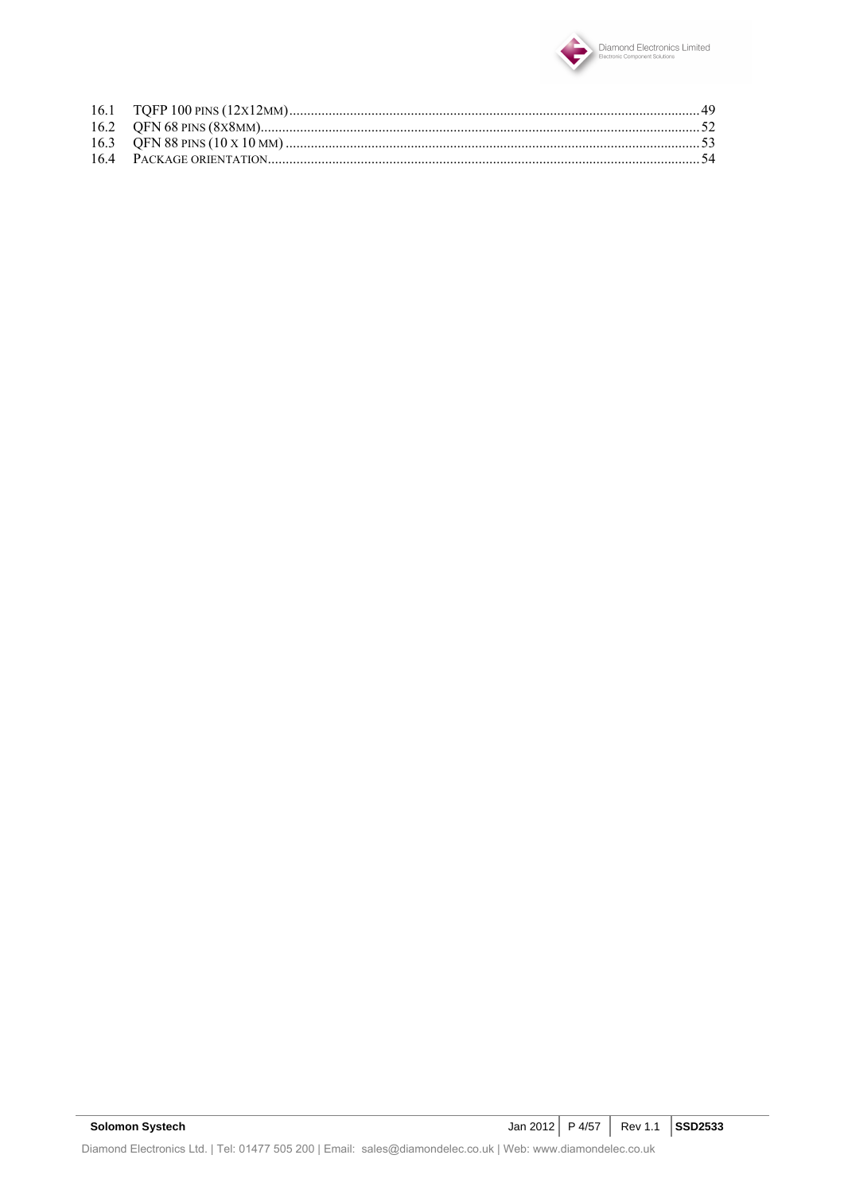16.1 TQFP 100 PINS (12X12MM)........................................................................................................................49
16.2 QFN 68 PINS (8X8MM)................................................................................................................................52
16.3 QFN 88 PINS (10 X 10 MM) .........................................................................................................................53
16.4 PACKAGE ORIENTATION...............................................................................................................................54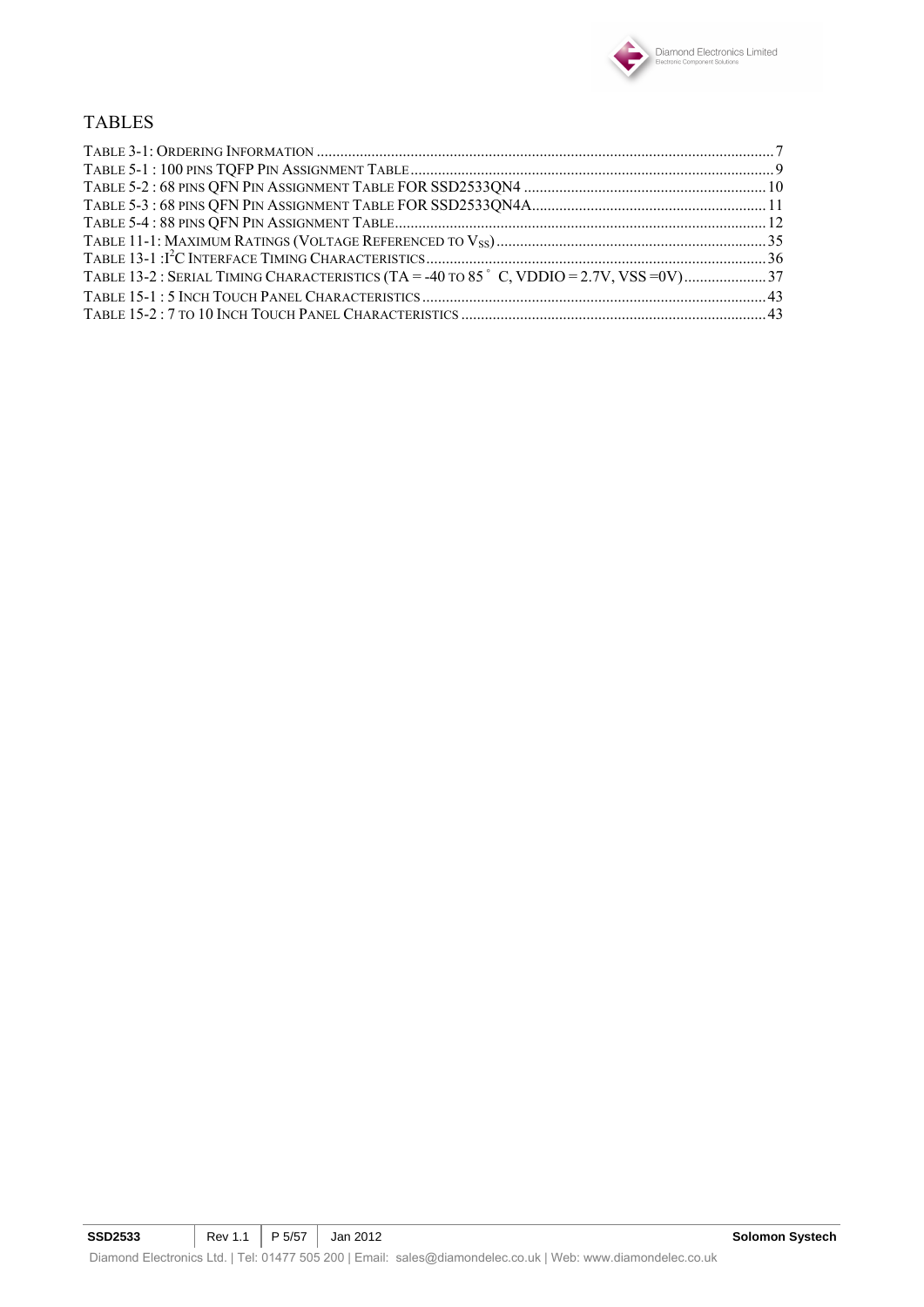# TABLES

TABLE 3-1: ORDERING INFORMATION .................................................................................................................... 7
TABLE 5-1 : 100 PINS TQFP PIN ASSIGNMENT TABLE ........................................................................................... 9
TABLE 5-2 : 68 PINS QFN PIN ASSIGNMENT TABLE FOR SSD2533QN4 ............................................................ 10
TABLE 5-3 : 68 PINS QFN PIN ASSIGNMENT TABLE FOR SSD2533QN4A ......................................................... 11
TABLE 5-4 : 88 PINS QFN PIN ASSIGNMENT TABLE .............................................................................................. 12
TABLE 11-1: MAXIMUM RATINGS (VOLTAGE REFERENCED TO $V_{SS}$) ..................................................................... 35
TABLE 13-1 :$I^2C$ INTERFACE TIMING CHARACTERISTICS ..................................................................................... 36
TABLE 13-2 : SERIAL TIMING CHARACTERISTICS (TA = -40 TO 85° C, VDDIO = 2.7V, VSS =0V) ..................... 37
TABLE 15-1 : 5 INCH TOUCH PANEL CHARACTERISTICS ....................................................................................... 43
TABLE 15-2 : 7 TO 10 INCH TOUCH PANEL CHARACTERISTICS ............................................................................. 43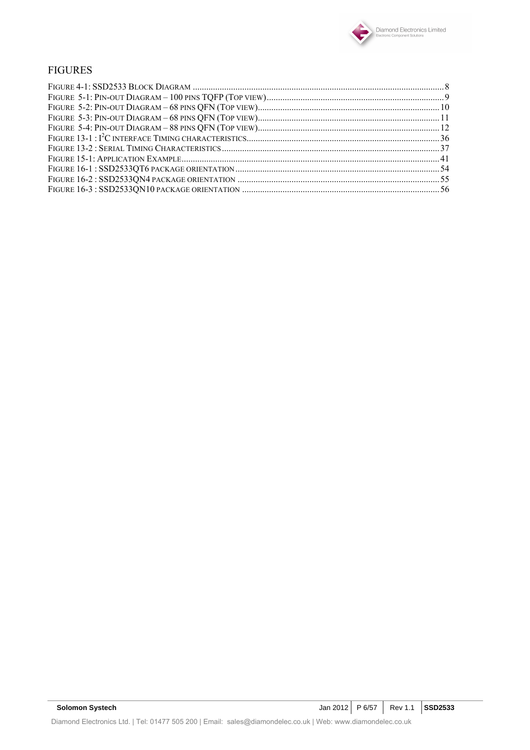## FIGURES

FIGURE 4-1: SSD2533 BLOCK DIAGRAM ........................................................ 8
FIGURE 5-1: PIN-OUT DIAGRAM – 100 PINS TQFP (TOP VIEW) ........................................................ 9
FIGURE 5-2: PIN-OUT DIAGRAM – 68 PINS QFN (TOP VIEW) ........................................................ 10
FIGURE 5-3: PIN-OUT DIAGRAM – 68 PINS QFN (TOP VIEW) ........................................................ 11
FIGURE 5-4: PIN-OUT DIAGRAM – 88 PINS QFN (TOP VIEW) ........................................................ 12
FIGURE 13-1 : I$^2$C INTERFACE TIMING CHARACTERISTICS ........................................................ 36
FIGURE 13-2 : SERIAL TIMING CHARACTERISTICS ........................................................ 37
FIGURE 15-1: APPLICATION EXAMPLE ........................................................ 41
FIGURE 16-1 : SSD2533QT6 PACKAGE ORIENTATION ........................................................ 54
FIGURE 16-2 : SSD2533QN4 PACKAGE ORIENTATION ........................................................ 55
FIGURE 16-3 : SSD2533QN10 PACKAGE ORIENTATION ........................................................ 56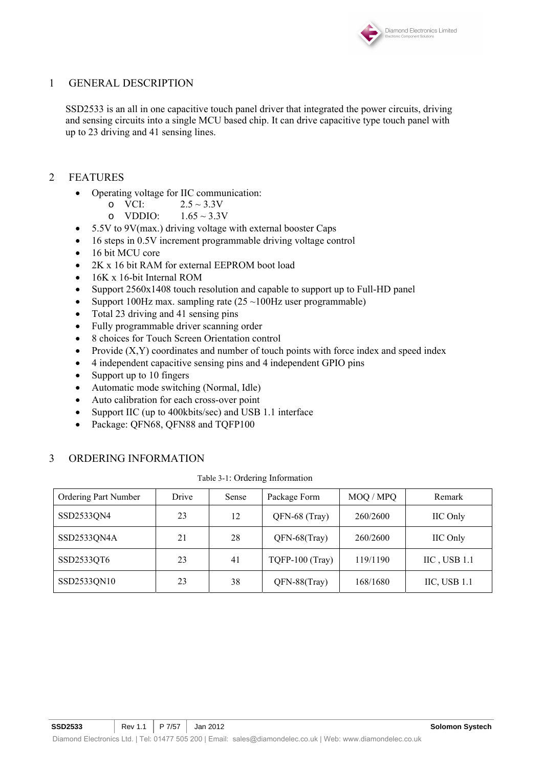# 1 GENERAL DESCRIPTION

SSD2533 is an all in one capacitive touch panel driver that integrated the power circuits, driving and sensing circuits into a single MCU based chip. It can drive capacitive type touch panel with up to 23 driving and 41 sensing lines.

# 2 FEATURES

- Operating voltage for IIC communication:
  - VCI: 2.5 ~ 3.3V
  - VDDIO: 1.65 ~ 3.3V
- 5.5V to 9V(max.) driving voltage with external booster Caps
- 16 steps in 0.5V increment programmable driving voltage control
- 16 bit MCU core
- 2K x 16 bit RAM for external EEPROM boot load
- 16K x 16-bit Internal ROM
- Support 2560x1408 touch resolution and capable to support up to Full-HD panel
- Support 100Hz max. sampling rate (25 ~100Hz user programmable)
- Total 23 driving and 41 sensing pins
- Fully programmable driver scanning order
- 8 choices for Touch Screen Orientation control
- Provide (X,Y) coordinates and number of touch points with force index and speed index
- 4 independent capacitive sensing pins and 4 independent GPIO pins
- Support up to 10 fingers
- Automatic mode switching (Normal, Idle)
- Auto calibration for each cross-over point
- Support IIC (up to 400kbits/sec) and USB 1.1 interface
- Package: QFN68, QFN88 and TQFP100

# 3 ORDERING INFORMATION

Table 3-1: Ordering Information

| Ordering Part Number | Drive | Sense | Package Form | MOQ / MPQ | Remark |
|---|---|---|---|---|---|
| SSD2533QN4 | 23 | 12 | QFN-68 (Tray) | 260/2600 | IIC Only |
| SSD2533QN4A | 21 | 28 | QFN-68(Tray) | 260/2600 | IIC Only |
| SSD2533QT6 | 23 | 41 | TQFP-100 (Tray) | 119/1190 | IIC , USB 1.1 |
| SSD2533QN10 | 23 | 38 | QFN-88(Tray) | 168/1680 | IIC, USB 1.1 |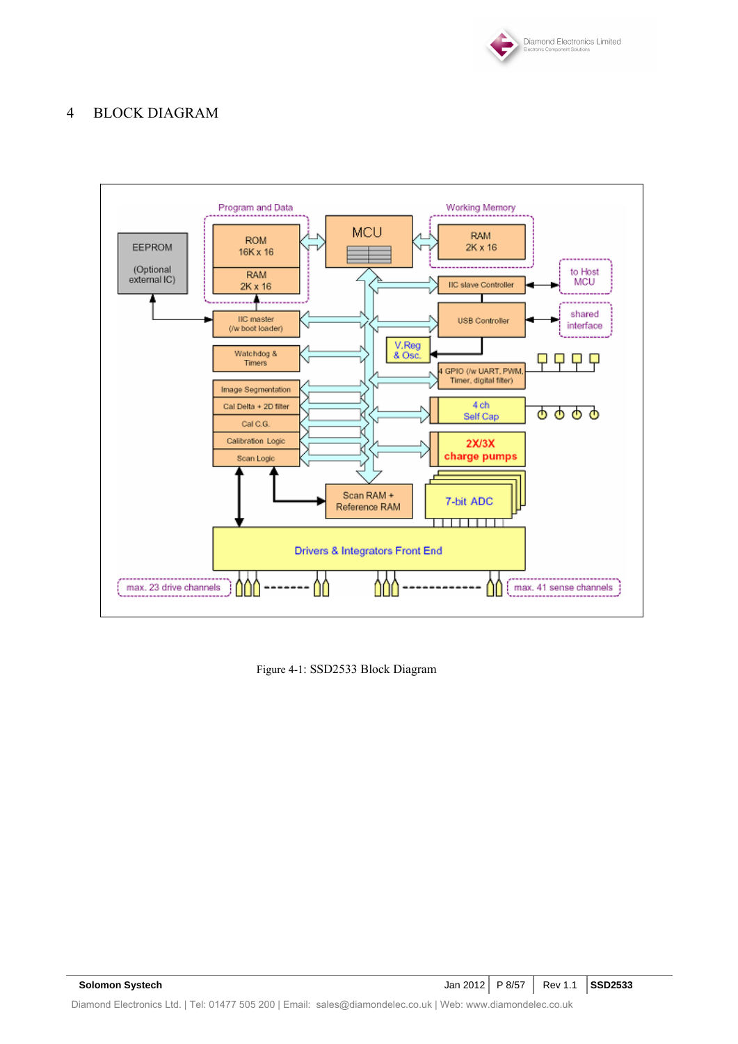# 4 BLOCK DIAGRAM

Figure 4-1: SSD2533 Block Diagram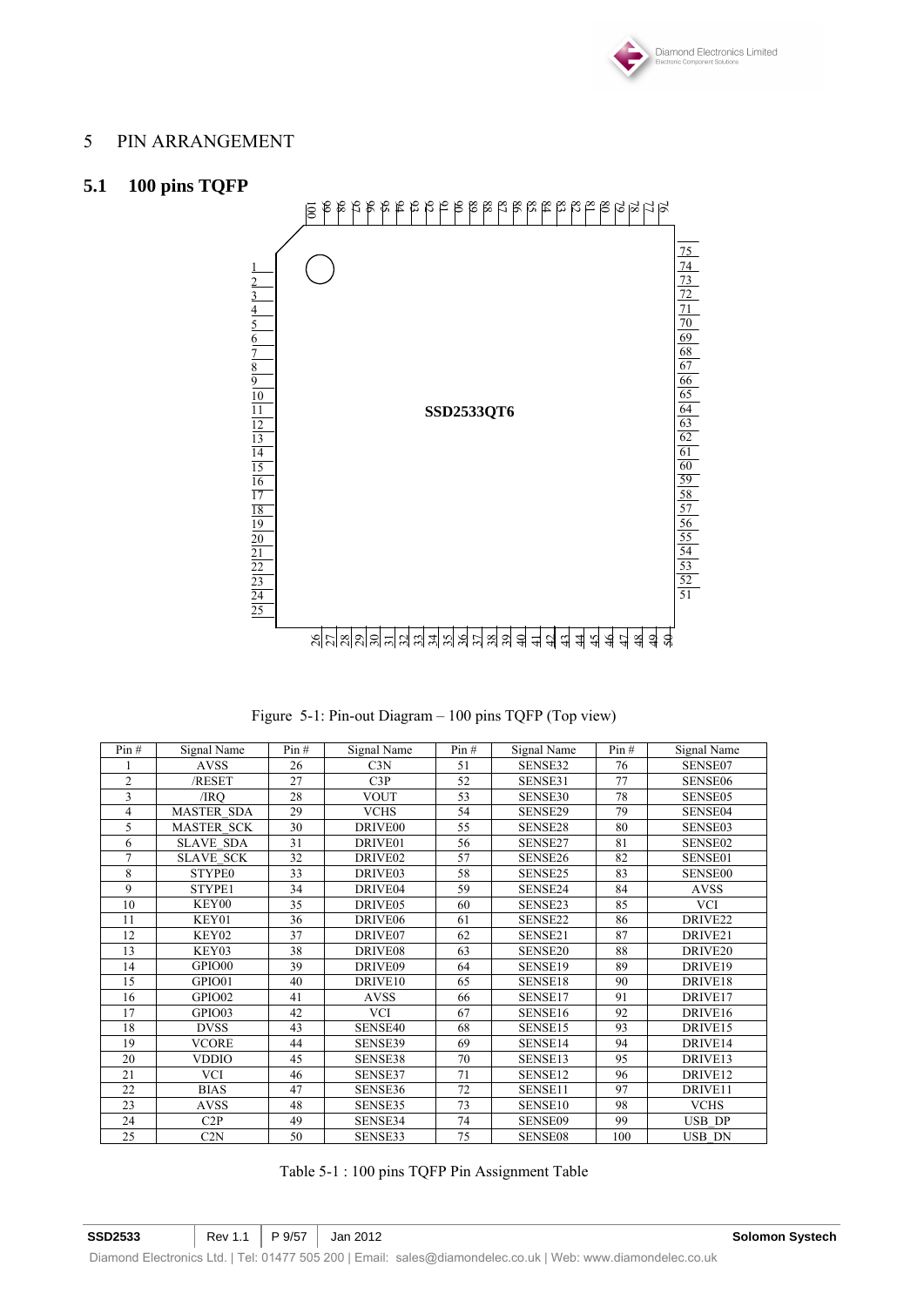# 5 PIN ARRANGEMENT

## 5.1 100 pins TQFP

Figure 5-1: Pin-out Diagram – 100 pins TQFP (Top view)

| Pin # | Signal Name | Pin # | Signal Name | Pin # | Signal Name | Pin # | Signal Name |
|---|---|---|---|---|---|---|---|
| 1 | AVSS | 26 | C3N | 51 | SENSE32 | 76 | SENSE07 |
| 2 | /RESET | 27 | C3P | 52 | SENSE31 | 77 | SENSE06 |
| 3 | /IRQ | 28 | VOUT | 53 | SENSE30 | 78 | SENSE05 |
| 4 | MASTER_SDA | 29 | VCHS | 54 | SENSE29 | 79 | SENSE04 |
| 5 | MASTER_SCK | 30 | DRIVE00 | 55 | SENSE28 | 80 | SENSE03 |
| 6 | SLAVE_SDA | 31 | DRIVE01 | 56 | SENSE27 | 81 | SENSE02 |
| 7 | SLAVE_SCK | 32 | DRIVE02 | 57 | SENSE26 | 82 | SENSE01 |
| 8 | STYPE0 | 33 | DRIVE03 | 58 | SENSE25 | 83 | SENSE00 |
| 9 | STYPE1 | 34 | DRIVE04 | 59 | SENSE24 | 84 | AVSS |
| 10 | KEY00 | 35 | DRIVE05 | 60 | SENSE23 | 85 | VCI |
| 11 | KEY01 | 36 | DRIVE06 | 61 | SENSE22 | 86 | DRIVE22 |
| 12 | KEY02 | 37 | DRIVE07 | 62 | SENSE21 | 87 | DRIVE21 |
| 13 | KEY03 | 38 | DRIVE08 | 63 | SENSE20 | 88 | DRIVE20 |
| 14 | GPIO00 | 39 | DRIVE09 | 64 | SENSE19 | 89 | DRIVE19 |
| 15 | GPIO01 | 40 | DRIVE10 | 65 | SENSE18 | 90 | DRIVE18 |
| 16 | GPIO02 | 41 | AVSS | 66 | SENSE17 | 91 | DRIVE17 |
| 17 | GPIO03 | 42 | VCI | 67 | SENSE16 | 92 | DRIVE16 |
| 18 | DVSS | 43 | SENSE40 | 68 | SENSE15 | 93 | DRIVE15 |
| 19 | VCORE | 44 | SENSE39 | 69 | SENSE14 | 94 | DRIVE14 |
| 20 | VDDIO | 45 | SENSE38 | 70 | SENSE13 | 95 | DRIVE13 |
| 21 | VCI | 46 | SENSE37 | 71 | SENSE12 | 96 | DRIVE12 |
| 22 | BIAS | 47 | SENSE36 | 72 | SENSE11 | 97 | DRIVE11 |
| 23 | AVSS | 48 | SENSE35 | 73 | SENSE10 | 98 | VCHS |
| 24 | C2P | 49 | SENSE34 | 74 | SENSE09 | 99 | USB_DP |
| 25 | C2N | 50 | SENSE33 | 75 | SENSE08 | 100 | USB_DN |

Table 5-1 : 100 pins TQFP Pin Assignment Table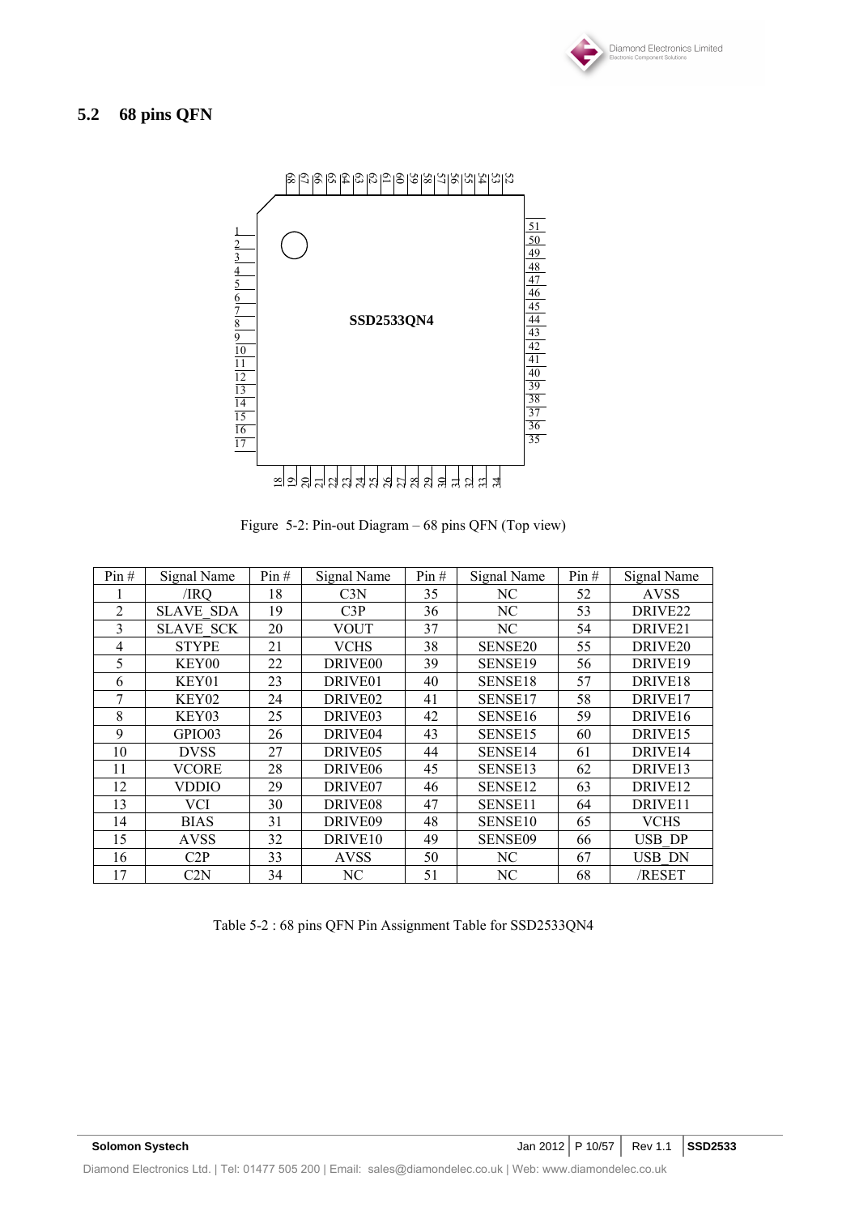## 5.2 68 pins QFN

Figure 5-2: Pin-out Diagram – 68 pins QFN (Top view)

| Pin # | Signal Name | Pin # | Signal Name | Pin # | Signal Name | Pin # | Signal Name |
|---|---|---|---|---|---|---|---|
| 1 | /IRQ | 18 | C3N | 35 | NC | 52 | AVSS |
| 2 | SLAVE_SDA | 19 | C3P | 36 | NC | 53 | DRIVE22 |
| 3 | SLAVE_SCK | 20 | VOUT | 37 | NC | 54 | DRIVE21 |
| 4 | STYPE | 21 | VCHS | 38 | SENSE20 | 55 | DRIVE20 |
| 5 | KEY00 | 22 | DRIVE00 | 39 | SENSE19 | 56 | DRIVE19 |
| 6 | KEY01 | 23 | DRIVE01 | 40 | SENSE18 | 57 | DRIVE18 |
| 7 | KEY02 | 24 | DRIVE02 | 41 | SENSE17 | 58 | DRIVE17 |
| 8 | KEY03 | 25 | DRIVE03 | 42 | SENSE16 | 59 | DRIVE16 |
| 9 | GPIO03 | 26 | DRIVE04 | 43 | SENSE15 | 60 | DRIVE15 |
| 10 | DVSS | 27 | DRIVE05 | 44 | SENSE14 | 61 | DRIVE14 |
| 11 | VCORE | 28 | DRIVE06 | 45 | SENSE13 | 62 | DRIVE13 |
| 12 | VDDIO | 29 | DRIVE07 | 46 | SENSE12 | 63 | DRIVE12 |
| 13 | VCI | 30 | DRIVE08 | 47 | SENSE11 | 64 | DRIVE11 |
| 14 | BIAS | 31 | DRIVE09 | 48 | SENSE10 | 65 | VCHS |
| 15 | AVSS | 32 | DRIVE10 | 49 | SENSE09 | 66 | USB_DP |
| 16 | C2P | 33 | AVSS | 50 | NC | 67 | USB_DN |
| 17 | C2N | 34 | NC | 51 | NC | 68 | /RESET |

Table 5-2 : 68 pins QFN Pin Assignment Table for SSD2533QN4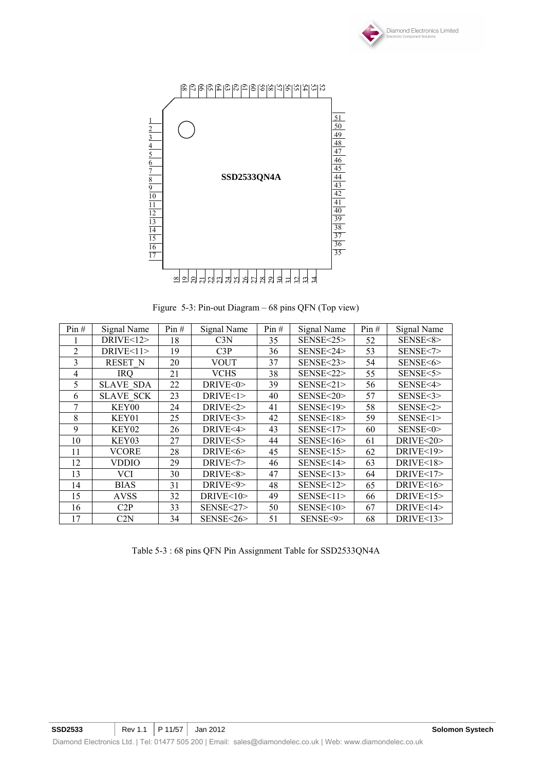Figure 5-3: Pin-out Diagram – 68 pins QFN (Top view)

| Pin # | Signal Name | Pin # | Signal Name | Pin # | Signal Name | Pin # | Signal Name |
|---|---|---|---|---|---|---|---|
| 1 | DRIVE<12> | 18 | C3N | 35 | SENSE<25> | 52 | SENSE<8> |
| 2 | DRIVE<11> | 19 | C3P | 36 | SENSE<24> | 53 | SENSE<7> |
| 3 | RESET_N | 20 | VOUT | 37 | SENSE<23> | 54 | SENSE<6> |
| 4 | IRQ | 21 | VCHS | 38 | SENSE<22> | 55 | SENSE<5> |
| 5 | SLAVE_SDA | 22 | DRIVE<0> | 39 | SENSE<21> | 56 | SENSE<4> |
| 6 | SLAVE_SCK | 23 | DRIVE<1> | 40 | SENSE<20> | 57 | SENSE<3> |
| 7 | KEY00 | 24 | DRIVE<2> | 41 | SENSE<19> | 58 | SENSE<2> |
| 8 | KEY01 | 25 | DRIVE<3> | 42 | SENSE<18> | 59 | SENSE<1> |
| 9 | KEY02 | 26 | DRIVE<4> | 43 | SENSE<17> | 60 | SENSE<0> |
| 10 | KEY03 | 27 | DRIVE<5> | 44 | SENSE<16> | 61 | DRIVE<20> |
| 11 | VCORE | 28 | DRIVE<6> | 45 | SENSE<15> | 62 | DRIVE<19> |
| 12 | VDDIO | 29 | DRIVE<7> | 46 | SENSE<14> | 63 | DRIVE<18> |
| 13 | VCI | 30 | DRIVE<8> | 47 | SENSE<13> | 64 | DRIVE<17> |
| 14 | BIAS | 31 | DRIVE<9> | 48 | SENSE<12> | 65 | DRIVE<16> |
| 15 | AVSS | 32 | DRIVE<10> | 49 | SENSE<11> | 66 | DRIVE<15> |
| 16 | C2P | 33 | SENSE<27> | 50 | SENSE<10> | 67 | DRIVE<14> |
| 17 | C2N | 34 | SENSE<26> | 51 | SENSE<9> | 68 | DRIVE<13> |

Table 5-3 : 68 pins QFN Pin Assignment Table for SSD2533QN4A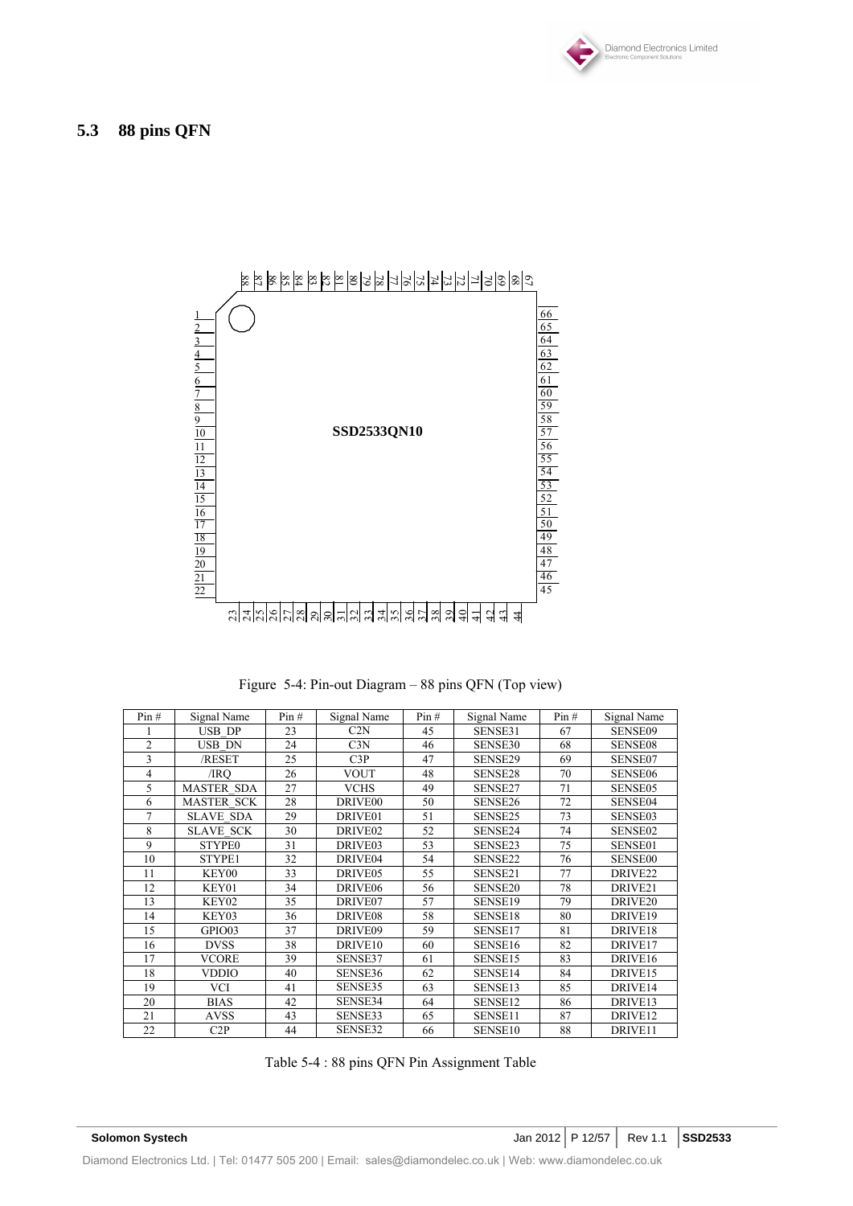## 5.3 88 pins QFN

Figure 5-4: Pin-out Diagram – 88 pins QFN (Top view)

| Pin # | Signal Name | Pin # | Signal Name | Pin # | Signal Name | Pin # | Signal Name |
|---|---|---|---|---|---|---|---|
| 1 | USB_DP | 23 | C2N | 45 | SENSE31 | 67 | SENSE09 |
| 2 | USB_DN | 24 | C3N | 46 | SENSE30 | 68 | SENSE08 |
| 3 | /RESET | 25 | C3P | 47 | SENSE29 | 69 | SENSE07 |
| 4 | /IRQ | 26 | VOUT | 48 | SENSE28 | 70 | SENSE06 |
| 5 | MASTER_SDA | 27 | VCHS | 49 | SENSE27 | 71 | SENSE05 |
| 6 | MASTER_SCK | 28 | DRIVE00 | 50 | SENSE26 | 72 | SENSE04 |
| 7 | SLAVE_SDA | 29 | DRIVE01 | 51 | SENSE25 | 73 | SENSE03 |
| 8 | SLAVE_SCK | 30 | DRIVE02 | 52 | SENSE24 | 74 | SENSE02 |
| 9 | STYPE0 | 31 | DRIVE03 | 53 | SENSE23 | 75 | SENSE01 |
| 10 | STYPE1 | 32 | DRIVE04 | 54 | SENSE22 | 76 | SENSE00 |
| 11 | KEY00 | 33 | DRIVE05 | 55 | SENSE21 | 77 | DRIVE22 |
| 12 | KEY01 | 34 | DRIVE06 | 56 | SENSE20 | 78 | DRIVE21 |
| 13 | KEY02 | 35 | DRIVE07 | 57 | SENSE19 | 79 | DRIVE20 |
| 14 | KEY03 | 36 | DRIVE08 | 58 | SENSE18 | 80 | DRIVE19 |
| 15 | GPIO03 | 37 | DRIVE09 | 59 | SENSE17 | 81 | DRIVE18 |
| 16 | DVSS | 38 | DRIVE10 | 60 | SENSE16 | 82 | DRIVE17 |
| 17 | VCORE | 39 | SENSE37 | 61 | SENSE15 | 83 | DRIVE16 |
| 18 | VDDIO | 40 | SENSE36 | 62 | SENSE14 | 84 | DRIVE15 |
| 19 | VCI | 41 | SENSE35 | 63 | SENSE13 | 85 | DRIVE14 |
| 20 | BIAS | 42 | SENSE34 | 64 | SENSE12 | 86 | DRIVE13 |
| 21 | AVSS | 43 | SENSE33 | 65 | SENSE11 | 87 | DRIVE12 |
| 22 | C2P | 44 | SENSE32 | 66 | SENSE10 | 88 | DRIVE11 |

Table 5-4 : 88 pins QFN Pin Assignment Table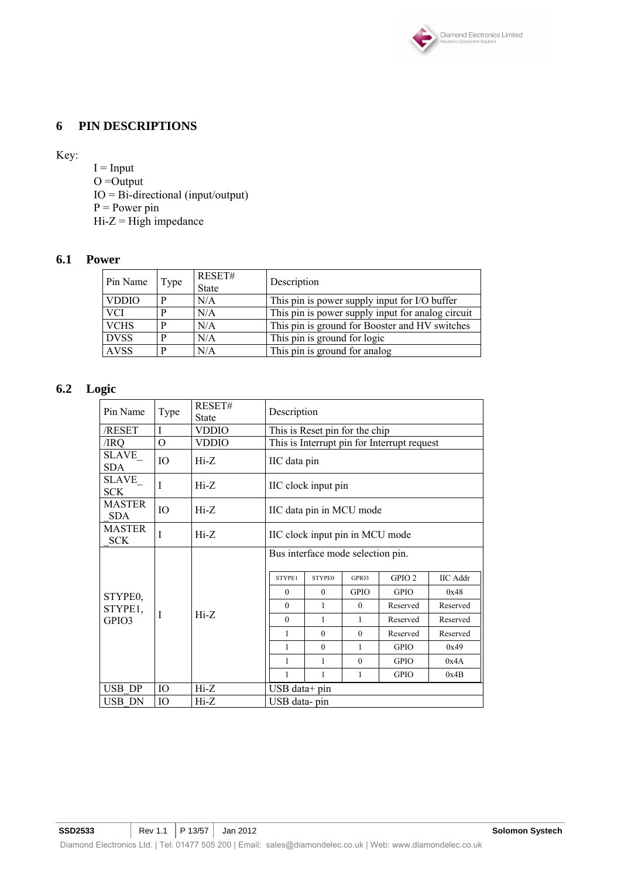# 6 PIN DESCRIPTIONS

Key:

- I = Input
- O =Output
- IO = Bi-directional (input/output)
- P = Power pin
- Hi-Z = High impedance

## 6.1 Power

| Pin Name | Type | RESET# State | Description |
|---|---|---|---|
| VDDIO | P | N/A | This pin is power supply input for I/O buffer |
| VCI | P | N/A | This pin is power supply input for analog circuit |
| VCHS | P | N/A | This pin is ground for Booster and HV switches |
| DVSS | P | N/A | This pin is ground for logic |
| AVSS | P | N/A | This pin is ground for analog |

## 6.2 Logic

| Pin Name | Type | RESET# State | Description |
|---|---|---|---|
| /RESET | I | VDDIO | This is Reset pin for the chip |
| /IRQ | O | VDDIO | This is Interrupt pin for Interrupt request |
| SLAVE_SDA | IO | Hi-Z | IIC data pin |
| SLAVE_SCK | I | Hi-Z | IIC clock input pin |
| MASTER_SDA | IO | Hi-Z | IIC data pin in MCU mode |
| MASTER_SCK | I | Hi-Z | IIC clock input pin in MCU mode |
| STYPE0, STYPE1, GPIO3 | I | Hi-Z | Bus interface mode selection pin. (see table below) |
| USB_DP | IO | Hi-Z | USB data+ pin |
| USB_DN | IO | Hi-Z | USB data- pin |

Bus interface mode selection pin:

| STYPE1 | STYPE0 | GPIO3 | GPIO 2 | IIC Addr |
|---|---|---|---|---|
| 0 | 0 | GPIO | GPIO | 0x48 |
| 0 | 1 | 0 | Reserved | Reserved |
| 0 | 1 | 1 | Reserved | Reserved |
| 1 | 0 | 0 | Reserved | Reserved |
| 1 | 0 | 1 | GPIO | 0x49 |
| 1 | 1 | 0 | GPIO | 0x4A |
| 1 | 1 | 1 | GPIO | 0x4B |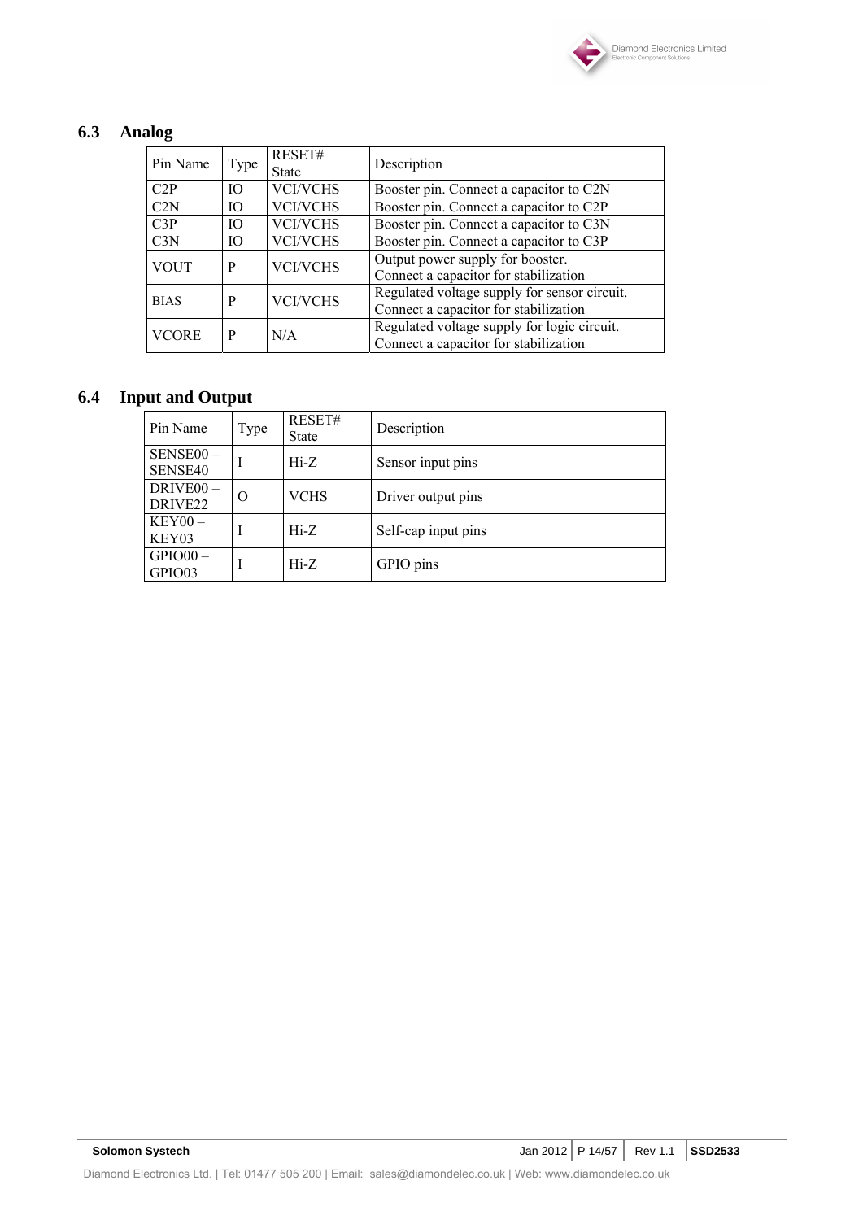## 6.3 Analog

| Pin Name | Type | RESET# State | Description |
|---|---|---|---|
| C2P | IO | VCI/VCHS | Booster pin. Connect a capacitor to C2N |
| C2N | IO | VCI/VCHS | Booster pin. Connect a capacitor to C2P |
| C3P | IO | VCI/VCHS | Booster pin. Connect a capacitor to C3N |
| C3N | IO | VCI/VCHS | Booster pin. Connect a capacitor to C3P |
| VOUT | P | VCI/VCHS | Output power supply for booster. Connect a capacitor for stabilization |
| BIAS | P | VCI/VCHS | Regulated voltage supply for sensor circuit. Connect a capacitor for stabilization |
| VCORE | P | N/A | Regulated voltage supply for logic circuit. Connect a capacitor for stabilization |

## 6.4 Input and Output

| Pin Name | Type | RESET# State | Description |
|---|---|---|---|
| SENSE00 – SENSE40 | I | Hi-Z | Sensor input pins |
| DRIVE00 – DRIVE22 | O | VCHS | Driver output pins |
| KEY00 – KEY03 | I | Hi-Z | Self-cap input pins |
| GPIO00 – GPIO03 | I | Hi-Z | GPIO pins |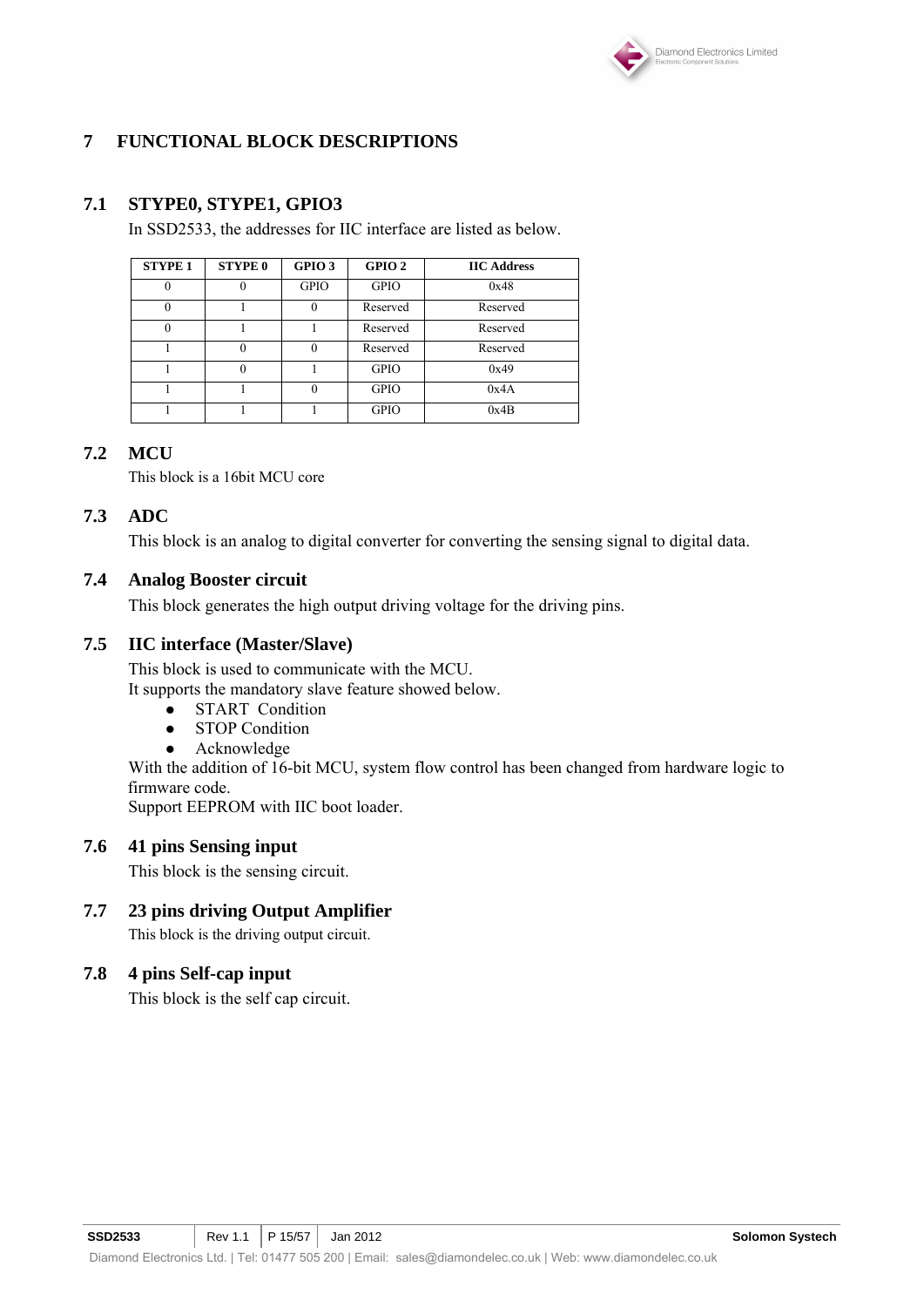# 7 FUNCTIONAL BLOCK DESCRIPTIONS

## 7.1 STYPE0, STYPE1, GPIO3

In SSD2533, the addresses for IIC interface are listed as below.

| STYPE 1 | STYPE 0 | GPIO 3 | GPIO 2 | IIC Address |
|---|---|---|---|---|
| 0 | 0 | GPIO | GPIO | 0x48 |
| 0 | 1 | 0 | Reserved | Reserved |
| 0 | 1 | 1 | Reserved | Reserved |
| 1 | 0 | 0 | Reserved | Reserved |
| 1 | 0 | 1 | GPIO | 0x49 |
| 1 | 1 | 0 | GPIO | 0x4A |
| 1 | 1 | 1 | GPIO | 0x4B |

## 7.2 MCU

This block is a 16bit MCU core

## 7.3 ADC

This block is an analog to digital converter for converting the sensing signal to digital data.

## 7.4 Analog Booster circuit

This block generates the high output driving voltage for the driving pins.

## 7.5 IIC interface (Master/Slave)

This block is used to communicate with the MCU.
It supports the mandatory slave feature showed below.

- START Condition
- STOP Condition
- Acknowledge

With the addition of 16-bit MCU, system flow control has been changed from hardware logic to firmware code.
Support EEPROM with IIC boot loader.

## 7.6 41 pins Sensing input

This block is the sensing circuit.

## 7.7 23 pins driving Output Amplifier

This block is the driving output circuit.

## 7.8 4 pins Self-cap input

This block is the self cap circuit.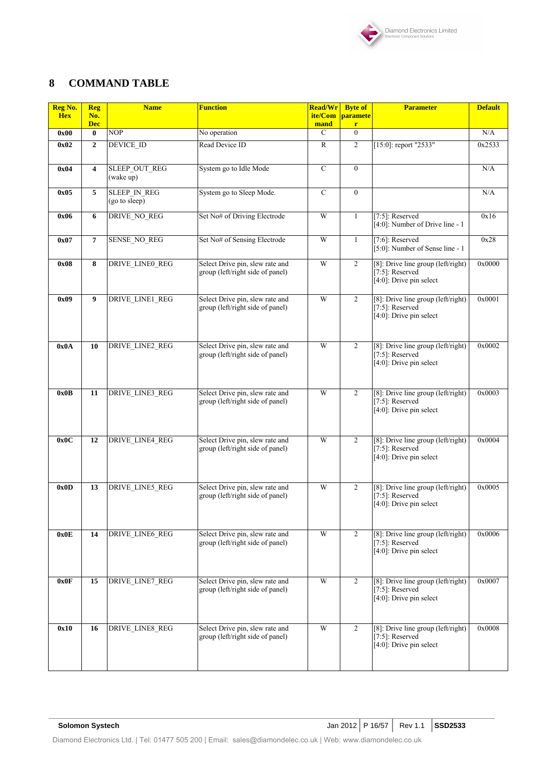# 8 COMMAND TABLE

| Reg No. Hex | Reg No. Dec | Name | Function | Read/Write/Command | Byte of parameter | Parameter | Default |
|---|---|---|---|---|---|---|---|
| 0x00 | 0 | NOP | No operation | C | 0 | | N/A |
| 0x02 | 2 | DEVICE_ID | Read Device ID | R | 2 | [15:0]: report "2533" | 0x2533 |
| 0x04 | 4 | SLEEP_OUT_REG (wake up) | System go to Idle Mode | C | 0 | | N/A |
| 0x05 | 5 | SLEEP_IN_REG (go to sleep) | System go to Sleep Mode. | C | 0 | | N/A |
| 0x06 | 6 | DRIVE_NO_REG | Set No# of Driving Electrode | W | 1 | [7:5]: Reserved<br>[4:0]: Number of Drive line - 1 | 0x16 |
| 0x07 | 7 | SENSE_NO_REG | Set No# of Sensing Electrode | W | 1 | [7:6]: Reserved<br>[5:0]: Number of Sense line - 1 | 0x28 |
| 0x08 | 8 | DRIVE_LINE0_REG | Select Drive pin, slew rate and group (left/right side of panel) | W | 2 | [8]: Drive line group (left/right)<br>[7:5]: Reserved<br>[4:0]: Drive pin select | 0x0000 |
| 0x09 | 9 | DRIVE_LINE1_REG | Select Drive pin, slew rate and group (left/right side of panel) | W | 2 | [8]: Drive line group (left/right)<br>[7:5]: Reserved<br>[4:0]: Drive pin select | 0x0001 |
| 0x0A | 10 | DRIVE_LINE2_REG | Select Drive pin, slew rate and group (left/right side of panel) | W | 2 | [8]: Drive line group (left/right)<br>[7:5]: Reserved<br>[4:0]: Drive pin select | 0x0002 |
| 0x0B | 11 | DRIVE_LINE3_REG | Select Drive pin, slew rate and group (left/right side of panel) | W | 2 | [8]: Drive line group (left/right)<br>[7:5]: Reserved<br>[4:0]: Drive pin select | 0x0003 |
| 0x0C | 12 | DRIVE_LINE4_REG | Select Drive pin, slew rate and group (left/right side of panel) | W | 2 | [8]: Drive line group (left/right)<br>[7:5]: Reserved<br>[4:0]: Drive pin select | 0x0004 |
| 0x0D | 13 | DRIVE_LINE5_REG | Select Drive pin, slew rate and group (left/right side of panel) | W | 2 | [8]: Drive line group (left/right)<br>[7:5]: Reserved<br>[4:0]: Drive pin select | 0x0005 |
| 0x0E | 14 | DRIVE_LINE6_REG | Select Drive pin, slew rate and group (left/right side of panel) | W | 2 | [8]: Drive line group (left/right)<br>[7:5]: Reserved<br>[4:0]: Drive pin select | 0x0006 |
| 0x0F | 15 | DRIVE_LINE7_REG | Select Drive pin, slew rate and group (left/right side of panel) | W | 2 | [8]: Drive line group (left/right)<br>[7:5]: Reserved<br>[4:0]: Drive pin select | 0x0007 |
| 0x10 | 16 | DRIVE_LINE8_REG | Select Drive pin, slew rate and group (left/right side of panel) | W | 2 | [8]: Drive line group (left/right)<br>[7:5]: Reserved<br>[4:0]: Drive pin select | 0x0008 |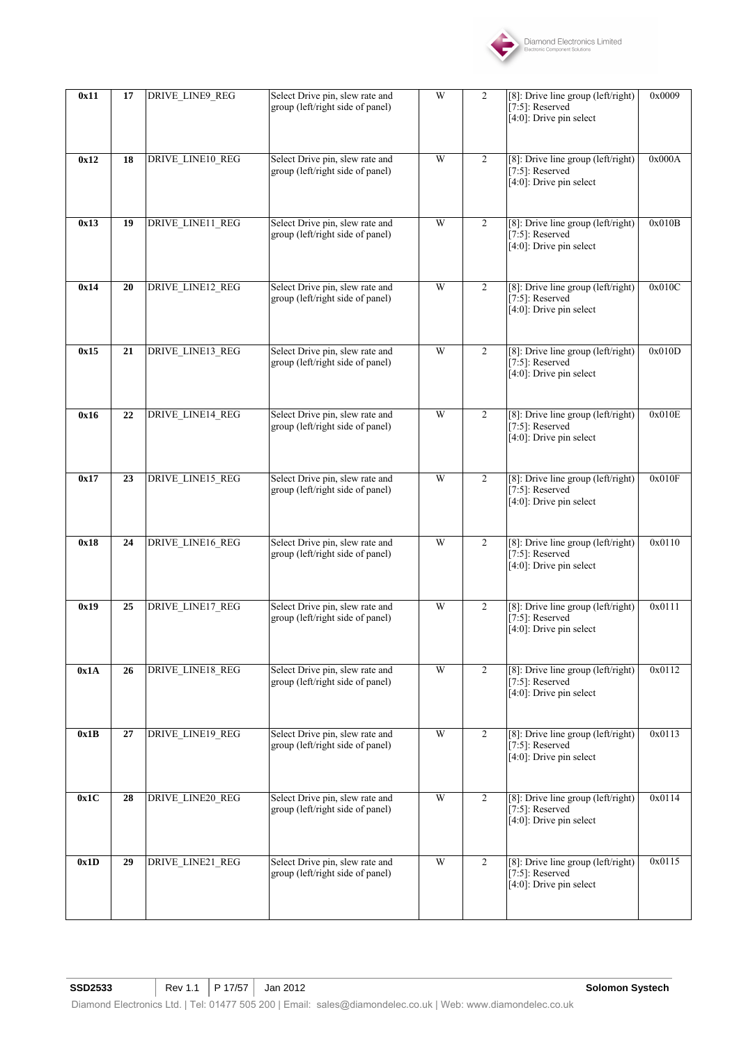| 0x11 | 17 | DRIVE_LINE9_REG | Select Drive pin, slew rate and group (left/right side of panel) | W | 2 | [8]: Drive line group (left/right)<br>[7:5]: Reserved<br>[4:0]: Drive pin select | 0x0009 |
|---|---|---|---|---|---|---|---|
| 0x12 | 18 | DRIVE_LINE10_REG | Select Drive pin, slew rate and group (left/right side of panel) | W | 2 | [8]: Drive line group (left/right)<br>[7:5]: Reserved<br>[4:0]: Drive pin select | 0x000A |
| 0x13 | 19 | DRIVE_LINE11_REG | Select Drive pin, slew rate and group (left/right side of panel) | W | 2 | [8]: Drive line group (left/right)<br>[7:5]: Reserved<br>[4:0]: Drive pin select | 0x010B |
| 0x14 | 20 | DRIVE_LINE12_REG | Select Drive pin, slew rate and group (left/right side of panel) | W | 2 | [8]: Drive line group (left/right)<br>[7:5]: Reserved<br>[4:0]: Drive pin select | 0x010C |
| 0x15 | 21 | DRIVE_LINE13_REG | Select Drive pin, slew rate and group (left/right side of panel) | W | 2 | [8]: Drive line group (left/right)<br>[7:5]: Reserved<br>[4:0]: Drive pin select | 0x010D |
| 0x16 | 22 | DRIVE_LINE14_REG | Select Drive pin, slew rate and group (left/right side of panel) | W | 2 | [8]: Drive line group (left/right)<br>[7:5]: Reserved<br>[4:0]: Drive pin select | 0x010E |
| 0x17 | 23 | DRIVE_LINE15_REG | Select Drive pin, slew rate and group (left/right side of panel) | W | 2 | [8]: Drive line group (left/right)<br>[7:5]: Reserved<br>[4:0]: Drive pin select | 0x010F |
| 0x18 | 24 | DRIVE_LINE16_REG | Select Drive pin, slew rate and group (left/right side of panel) | W | 2 | [8]: Drive line group (left/right)<br>[7:5]: Reserved<br>[4:0]: Drive pin select | 0x0110 |
| 0x19 | 25 | DRIVE_LINE17_REG | Select Drive pin, slew rate and group (left/right side of panel) | W | 2 | [8]: Drive line group (left/right)<br>[7:5]: Reserved<br>[4:0]: Drive pin select | 0x0111 |
| 0x1A | 26 | DRIVE_LINE18_REG | Select Drive pin, slew rate and group (left/right side of panel) | W | 2 | [8]: Drive line group (left/right)<br>[7:5]: Reserved<br>[4:0]: Drive pin select | 0x0112 |
| 0x1B | 27 | DRIVE_LINE19_REG | Select Drive pin, slew rate and group (left/right side of panel) | W | 2 | [8]: Drive line group (left/right)<br>[7:5]: Reserved<br>[4:0]: Drive pin select | 0x0113 |
| 0x1C | 28 | DRIVE_LINE20_REG | Select Drive pin, slew rate and group (left/right side of panel) | W | 2 | [8]: Drive line group (left/right)<br>[7:5]: Reserved<br>[4:0]: Drive pin select | 0x0114 |
| 0x1D | 29 | DRIVE_LINE21_REG | Select Drive pin, slew rate and group (left/right side of panel) | W | 2 | [8]: Drive line group (left/right)<br>[7:5]: Reserved<br>[4:0]: Drive pin select | 0x0115 |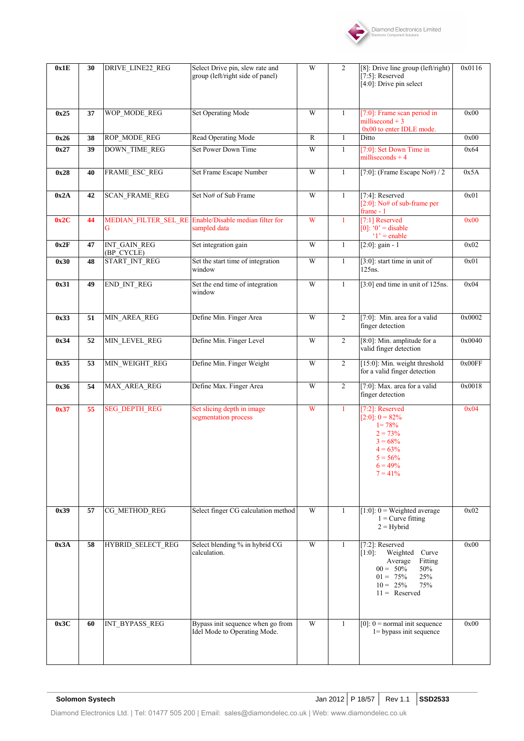| 0x1E | 30 | DRIVE_LINE22_REG | Select Drive pin, slew rate and group (left/right side of panel) | W | 2 | [8]: Drive line group (left/right)<br>[7:5]: Reserved<br>[4:0]: Drive pin select | 0x0116 |
|---|---|---|---|---|---|---|---|
| 0x25 | 37 | WOP_MODE_REG | Set Operating Mode | W | 1 | [7:0]: Frame scan period in millisecond + 3<br>0x00 to enter IDLE mode. | 0x00 |
| 0x26 | 38 | ROP_MODE_REG | Read Operating Mode | R | 1 | Ditto | 0x00 |
| 0x27 | 39 | DOWN_TIME_REG | Set Power Down Time | W | 1 | [7:0]: Set Down Time in milliseconds + 4 | 0x64 |
| 0x28 | 40 | FRAME_ESC_REG | Set Frame Escape Number | W | 1 | [7:0]: (Frame Escape No#) / 2 | 0x5A |
| 0x2A | 42 | SCAN_FRAME_REG | Set No# of Sub Frame | W | 1 | [7:4]: Reserved<br>[2:0]: No# of sub-frame per frame - 1 | 0x01 |
| 0x2C | 44 | MEDIAN_FILTER_SEL_REG | Enable/Disable median filter for sampled data | W | 1 | [7:1] Reserved<br>[0]: '0' = disable<br>'1' = enable | 0x00 |
| 0x2F | 47 | INT_GAIN_REG (BP_CYCLE) | Set integration gain | W | 1 | [2:0]: gain - 1 | 0x02 |
| 0x30 | 48 | START_INT_REG | Set the start time of integration window | W | 1 | [3:0]: start time in unit of 125ns. | 0x01 |
| 0x31 | 49 | END_INT_REG | Set the end time of integration window | W | 1 | [3:0] end time in unit of 125ns. | 0x04 |
| 0x33 | 51 | MIN_AREA_REG | Define Min. Finger Area | W | 2 | [7:0]: Min. area for a valid finger detection | 0x0002 |
| 0x34 | 52 | MIN_LEVEL_REG | Define Min. Finger Level | W | 2 | [8:0]: Min. amplitude for a valid finger detection | 0x0040 |
| 0x35 | 53 | MIN_WEIGHT_REG | Define Min. Finger Weight | W | 2 | [15:0]: Min. weight threshold for a valid finger detection | 0x00FF |
| 0x36 | 54 | MAX_AREA_REG | Define Max. Finger Area | W | 2 | [7:0]: Max. area for a valid finger detection | 0x0018 |
| 0x37 | 55 | SEG_DEPTH_REG | Set slicing depth in image segmentation process | W | 1 | [7:2]: Reserved<br>[2:0]: 0 = 82%<br>1= 78%<br>2 = 73%<br>3 = 68%<br>4 = 63%<br>5 = 56%<br>6 = 49%<br>7 = 41% | 0x04 |
| 0x39 | 57 | CG_METHOD_REG | Select finger CG calculation method | W | 1 | [1:0]: 0 = Weighted average<br>1 = Curve fitting<br>2 = Hybrid | 0x02 |
| 0x3A | 58 | HYBRID_SELECT_REG | Select blending % in hybrid CG calculation. | W | 1 | [7:2]: Reserved<br>[1:0]: Weighted Average / Curve Fitting<br>00 = 50% 50%<br>01 = 75% 25%<br>10 = 25% 75%<br>11 = Reserved | 0x00 |
| 0x3C | 60 | INT_BYPASS_REG | Bypass init sequence when go from Idel Mode to Operating Mode. | W | 1 | [0]: 0 = normal init sequence<br>1= bypass init sequence | 0x00 |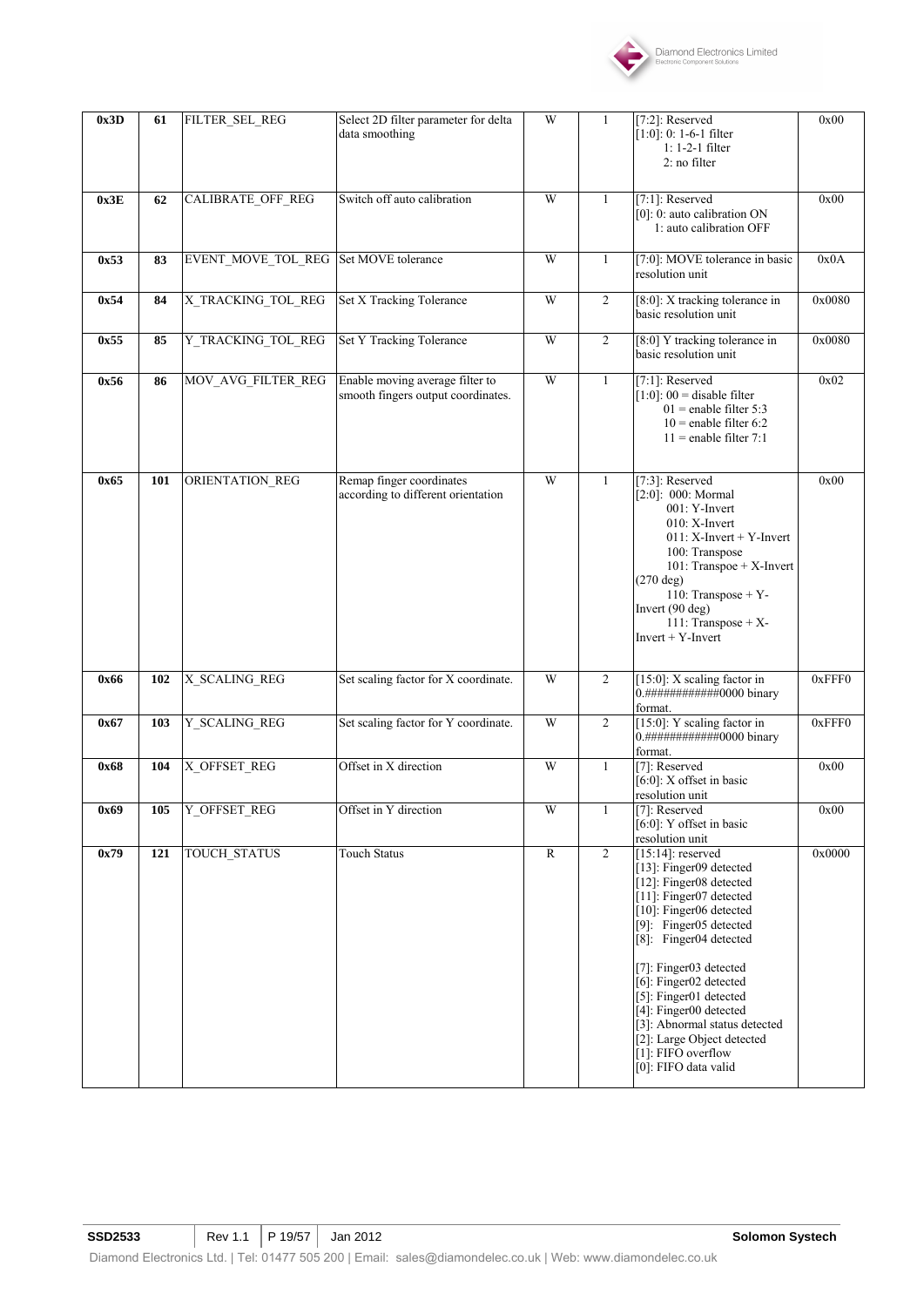| | | | | | | | |
|---|---|---|---|---|---|---|---|
| **0x3D** | **61** | FILTER_SEL_REG | Select 2D filter parameter for delta data smoothing | W | 1 | [7:2]: Reserved<br>[1:0]: 0: 1-6-1 filter<br>1: 1-2-1 filter<br>2: no filter | 0x00 |
| **0x3E** | **62** | CALIBRATE_OFF_REG | Switch off auto calibration | W | 1 | [7:1]: Reserved<br>[0]: 0: auto calibration ON<br>1: auto calibration OFF | 0x00 |
| **0x53** | **83** | EVENT_MOVE_TOL_REG | Set MOVE tolerance | W | 1 | [7:0]: MOVE tolerance in basic resolution unit | 0x0A |
| **0x54** | **84** | X_TRACKING_TOL_REG | Set X Tracking Tolerance | W | 2 | [8:0]: X tracking tolerance in basic resolution unit | 0x0080 |
| **0x55** | **85** | Y_TRACKING_TOL_REG | Set Y Tracking Tolerance | W | 2 | [8:0] Y tracking tolerance in basic resolution unit | 0x0080 |
| **0x56** | **86** | MOV_AVG_FILTER_REG | Enable moving average filter to smooth fingers output coordinates. | W | 1 | [7:1]: Reserved<br>[1:0]: 00 = disable filter<br>01 = enable filter 5:3<br>10 = enable filter 6:2<br>11 = enable filter 7:1 | 0x02 |
| **0x65** | **101** | ORIENTATION_REG | Remap finger coordinates according to different orientation | W | 1 | [7:3]: Reserved<br>[2:0]: 000: Mormal<br>001: Y-Invert<br>010: X-Invert<br>011: X-Invert + Y-Invert<br>100: Transpoe<br>101: Transpoe + X-Invert (270 deg)<br>110: Transpoe + Y-Invert (90 deg)<br>111: Transpoe + X-Invert + Y-Invert | 0x00 |
| **0x66** | **102** | X_SCALING_REG | Set scaling factor for X coordinate. | W | 2 | [15:0]: X scaling factor in 0.############0000 binary format. | 0xFFF0 |
| **0x67** | **103** | Y_SCALING_REG | Set scaling factor for Y coordinate. | W | 2 | [15:0]: Y scaling factor in 0.############0000 binary format. | 0xFFF0 |
| **0x68** | **104** | X_OFFSET_REG | Offset in X direction | W | 1 | [7]: Reserved<br>[6:0]: X offset in basic resolution unit | 0x00 |
| **0x69** | **105** | Y_OFFSET_REG | Offset in Y direction | W | 1 | [7]: Reserved<br>[6:0]: Y offset in basic resolution unit | 0x00 |
| **0x79** | **121** | TOUCH_STATUS | Touch Status | R | 2 | [15:14]: reserved<br>[13]: Finger09 detected<br>[12]: Finger08 detected<br>[11]: Finger07 detected<br>[10]: Finger06 detected<br>[9]: Finger05 detected<br>[8]: Finger04 detected<br><br>[7]: Finger03 detected<br>[6]: Finger02 detected<br>[5]: Finger01 detected<br>[4]: Finger00 detected<br>[3]: Abnormal status detected<br>[2]: Large Object detected<br>[1]: FIFO overflow<br>[0]: FIFO data valid | 0x0000 |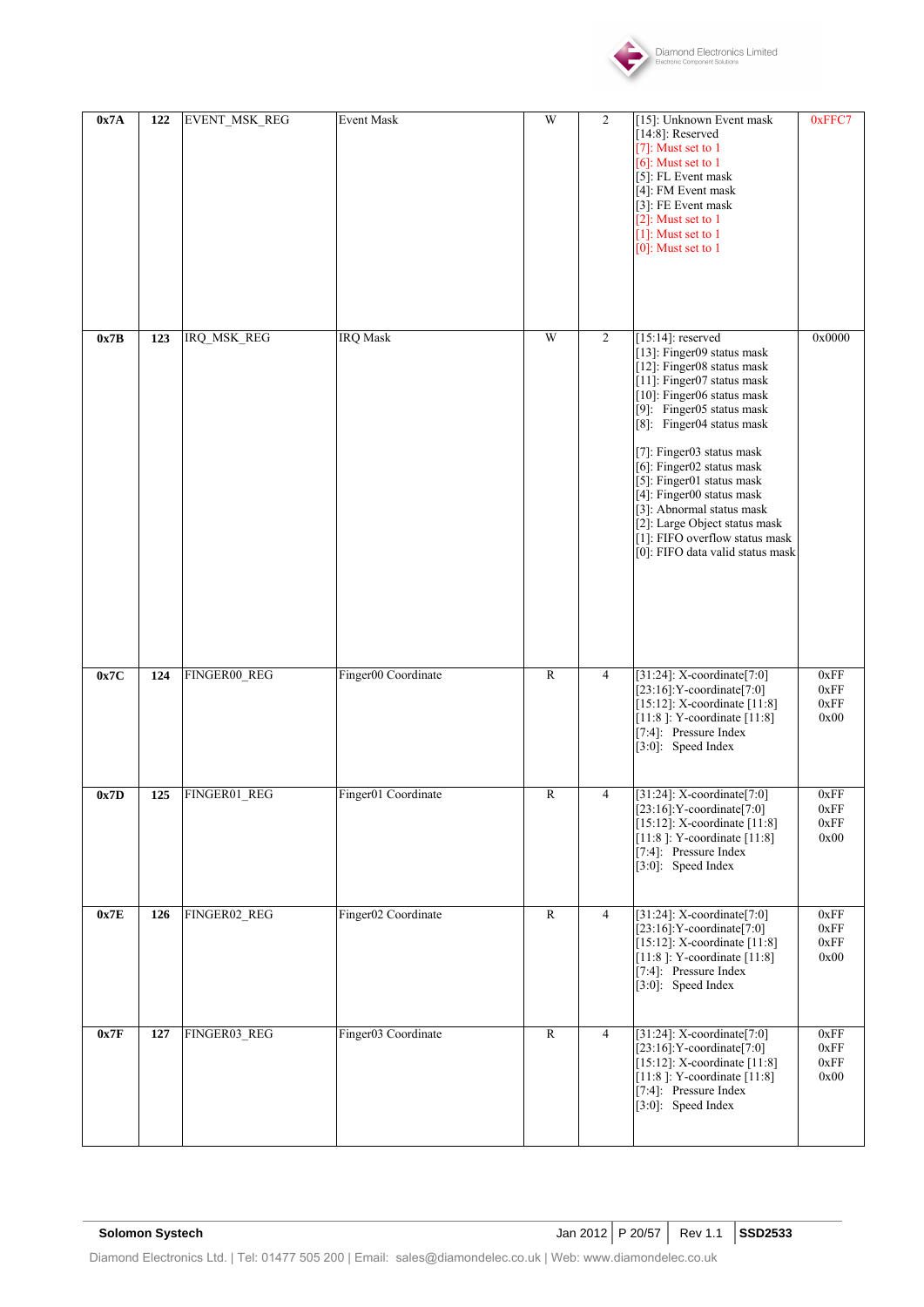| 0x7A | 122 | EVENT_MSK_REG | Event Mask | W | 2 | [15]: Unknown Event mask<br>[14:8]: Reserved<br>[7]: Must set to 1<br>[6]: Must set to 1<br>[5]: FL Event mask<br>[4]: FM Event mask<br>[3]: FE Event mask<br>[2]: Must set to 1<br>[1]: Must set to 1<br>[0]: Must set to 1 | 0xFFC7 |
|---|---|---|---|---|---|---|---|
| **0x7B** | **123** | IRQ_MSK_REG | IRQ Mask | W | 2 | [15:14]: reserved<br>[13]: Finger09 status mask<br>[12]: Finger08 status mask<br>[11]: Finger07 status mask<br>[10]: Finger06 status mask<br>[9]: Finger05 status mask<br>[8]: Finger04 status mask<br><br>[7]: Finger03 status mask<br>[6]: Finger02 status mask<br>[5]: Finger01 status mask<br>[4]: Finger00 status mask<br>[3]: Abnormal status mask<br>[2]: Large Object status mask<br>[1]: FIFO overflow status mask<br>[0]: FIFO data valid status mask | 0x0000 |
| **0x7C** | **124** | FINGER00_REG | Finger00 Coordinate | R | 4 | [31:24]: X-coordinate[7:0]<br>[23:16]:Y-coordinate[7:0]<br>[15:12]: X-coordinate [11:8]<br>[11:8 ]: Y-coordinate [11:8]<br>[7:4]: Pressure Index<br>[3:0]: Speed Index | 0xFF<br>0xFF<br>0xFF<br>0x00 |
| **0x7D** | **125** | FINGER01_REG | Finger01 Coordinate | R | 4 | [31:24]: X-coordinate[7:0]<br>[23:16]:Y-coordinate[7:0]<br>[15:12]: X-coordinate [11:8]<br>[11:8 ]: Y-coordinate [11:8]<br>[7:4]: Pressure Index<br>[3:0]: Speed Index | 0xFF<br>0xFF<br>0xFF<br>0x00 |
| **0x7E** | **126** | FINGER02_REG | Finger02 Coordinate | R | 4 | [31:24]: X-coordinate[7:0]<br>[23:16]:Y-coordinate[7:0]<br>[15:12]: X-coordinate [11:8]<br>[11:8 ]: Y-coordinate [11:8]<br>[7:4]: Pressure Index<br>[3:0]: Speed Index | 0xFF<br>0xFF<br>0xFF<br>0x00 |
| **0x7F** | **127** | FINGER03_REG | Finger03 Coordinate | R | 4 | [31:24]: X-coordinate[7:0]<br>[23:16]:Y-coordinate[7:0]<br>[15:12]: X-coordinate [11:8]<br>[11:8 ]: Y-coordinate [11:8]<br>[7:4]: Pressure Index<br>[3:0]: Speed Index | 0xFF<br>0xFF<br>0xFF<br>0x00 |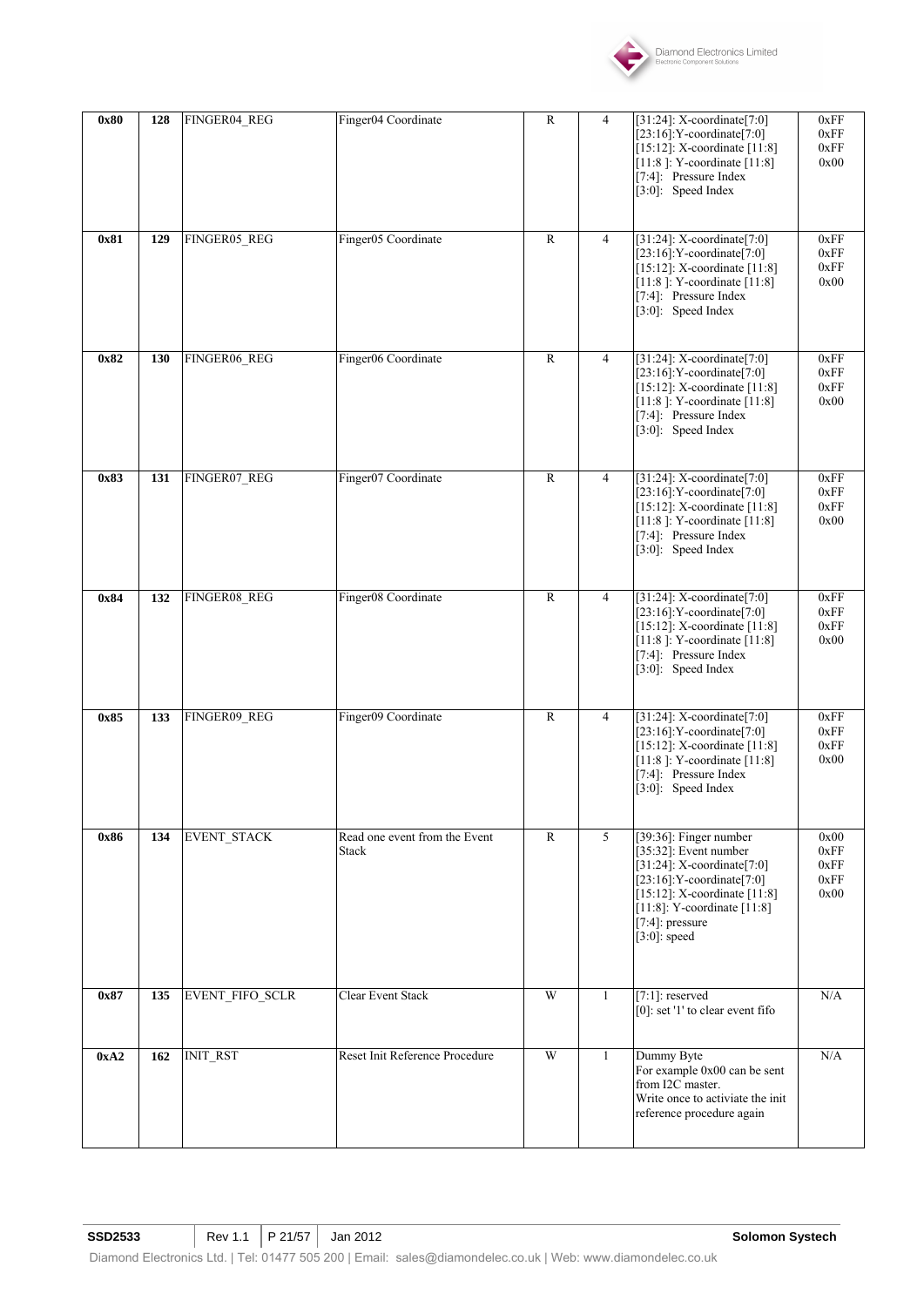| 0x80 | 128 | FINGER04_REG | Finger04 Coordinate | R | 4 | [31:24]: X-coordinate[7:0]<br>[23:16]:Y-coordinate[7:0]<br>[15:12]: X-coordinate [11:8]<br>[11:8 ]: Y-coordinate [11:8]<br>[7:4]: Pressure Index<br>[3:0]: Speed Index | 0xFF<br>0xFF<br>0xFF<br>0x00 |
|---|---|---|---|---|---|---|---|
| 0x81 | 129 | FINGER05_REG | Finger05 Coordinate | R | 4 | [31:24]: X-coordinate[7:0]<br>[23:16]:Y-coordinate[7:0]<br>[15:12]: X-coordinate [11:8]<br>[11:8 ]: Y-coordinate [11:8]<br>[7:4]: Pressure Index<br>[3:0]: Speed Index | 0xFF<br>0xFF<br>0xFF<br>0x00 |
| 0x82 | 130 | FINGER06_REG | Finger06 Coordinate | R | 4 | [31:24]: X-coordinate[7:0]<br>[23:16]:Y-coordinate[7:0]<br>[15:12]: X-coordinate [11:8]<br>[11:8 ]: Y-coordinate [11:8]<br>[7:4]: Pressure Index<br>[3:0]: Speed Index | 0xFF<br>0xFF<br>0xFF<br>0x00 |
| 0x83 | 131 | FINGER07_REG | Finger07 Coordinate | R | 4 | [31:24]: X-coordinate[7:0]<br>[23:16]:Y-coordinate[7:0]<br>[15:12]: X-coordinate [11:8]<br>[11:8 ]: Y-coordinate [11:8]<br>[7:4]: Pressure Index<br>[3:0]: Speed Index | 0xFF<br>0xFF<br>0xFF<br>0x00 |
| 0x84 | 132 | FINGER08_REG | Finger08 Coordinate | R | 4 | [31:24]: X-coordinate[7:0]<br>[23:16]:Y-coordinate[7:0]<br>[15:12]: X-coordinate [11:8]<br>[11:8 ]: Y-coordinate [11:8]<br>[7:4]: Pressure Index<br>[3:0]: Speed Index | 0xFF<br>0xFF<br>0xFF<br>0x00 |
| 0x85 | 133 | FINGER09_REG | Finger09 Coordinate | R | 4 | [31:24]: X-coordinate[7:0]<br>[23:16]:Y-coordinate[7:0]<br>[15:12]: X-coordinate [11:8]<br>[11:8 ]: Y-coordinate [11:8]<br>[7:4]: Pressure Index<br>[3:0]: Speed Index | 0xFF<br>0xFF<br>0xFF<br>0x00 |
| 0x86 | 134 | EVENT_STACK | Read one event from the Event Stack | R | 5 | [39:36]: Finger number<br>[35:32]: Event number<br>[31:24]: X-coordinate[7:0]<br>[23:16]:Y-coordinate[7:0]<br>[15:12]: X-coordinate [11:8]<br>[11:8]: Y-coordinate [11:8]<br>[7:4]: pressure<br>[3:0]: speed | 0x00<br>0xFF<br>0xFF<br>0xFF<br>0x00 |
| 0x87 | 135 | EVENT_FIFO_SCLR | Clear Event Stack | W | 1 | [7:1]: reserved<br>[0]: set '1' to clear event fifo | N/A |
| 0xA2 | 162 | INIT_RST | Reset Init Reference Procedure | W | 1 | Dummy Byte<br>For example 0x00 can be sent from I2C master.<br>Write once to activiate the init reference procedure again | N/A |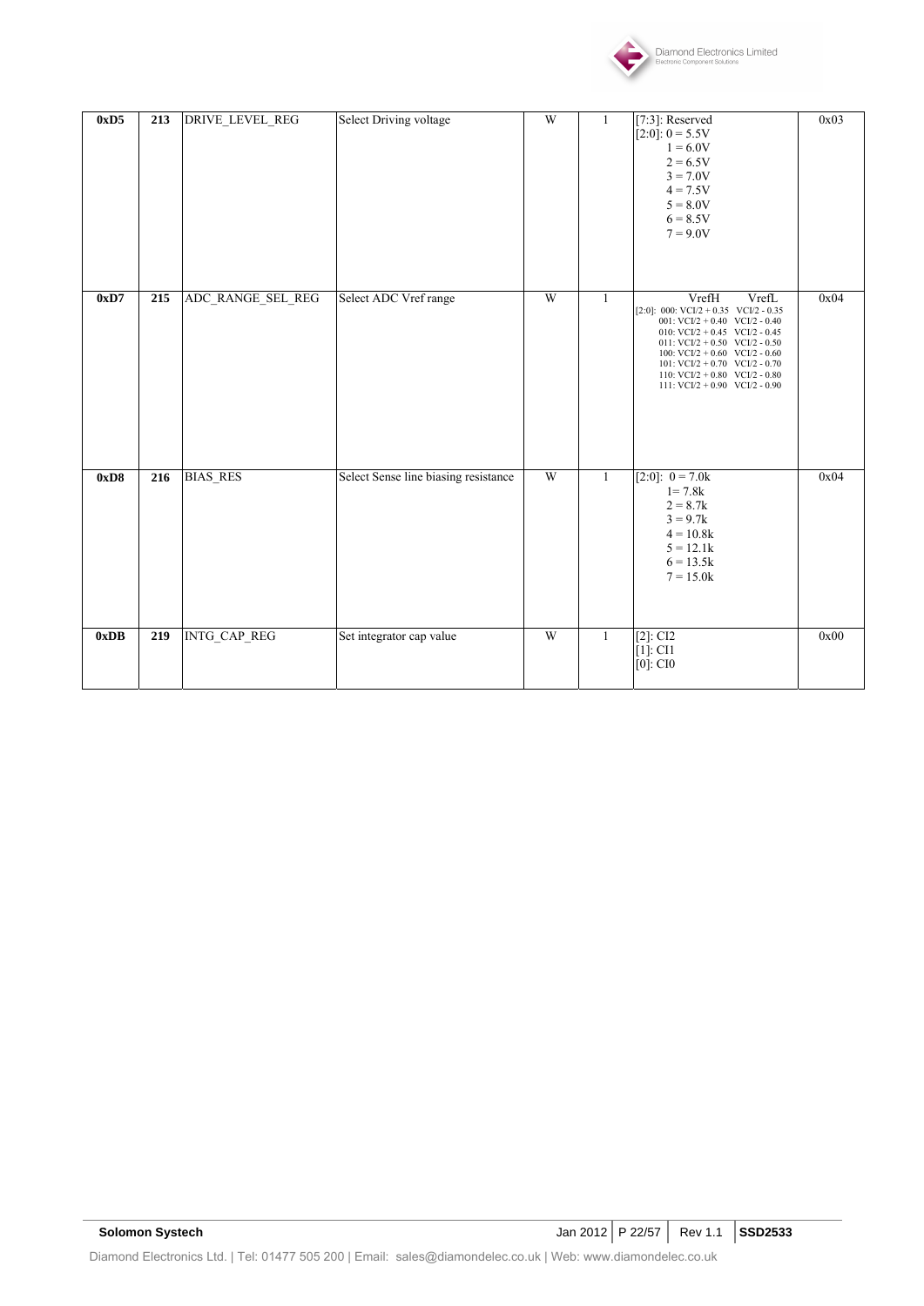| **0xD5** | **213** | DRIVE_LEVEL_REG | Select Driving voltage | W | 1 | [7:3]: Reserved<br>[2:0]: 0 = 5.5V<br>1 = 6.0V<br>2 = 6.5V<br>3 = 7.0V<br>4 = 7.5V<br>5 = 8.0V<br>6 = 8.5V<br>7 = 9.0V | 0x03 |
|---|---|---|---|---|---|---|---|
| **0xD7** | **215** | ADC_RANGE_SEL_REG | Select ADC Vref range | W | 1 | VrefH VrefL<br>[2:0]: 000: VCI/2 + 0.35 VCI/2 - 0.35<br>001: VCI/2 + 0.40 VCI/2 - 0.40<br>010: VCI/2 + 0.45 VCI/2 - 0.45<br>011: VCI/2 + 0.50 VCI/2 - 0.50<br>100: VCI/2 + 0.60 VCI/2 - 0.60<br>101: VCI/2 + 0.70 VCI/2 - 0.70<br>110: VCI/2 + 0.80 VCI/2 - 0.80<br>111: VCI/2 + 0.90 VCI/2 - 0.90 | 0x04 |
| **0xD8** | **216** | BIAS_RES | Select Sense line biasing resistance | W | 1 | [2:0]: 0 = 7.0k<br>1= 7.8k<br>2 = 8.7k<br>3 = 9.7k<br>4 = 10.8k<br>5 = 12.1k<br>6 = 13.5k<br>7 = 15.0k | 0x04 |
| **0xDB** | **219** | INTG_CAP_REG | Set integrator cap value | W | 1 | [2]: CI2<br>[1]: CI1<br>[0]: CI0 | 0x00 |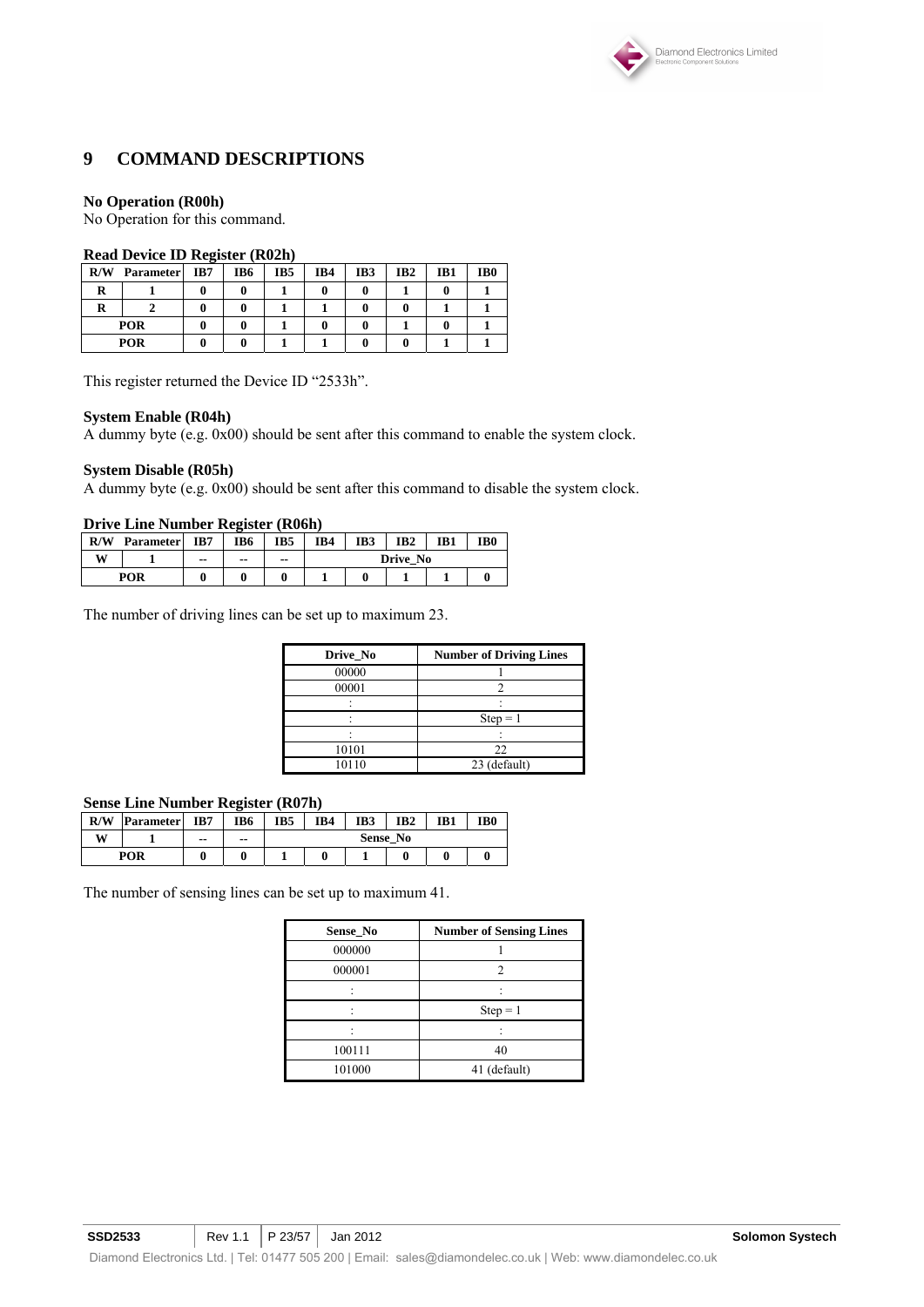# 9 COMMAND DESCRIPTIONS

**No Operation (R00h)**
No Operation for this command.

**Read Device ID Register (R02h)**

| R/W | Parameter | IB7 | IB6 | IB5 | IB4 | IB3 | IB2 | IB1 | IB0 |
|---|---|---|---|---|---|---|---|---|---|
| R | 1 | 0 | 0 | 1 | 0 | 0 | 1 | 0 | 1 |
| R | 2 | 0 | 0 | 1 | 1 | 0 | 0 | 1 | 1 |
| POR | | 0 | 0 | 1 | 0 | 0 | 1 | 0 | 1 |
| POR | | 0 | 0 | 1 | 1 | 0 | 0 | 1 | 1 |

This register returned the Device ID "2533h".

**System Enable (R04h)**
A dummy byte (e.g. 0x00) should be sent after this command to enable the system clock.

**System Disable (R05h)**
A dummy byte (e.g. 0x00) should be sent after this command to disable the system clock.

**Drive Line Number Register (R06h)**

| R/W | Parameter | IB7 | IB6 | IB5 | IB4 | IB3 | IB2 | IB1 | IB0 |
|---|---|---|---|---|---|---|---|---|---|
| W | 1 | -- | -- | -- | Drive_No | | | | |
| POR | | 0 | 0 | 0 | 1 | 0 | 1 | 1 | 0 |

The number of driving lines can be set up to maximum 23.

| Drive_No | Number of Driving Lines |
|---|---|
| 00000 | 1 |
| 00001 | 2 |
| : | : |
| : | Step = 1 |
| : | : |
| 10101 | 22 |
| 10110 | 23 (default) |

**Sense Line Number Register (R07h)**

| R/W | Parameter | IB7 | IB6 | IB5 | IB4 | IB3 | IB2 | IB1 | IB0 |
|---|---|---|---|---|---|---|---|---|---|
| W | 1 | -- | -- | Sense_No | | | | | |
| POR | | 0 | 0 | 1 | 0 | 1 | 0 | 0 | 0 |

The number of sensing lines can be set up to maximum 41.

| Sense_No | Number of Sensing Lines |
|---|---|
| 000000 | 1 |
| 000001 | 2 |
| : | : |
| : | Step = 1 |
| : | : |
| 100111 | 40 |
| 101000 | 41 (default) |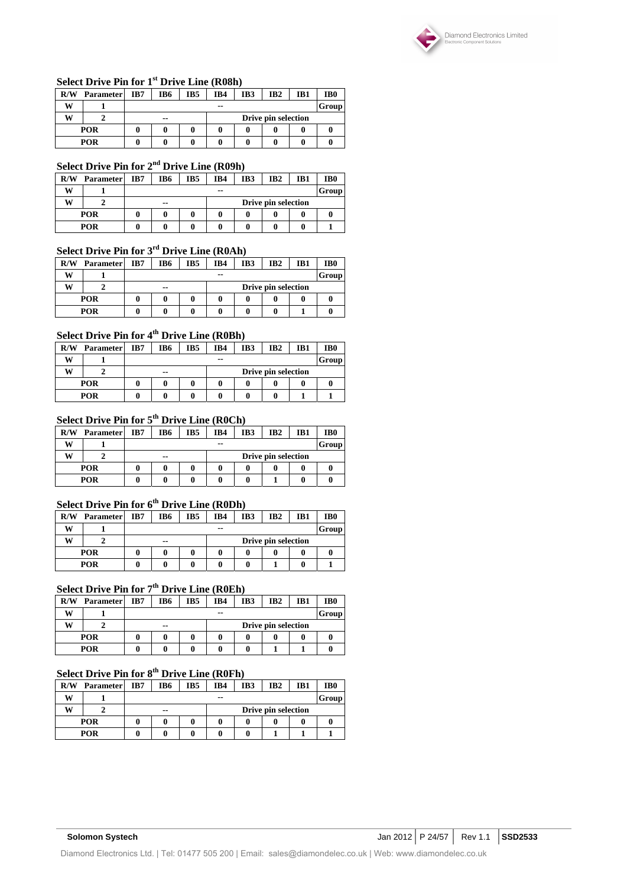### Select Drive Pin for 1st Drive Line (R08h)

| R/W | Parameter | IB7 | IB6 | IB5 | IB4 | IB3 | IB2 | IB1 | IB0 |
|---|---|---|---|---|---|---|---|---|---|
| W | 1 | -- | | | | | | | Group |
| W | 2 | -- | | | Drive pin selection | | | | |
| POR | | 0 | 0 | 0 | 0 | 0 | 0 | 0 | 0 |
| POR | | 0 | 0 | 0 | 0 | 0 | 0 | 0 | 0 |

### Select Drive Pin for 2nd Drive Line (R09h)

| R/W | Parameter | IB7 | IB6 | IB5 | IB4 | IB3 | IB2 | IB1 | IB0 |
|---|---|---|---|---|---|---|---|---|---|
| W | 1 | -- | | | | | | | Group |
| W | 2 | -- | | | Drive pin selection | | | | |
| POR | | 0 | 0 | 0 | 0 | 0 | 0 | 0 | 0 |
| POR | | 0 | 0 | 0 | 0 | 0 | 0 | 0 | 1 |

### Select Drive Pin for 3rd Drive Line (R0Ah)

| R/W | Parameter | IB7 | IB6 | IB5 | IB4 | IB3 | IB2 | IB1 | IB0 |
|---|---|---|---|---|---|---|---|---|---|
| W | 1 | -- | | | | | | | Group |
| W | 2 | -- | | | Drive pin selection | | | | |
| POR | | 0 | 0 | 0 | 0 | 0 | 0 | 0 | 0 |
| POR | | 0 | 0 | 0 | 0 | 0 | 0 | 1 | 0 |

### Select Drive Pin for 4th Drive Line (R0Bh)

| R/W | Parameter | IB7 | IB6 | IB5 | IB4 | IB3 | IB2 | IB1 | IB0 |
|---|---|---|---|---|---|---|---|---|---|
| W | 1 | -- | | | | | | | Group |
| W | 2 | -- | | | Drive pin selection | | | | |
| POR | | 0 | 0 | 0 | 0 | 0 | 0 | 0 | 0 |
| POR | | 0 | 0 | 0 | 0 | 0 | 0 | 1 | 1 |

### Select Drive Pin for 5th Drive Line (R0Ch)

| R/W | Parameter | IB7 | IB6 | IB5 | IB4 | IB3 | IB2 | IB1 | IB0 |
|---|---|---|---|---|---|---|---|---|---|
| W | 1 | -- | | | | | | | Group |
| W | 2 | -- | | | Drive pin selection | | | | |
| POR | | 0 | 0 | 0 | 0 | 0 | 0 | 0 | 0 |
| POR | | 0 | 0 | 0 | 0 | 0 | 1 | 0 | 0 |

### Select Drive Pin for 6th Drive Line (R0Dh)

| R/W | Parameter | IB7 | IB6 | IB5 | IB4 | IB3 | IB2 | IB1 | IB0 |
|---|---|---|---|---|---|---|---|---|---|
| W | 1 | -- | | | | | | | Group |
| W | 2 | -- | | | Drive pin selection | | | | |
| POR | | 0 | 0 | 0 | 0 | 0 | 0 | 0 | 0 |
| POR | | 0 | 0 | 0 | 0 | 0 | 1 | 0 | 1 |

### Select Drive Pin for 7th Drive Line (R0Eh)

| R/W | Parameter | IB7 | IB6 | IB5 | IB4 | IB3 | IB2 | IB1 | IB0 |
|---|---|---|---|---|---|---|---|---|---|
| W | 1 | -- | | | | | | | Group |
| W | 2 | -- | | | Drive pin selection | | | | |
| POR | | 0 | 0 | 0 | 0 | 0 | 0 | 0 | 0 |
| POR | | 0 | 0 | 0 | 0 | 0 | 1 | 1 | 0 |

### Select Drive Pin for 8th Drive Line (R0Fh)

| R/W | Parameter | IB7 | IB6 | IB5 | IB4 | IB3 | IB2 | IB1 | IB0 |
|---|---|---|---|---|---|---|---|---|---|
| W | 1 | -- | | | | | | | Group |
| W | 2 | -- | | | Drive pin selection | | | | |
| POR | | 0 | 0 | 0 | 0 | 0 | 0 | 0 | 0 |
| POR | | 0 | 0 | 0 | 0 | 0 | 1 | 1 | 1 |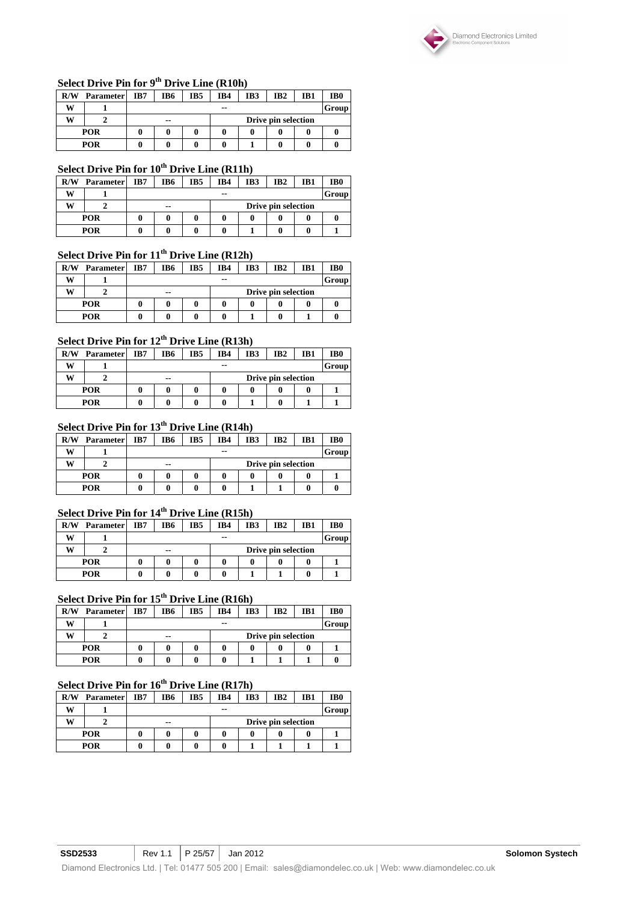### Select Drive Pin for 9th Drive Line (R10h)

| R/W | Parameter | IB7 | IB6 | IB5 | IB4 | IB3 | IB2 | IB1 | IB0 |
|---|---|---|---|---|---|---|---|---|---|
| W | 1 | -- | | | | | | | Group |
| W | 2 | -- | | | Drive pin selection | | | | |
| POR | | 0 | 0 | 0 | 0 | 0 | 0 | 0 | 0 |
| POR | | 0 | 0 | 0 | 0 | 1 | 0 | 0 | 0 |

### Select Drive Pin for 10th Drive Line (R11h)

| R/W | Parameter | IB7 | IB6 | IB5 | IB4 | IB3 | IB2 | IB1 | IB0 |
|---|---|---|---|---|---|---|---|---|---|
| W | 1 | -- | | | | | | | Group |
| W | 2 | -- | | | Drive pin selection | | | | |
| POR | | 0 | 0 | 0 | 0 | 0 | 0 | 0 | 0 |
| POR | | 0 | 0 | 0 | 0 | 1 | 0 | 0 | 1 |

### Select Drive Pin for 11th Drive Line (R12h)

| R/W | Parameter | IB7 | IB6 | IB5 | IB4 | IB3 | IB2 | IB1 | IB0 |
|---|---|---|---|---|---|---|---|---|---|
| W | 1 | -- | | | | | | | Group |
| W | 2 | -- | | | Drive pin selection | | | | |
| POR | | 0 | 0 | 0 | 0 | 0 | 0 | 0 | 0 |
| POR | | 0 | 0 | 0 | 0 | 1 | 0 | 1 | 0 |

### Select Drive Pin for 12th Drive Line (R13h)

| R/W | Parameter | IB7 | IB6 | IB5 | IB4 | IB3 | IB2 | IB1 | IB0 |
|---|---|---|---|---|---|---|---|---|---|
| W | 1 | -- | | | | | | | Group |
| W | 2 | -- | | | Drive pin selection | | | | |
| POR | | 0 | 0 | 0 | 0 | 0 | 0 | 0 | 1 |
| POR | | 0 | 0 | 0 | 0 | 1 | 0 | 1 | 1 |

### Select Drive Pin for 13th Drive Line (R14h)

| R/W | Parameter | IB7 | IB6 | IB5 | IB4 | IB3 | IB2 | IB1 | IB0 |
|---|---|---|---|---|---|---|---|---|---|
| W | 1 | -- | | | | | | | Group |
| W | 2 | -- | | | Drive pin selection | | | | |
| POR | | 0 | 0 | 0 | 0 | 0 | 0 | 0 | 1 |
| POR | | 0 | 0 | 0 | 0 | 1 | 1 | 0 | 0 |

### Select Drive Pin for 14th Drive Line (R15h)

| R/W | Parameter | IB7 | IB6 | IB5 | IB4 | IB3 | IB2 | IB1 | IB0 |
|---|---|---|---|---|---|---|---|---|---|
| W | 1 | -- | | | | | | | Group |
| W | 2 | -- | | | Drive pin selection | | | | |
| POR | | 0 | 0 | 0 | 0 | 0 | 0 | 0 | 1 |
| POR | | 0 | 0 | 0 | 0 | 1 | 1 | 0 | 1 |

### Select Drive Pin for 15th Drive Line (R16h)

| R/W | Parameter | IB7 | IB6 | IB5 | IB4 | IB3 | IB2 | IB1 | IB0 |
|---|---|---|---|---|---|---|---|---|---|
| W | 1 | -- | | | | | | | Group |
| W | 2 | -- | | | Drive pin selection | | | | |
| POR | | 0 | 0 | 0 | 0 | 0 | 0 | 0 | 1 |
| POR | | 0 | 0 | 0 | 0 | 1 | 1 | 1 | 0 |

### Select Drive Pin for 16th Drive Line (R17h)

| R/W | Parameter | IB7 | IB6 | IB5 | IB4 | IB3 | IB2 | IB1 | IB0 |
|---|---|---|---|---|---|---|---|---|---|
| W | 1 | -- | | | | | | | Group |
| W | 2 | -- | | | Drive pin selection | | | | |
| POR | | 0 | 0 | 0 | 0 | 0 | 0 | 0 | 1 |
| POR | | 0 | 0 | 0 | 0 | 1 | 1 | 1 | 1 |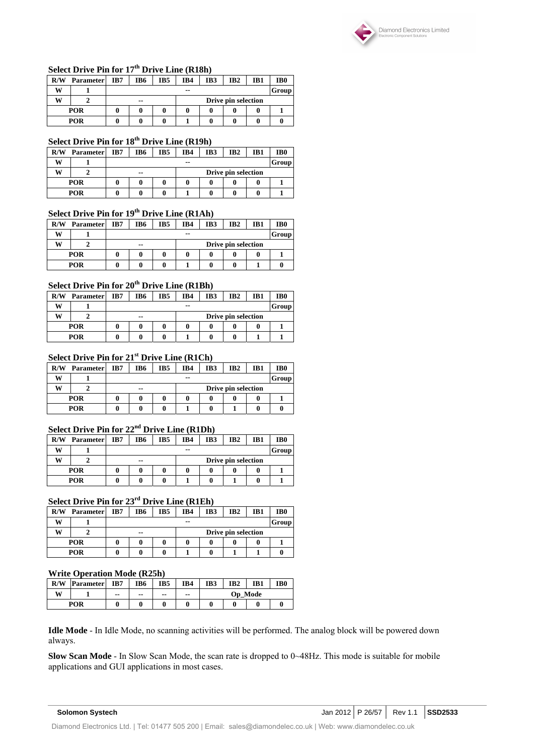### Select Drive Pin for 17th Drive Line (R18h)

| R/W | Parameter | IB7 | IB6 | IB5 | IB4 | IB3 | IB2 | IB1 | IB0 |
|---|---|---|---|---|---|---|---|---|---|
| W | 1 | -- | | | | | | | Group |
| W | 2 | -- | | | Drive pin selection | | | | |
| POR | | 0 | 0 | 0 | 0 | 0 | 0 | 0 | 1 |
| POR | | 0 | 0 | 0 | 1 | 0 | 0 | 0 | 0 |

### Select Drive Pin for 18th Drive Line (R19h)

| R/W | Parameter | IB7 | IB6 | IB5 | IB4 | IB3 | IB2 | IB1 | IB0 |
|---|---|---|---|---|---|---|---|---|---|
| W | 1 | -- | | | | | | | Group |
| W | 2 | -- | | | Drive pin selection | | | | |
| POR | | 0 | 0 | 0 | 0 | 0 | 0 | 0 | 1 |
| POR | | 0 | 0 | 0 | 1 | 0 | 0 | 0 | 1 |

### Select Drive Pin for 19th Drive Line (R1Ah)

| R/W | Parameter | IB7 | IB6 | IB5 | IB4 | IB3 | IB2 | IB1 | IB0 |
|---|---|---|---|---|---|---|---|---|---|
| W | 1 | -- | | | | | | | Group |
| W | 2 | -- | | | Drive pin selection | | | | |
| POR | | 0 | 0 | 0 | 0 | 0 | 0 | 0 | 1 |
| POR | | 0 | 0 | 0 | 1 | 0 | 0 | 1 | 0 |

### Select Drive Pin for 20th Drive Line (R1Bh)

| R/W | Parameter | IB7 | IB6 | IB5 | IB4 | IB3 | IB2 | IB1 | IB0 |
|---|---|---|---|---|---|---|---|---|---|
| W | 1 | -- | | | | | | | Group |
| W | 2 | -- | | | Drive pin selection | | | | |
| POR | | 0 | 0 | 0 | 0 | 0 | 0 | 0 | 1 |
| POR | | 0 | 0 | 0 | 1 | 0 | 0 | 1 | 1 |

### Select Drive Pin for 21st Drive Line (R1Ch)

| R/W | Parameter | IB7 | IB6 | IB5 | IB4 | IB3 | IB2 | IB1 | IB0 |
|---|---|---|---|---|---|---|---|---|---|
| W | 1 | -- | | | | | | | Group |
| W | 2 | -- | | | Drive pin selection | | | | |
| POR | | 0 | 0 | 0 | 0 | 0 | 0 | 0 | 1 |
| POR | | 0 | 0 | 0 | 1 | 0 | 1 | 0 | 0 |

### Select Drive Pin for 22nd Drive Line (R1Dh)

| R/W | Parameter | IB7 | IB6 | IB5 | IB4 | IB3 | IB2 | IB1 | IB0 |
|---|---|---|---|---|---|---|---|---|---|
| W | 1 | -- | | | | | | | Group |
| W | 2 | -- | | | Drive pin selection | | | | |
| POR | | 0 | 0 | 0 | 0 | 0 | 0 | 0 | 1 |
| POR | | 0 | 0 | 0 | 1 | 0 | 1 | 0 | 1 |

### Select Drive Pin for 23rd Drive Line (R1Eh)

| R/W | Parameter | IB7 | IB6 | IB5 | IB4 | IB3 | IB2 | IB1 | IB0 |
|---|---|---|---|---|---|---|---|---|---|
| W | 1 | -- | | | | | | | Group |
| W | 2 | -- | | | Drive pin selection | | | | |
| POR | | 0 | 0 | 0 | 0 | 0 | 0 | 0 | 1 |
| POR | | 0 | 0 | 0 | 1 | 0 | 1 | 1 | 0 |

### Write Operation Mode (R25h)

| R/W | Parameter | IB7 | IB6 | IB5 | IB4 | IB3 | IB2 | IB1 | IB0 |
|---|---|---|---|---|---|---|---|---|---|
| W | 1 | -- | -- | -- | -- | Op_Mode | | | |
| POR | | 0 | 0 | 0 | 0 | 0 | 0 | 0 | 0 |

**Idle Mode** - In Idle Mode, no scanning activities will be performed. The analog block will be powered down always.

**Slow Scan Mode** - In Slow Scan Mode, the scan rate is dropped to 0~48Hz. This mode is suitable for mobile applications and GUI applications in most cases.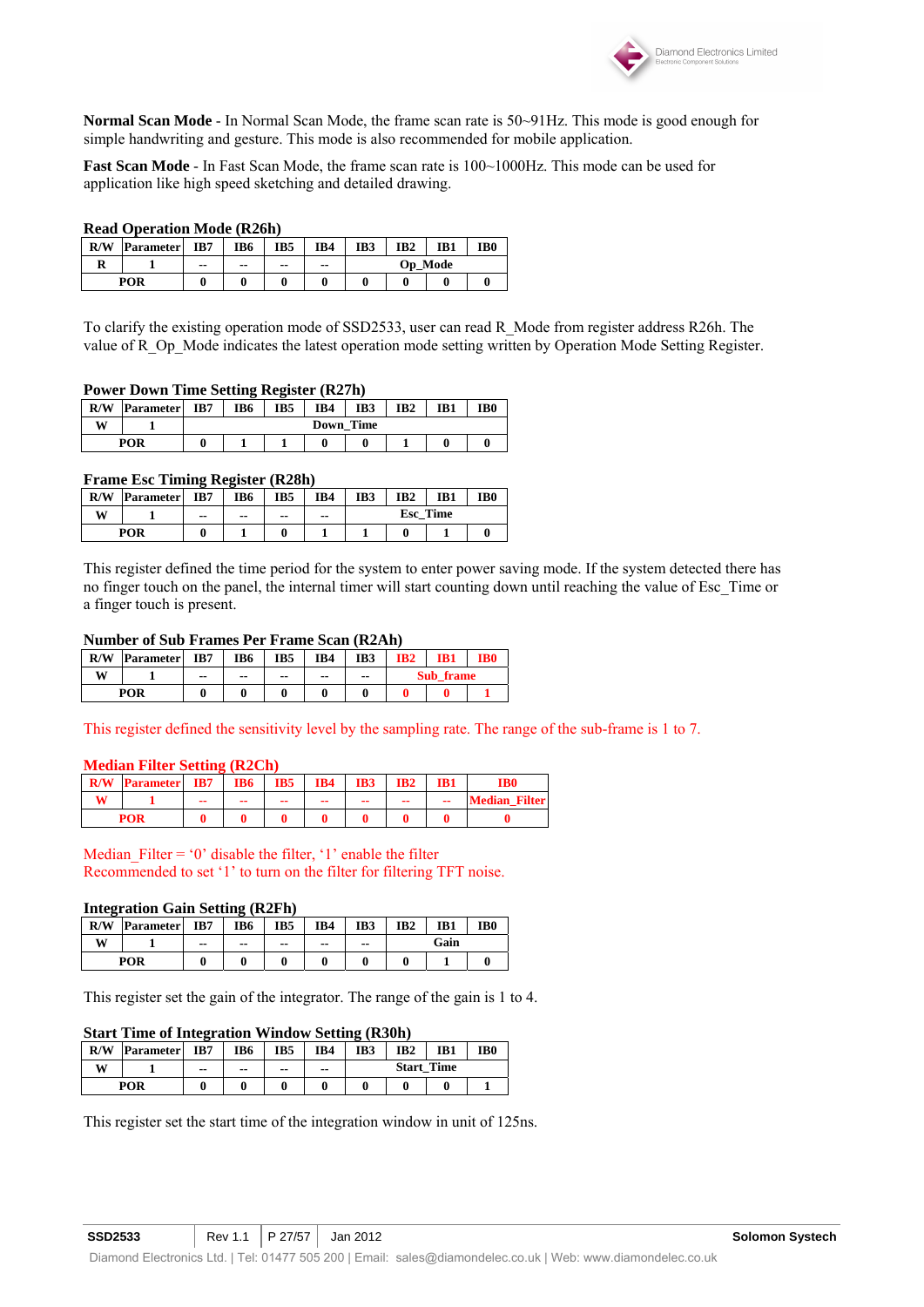**Normal Scan Mode** - In Normal Scan Mode, the frame scan rate is 50~91Hz. This mode is good enough for simple handwriting and gesture. This mode is also recommended for mobile application.

**Fast Scan Mode** - In Fast Scan Mode, the frame scan rate is 100~1000Hz. This mode can be used for application like high speed sketching and detailed drawing.

**Read Operation Mode (R26h)**

| R/W | Parameter | IB7 | IB6 | IB5 | IB4 | IB3 | IB2 | IB1 | IB0 |
|---|---|---|---|---|---|---|---|---|---|
| R | 1 | -- | -- | -- | -- | Op_Mode | | | |
| POR | | 0 | 0 | 0 | 0 | 0 | 0 | 0 | 0 |

To clarify the existing operation mode of SSD2533, user can read R_Mode from register address R26h. The value of R_Op_Mode indicates the latest operation mode setting written by Operation Mode Setting Register.

**Power Down Time Setting Register (R27h)**

| R/W | Parameter | IB7 | IB6 | IB5 | IB4 | IB3 | IB2 | IB1 | IB0 |
|---|---|---|---|---|---|---|---|---|---|
| W | 1 | Down_Time | | | | | | | |
| POR | | 0 | 1 | 1 | 0 | 0 | 1 | 0 | 0 |

**Frame Esc Timing Register (R28h)**

| R/W | Parameter | IB7 | IB6 | IB5 | IB4 | IB3 | IB2 | IB1 | IB0 |
|---|---|---|---|---|---|---|---|---|---|
| W | 1 | -- | -- | -- | -- | Esc_Time | | | |
| POR | | 0 | 1 | 0 | 1 | 1 | 0 | 1 | 0 |

This register defined the time period for the system to enter power saving mode. If the system detected there has no finger touch on the panel, the internal timer will start counting down until reaching the value of Esc_Time or a finger touch is present.

**Number of Sub Frames Per Frame Scan (R2Ah)**

| R/W | Parameter | IB7 | IB6 | IB5 | IB4 | IB3 | IB2 | IB1 | IB0 |
|---|---|---|---|---|---|---|---|---|---|
| W | 1 | -- | -- | -- | -- | -- | Sub_frame | | |
| POR | | 0 | 0 | 0 | 0 | 0 | 0 | 0 | 1 |

This register defined the sensitivity level by the sampling rate. The range of the sub-frame is 1 to 7.

**Median Filter Setting (R2Ch)**

| R/W | Parameter | IB7 | IB6 | IB5 | IB4 | IB3 | IB2 | IB1 | IB0 |
|---|---|---|---|---|---|---|---|---|---|
| W | 1 | -- | -- | -- | -- | -- | -- | -- | Median_Filter |
| POR | | 0 | 0 | 0 | 0 | 0 | 0 | 0 | 0 |

Median_Filter = '0' disable the filter, '1' enable the filter
Recommended to set '1' to turn on the filter for filtering TFT noise.

**Integration Gain Setting (R2Fh)**

| R/W | Parameter | IB7 | IB6 | IB5 | IB4 | IB3 | IB2 | IB1 | IB0 |
|---|---|---|---|---|---|---|---|---|---|
| W | 1 | -- | -- | -- | -- | -- | Gain | | |
| POR | | 0 | 0 | 0 | 0 | 0 | 0 | 1 | 0 |

This register set the gain of the integrator. The range of the gain is 1 to 4.

**Start Time of Integration Window Setting (R30h)**

| R/W | Parameter | IB7 | IB6 | IB5 | IB4 | IB3 | IB2 | IB1 | IB0 |
|---|---|---|---|---|---|---|---|---|---|
| W | 1 | -- | -- | -- | -- | Start_Time | | | |
| POR | | 0 | 0 | 0 | 0 | 0 | 0 | 0 | 1 |

This register set the start time of the integration window in unit of 125ns.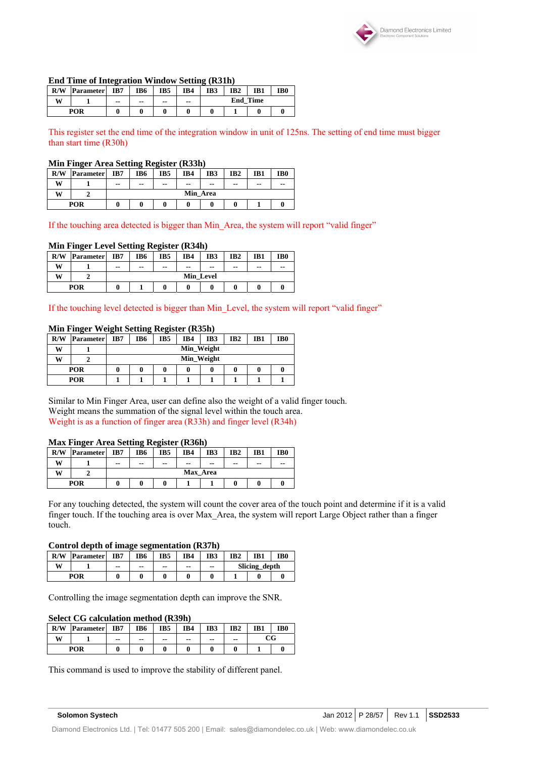### End Time of Integration Window Setting (R31h)

| R/W | Parameter | IB7 | IB6 | IB5 | IB4 | IB3 | IB2 | IB1 | IB0 |
|---|---|---|---|---|---|---|---|---|---|
| W | 1 | -- | -- | -- | -- | End_Time | | | |
| POR | | 0 | 0 | 0 | 0 | 0 | 1 | 0 | 0 |

This register set the end time of the integration window in unit of 125ns. The setting of end time must bigger than start time (R30h)

### Min Finger Area Setting Register (R33h)

| R/W | Parameter | IB7 | IB6 | IB5 | IB4 | IB3 | IB2 | IB1 | IB0 |
|---|---|---|---|---|---|---|---|---|---|
| W | 1 | -- | -- | -- | -- | -- | -- | -- | -- |
| W | 2 | Min_Area | | | | | | | |
| POR | | 0 | 0 | 0 | 0 | 0 | 0 | 1 | 0 |

If the touching area detected is bigger than Min_Area, the system will report "valid finger"

### Min Finger Level Setting Register (R34h)

| R/W | Parameter | IB7 | IB6 | IB5 | IB4 | IB3 | IB2 | IB1 | IB0 |
|---|---|---|---|---|---|---|---|---|---|
| W | 1 | -- | -- | -- | -- | -- | -- | -- | -- |
| W | 2 | Min_Level | | | | | | | |
| POR | | 0 | 1 | 0 | 0 | 0 | 0 | 0 | 0 |

If the touching level detected is bigger than Min_Level, the system will report "valid finger"

### Min Finger Weight Setting Register (R35h)

| R/W | Parameter | IB7 | IB6 | IB5 | IB4 | IB3 | IB2 | IB1 | IB0 |
|---|---|---|---|---|---|---|---|---|---|
| W | 1 | Min_Weight | | | | | | | |
| W | 2 | Min_Weight | | | | | | | |
| POR | | 0 | 0 | 0 | 0 | 0 | 0 | 0 | 0 |
| POR | | 1 | 1 | 1 | 1 | 1 | 1 | 1 | 1 |

Similar to Min Finger Area, user can define also the weight of a valid finger touch.
Weight means the summation of the signal level within the touch area.
Weight is as a function of finger area (R33h) and finger level (R34h)

### Max Finger Area Setting Register (R36h)

| R/W | Parameter | IB7 | IB6 | IB5 | IB4 | IB3 | IB2 | IB1 | IB0 |
|---|---|---|---|---|---|---|---|---|---|
| W | 1 | -- | -- | -- | -- | -- | -- | -- | -- |
| W | 2 | Max_Area | | | | | | | |
| POR | | 0 | 0 | 0 | 1 | 1 | 0 | 0 | 0 |

For any touching detected, the system will count the cover area of the touch point and determine if it is a valid finger touch. If the touching area is over Max_Area, the system will report Large Object rather than a finger touch.

### Control depth of image segmentation (R37h)

| R/W | Parameter | IB7 | IB6 | IB5 | IB4 | IB3 | IB2 | IB1 | IB0 |
|---|---|---|---|---|---|---|---|---|---|
| W | 1 | -- | -- | -- | -- | -- | Slicing_depth | | |
| POR | | 0 | 0 | 0 | 0 | 0 | 1 | 0 | 0 |

Controlling the image segmentation depth can improve the SNR.

### Select CG calculation method (R39h)

| R/W | Parameter | IB7 | IB6 | IB5 | IB4 | IB3 | IB2 | IB1 | IB0 |
|---|---|---|---|---|---|---|---|---|---|
| W | 1 | -- | -- | -- | -- | -- | -- | CG | |
| POR | | 0 | 0 | 0 | 0 | 0 | 0 | 1 | 0 |

This command is used to improve the stability of different panel.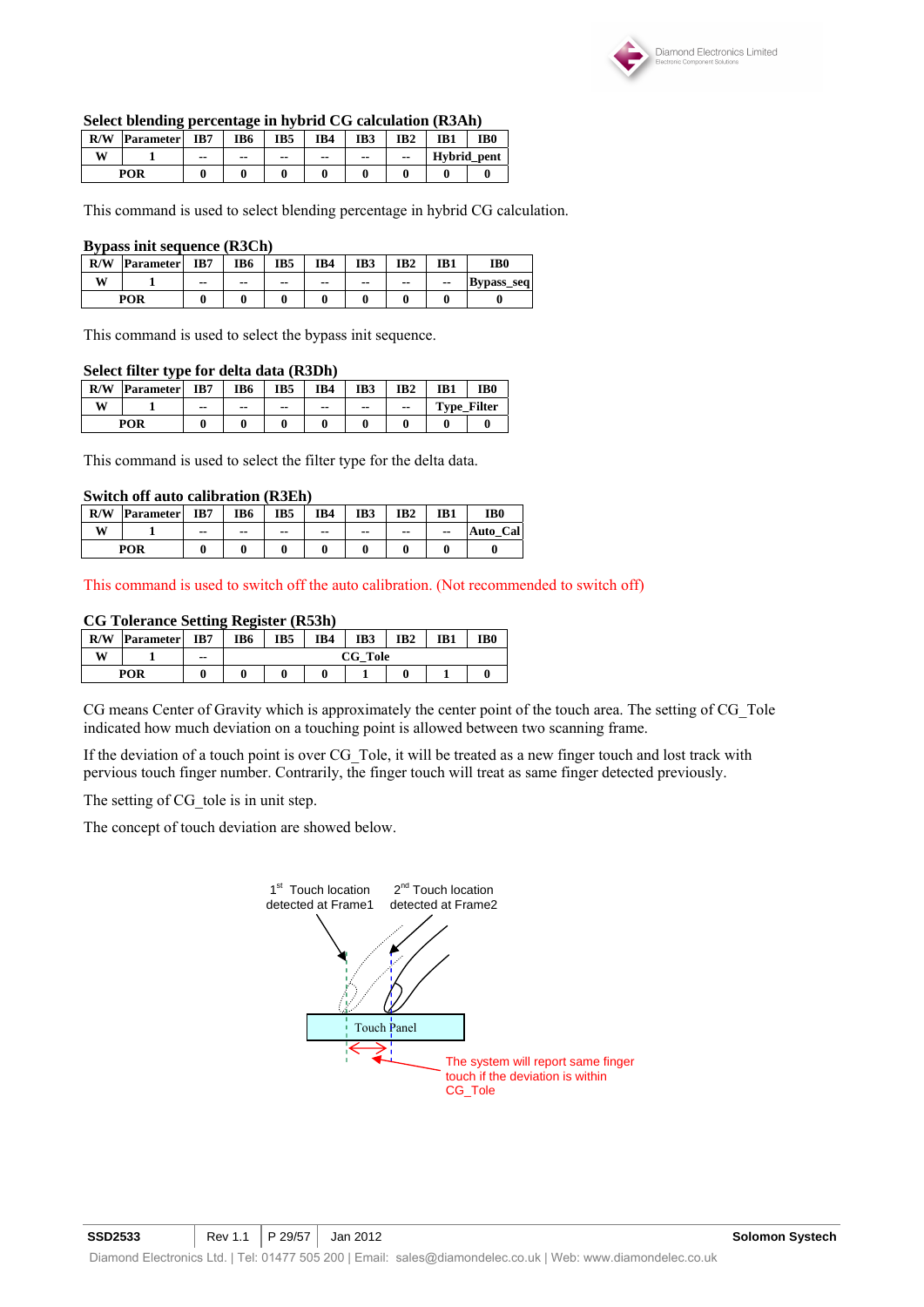### Select blending percentage in hybrid CG calculation (R3Ah)

| R/W | Parameter | IB7 | IB6 | IB5 | IB4 | IB3 | IB2 | IB1 | IB0 |
|---|---|---|---|---|---|---|---|---|---|
| W | 1 | -- | -- | -- | -- | -- | -- | Hybrid_pent | |
| POR | | 0 | 0 | 0 | 0 | 0 | 0 | 0 | 0 |

This command is used to select blending percentage in hybrid CG calculation.

### Bypass init sequence (R3Ch)

| R/W | Parameter | IB7 | IB6 | IB5 | IB4 | IB3 | IB2 | IB1 | IB0 |
|---|---|---|---|---|---|---|---|---|---|
| W | 1 | -- | -- | -- | -- | -- | -- | -- | Bypass_seq |
| POR | | 0 | 0 | 0 | 0 | 0 | 0 | 0 | 0 |

This command is used to select the bypass init sequence.

### Select filter type for delta data (R3Dh)

| R/W | Parameter | IB7 | IB6 | IB5 | IB4 | IB3 | IB2 | IB1 | IB0 |
|---|---|---|---|---|---|---|---|---|---|
| W | 1 | -- | -- | -- | -- | -- | -- | Type_Filter | |
| POR | | 0 | 0 | 0 | 0 | 0 | 0 | 0 | 0 |

This command is used to select the filter type for the delta data.

### Switch off auto calibration (R3Eh)

| R/W | Parameter | IB7 | IB6 | IB5 | IB4 | IB3 | IB2 | IB1 | IB0 |
|---|---|---|---|---|---|---|---|---|---|
| W | 1 | -- | -- | -- | -- | -- | -- | -- | Auto_Cal |
| POR | | 0 | 0 | 0 | 0 | 0 | 0 | 0 | 0 |

This command is used to switch off the auto calibration. (Not recommended to switch off)

### CG Tolerance Setting Register (R53h)

| R/W | Parameter | IB7 | IB6 | IB5 | IB4 | IB3 | IB2 | IB1 | IB0 |
|---|---|---|---|---|---|---|---|---|---|
| W | 1 | -- | CG_Tole | | | | | | |
| POR | | 0 | 0 | 0 | 0 | 1 | 0 | 1 | 0 |

CG means Center of Gravity which is approximately the center point of the touch area. The setting of CG_Tole indicated how much deviation on a touching point is allowed between two scanning frame.

If the deviation of a touch point is over CG_Tole, it will be treated as a new finger touch and lost track with pervious touch finger number. Contrarily, the finger touch will treat as same finger detected previously.

The setting of CG_tole is in unit step.

The concept of touch deviation are showed below.

1st Touch location detected at Frame1

2nd Touch location detected at Frame2

Touch Panel

The system will report same finger touch if the deviation is within CG_Tole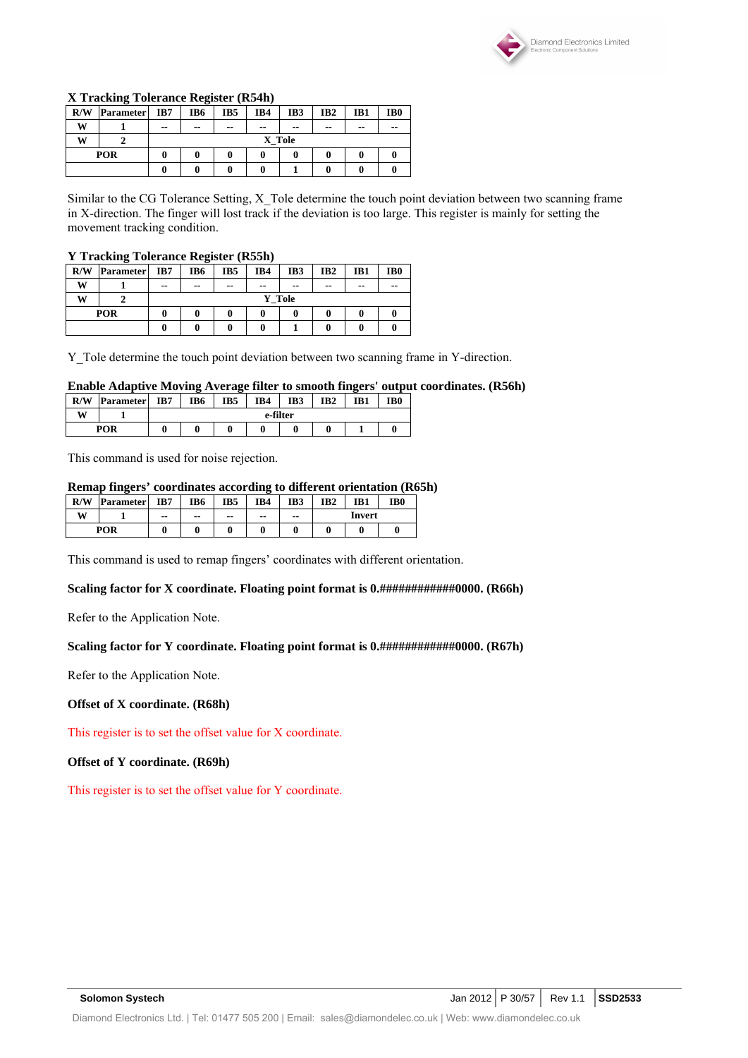**X Tracking Tolerance Register (R54h)**

| R/W | Parameter | IB7 | IB6 | IB5 | IB4 | IB3 | IB2 | IB1 | IB0 |
|---|---|---|---|---|---|---|---|---|---|
| W | 1 | -- | -- | -- | -- | -- | -- | -- | -- |
| W | 2 | X_Tole | | | | | | | |
| POR | | 0 | 0 | 0 | 0 | 0 | 0 | 0 | 0 |
| | | 0 | 0 | 0 | 0 | 1 | 0 | 0 | 0 |

Similar to the CG Tolerance Setting, X_Tole determine the touch point deviation between two scanning frame in X-direction. The finger will lost track if the deviation is too large. This register is mainly for setting the movement tracking condition.

**Y Tracking Tolerance Register (R55h)**

| R/W | Parameter | IB7 | IB6 | IB5 | IB4 | IB3 | IB2 | IB1 | IB0 |
|---|---|---|---|---|---|---|---|---|---|
| W | 1 | -- | -- | -- | -- | -- | -- | -- | -- |
| W | 2 | Y_Tole | | | | | | | |
| POR | | 0 | 0 | 0 | 0 | 0 | 0 | 0 | 0 |
| | | 0 | 0 | 0 | 0 | 1 | 0 | 0 | 0 |

Y_Tole determine the touch point deviation between two scanning frame in Y-direction.

**Enable Adaptive Moving Average filter to smooth fingers' output coordinates. (R56h)**

| R/W | Parameter | IB7 | IB6 | IB5 | IB4 | IB3 | IB2 | IB1 | IB0 |
|---|---|---|---|---|---|---|---|---|---|
| W | 1 | e-filter | | | | | | | |
| POR | | 0 | 0 | 0 | 0 | 0 | 0 | 1 | 0 |

This command is used for noise rejection.

**Remap fingers' coordinates according to different orientation (R65h)**

| R/W | Parameter | IB7 | IB6 | IB5 | IB4 | IB3 | IB2 | IB1 | IB0 |
|---|---|---|---|---|---|---|---|---|---|
| W | 1 | -- | -- | -- | -- | -- | Invert | | |
| POR | | 0 | 0 | 0 | 0 | 0 | 0 | 0 | 0 |

This command is used to remap fingers' coordinates with different orientation.

**Scaling factor for X coordinate. Floating point format is 0.############0000. (R66h)**

Refer to the Application Note.

**Scaling factor for Y coordinate. Floating point format is 0.############0000. (R67h)**

Refer to the Application Note.

**Offset of X coordinate. (R68h)**

This register is to set the offset value for X coordinate.

**Offset of Y coordinate. (R69h)**

This register is to set the offset value for Y coordinate.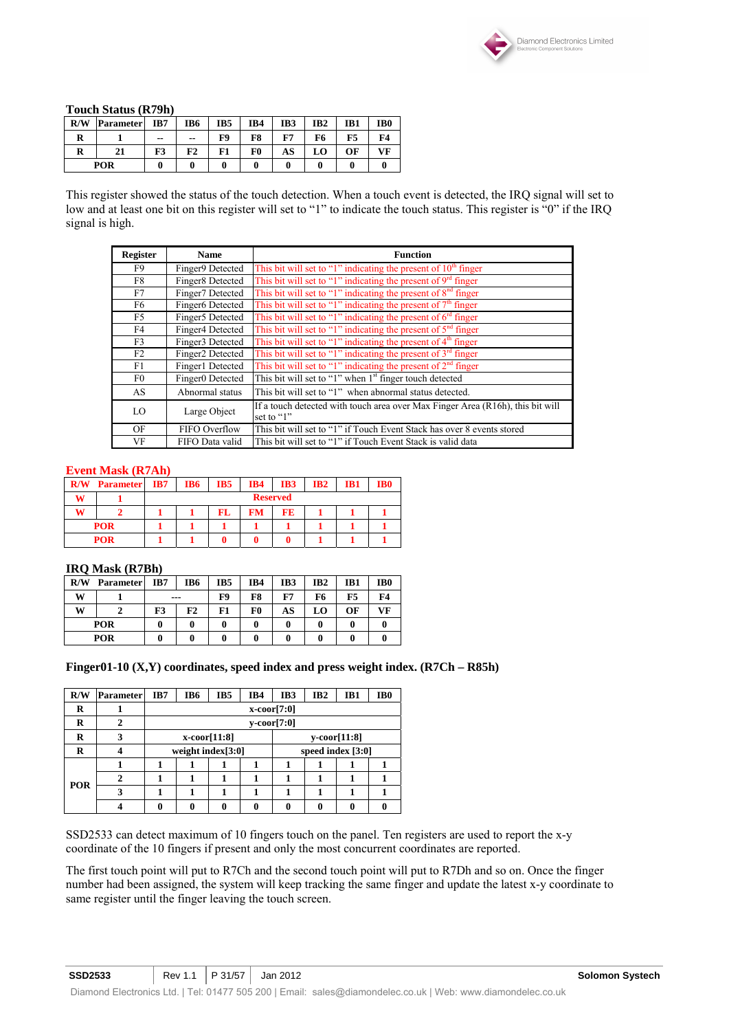**Touch Status (R79h)**

| R/W | Parameter | IB7 | IB6 | IB5 | IB4 | IB3 | IB2 | IB1 | IB0 |
|---|---|---|---|---|---|---|---|---|---|
| R | 1 | -- | -- | F9 | F8 | F7 | F6 | F5 | F4 |
| R | 21 | F3 | F2 | F1 | F0 | AS | LO | OF | VF |
| POR | | 0 | 0 | 0 | 0 | 0 | 0 | 0 | 0 |

This register showed the status of the touch detection. When a touch event is detected, the IRQ signal will set to low and at least one bit on this register will set to "1" to indicate the touch status. This register is "0" if the IRQ signal is high.

| Register | Name | Function |
|---|---|---|
| F9 | Finger9 Detected | This bit will set to "1" indicating the present of 10th finger |
| F8 | Finger8 Detected | This bit will set to "1" indicating the present of 9rd finger |
| F7 | Finger7 Detected | This bit will set to "1" indicating the present of 8nd finger |
| F6 | Finger6 Detected | This bit will set to "1" indicating the present of 7th finger |
| F5 | Finger5 Detected | This bit will set to "1" indicating the present of 6rd finger |
| F4 | Finger4 Detected | This bit will set to "1" indicating the present of 5nd finger |
| F3 | Finger3 Detected | This bit will set to "1" indicating the present of 4th finger |
| F2 | Finger2 Detected | This bit will set to "1" indicating the present of 3rd finger |
| F1 | Finger1 Detected | This bit will set to "1" indicating the present of 2nd finger |
| F0 | Finger0 Detected | This bit will set to "1" when 1st finger touch detected |
| AS | Abnormal status | This bit will set to "1" when abnormal status detected. |
| LO | Large Object | If a touch detected with touch area over Max Finger Area (R16h), this bit will set to "1" |
| OF | FIFO Overflow | This bit will set to "1" if Touch Event Stack has over 8 events stored |
| VF | FIFO Data valid | This bit will set to "1" if Touch Event Stack is valid data |

**Event Mask (R7Ah)**

| R/W | Parameter | IB7 | IB6 | IB5 | IB4 | IB3 | IB2 | IB1 | IB0 |
|---|---|---|---|---|---|---|---|---|---|
| W | 1 | Reserved | | | | | | | |
| W | 2 | 1 | 1 | FL | FM | FE | 1 | 1 | 1 |
| POR | | 1 | 1 | 1 | 1 | 1 | 1 | 1 | 1 |
| POR | | 1 | 1 | 0 | 0 | 0 | 1 | 1 | 1 |

**IRQ Mask (R7Bh)**

| R/W | Parameter | IB7 | IB6 | IB5 | IB4 | IB3 | IB2 | IB1 | IB0 |
|---|---|---|---|---|---|---|---|---|---|
| W | 1 | --- | | F9 | F8 | F7 | F6 | F5 | F4 |
| W | 2 | F3 | F2 | F1 | F0 | AS | LO | OF | VF |
| POR | | 0 | 0 | 0 | 0 | 0 | 0 | 0 | 0 |
| POR | | 0 | 0 | 0 | 0 | 0 | 0 | 0 | 0 |

**Finger01-10 (X,Y) coordinates, speed index and press weight index. (R7Ch – R85h)**

| R/W | Parameter | IB7 | IB6 | IB5 | IB4 | IB3 | IB2 | IB1 | IB0 |
|---|---|---|---|---|---|---|---|---|---|
| R | 1 | x-coor[7:0] | | | | | | | |
| R | 2 | y-coor[7:0] | | | | | | | |
| R | 3 | x-coor[11:8] | | | | y-coor[11:8] | | | |
| R | 4 | weight index[3:0] | | | | speed index [3:0] | | | |
| POR | 1 | 1 | 1 | 1 | 1 | 1 | 1 | 1 | 1 |
| | 2 | 1 | 1 | 1 | 1 | 1 | 1 | 1 | 1 |
| | 3 | 1 | 1 | 1 | 1 | 1 | 1 | 1 | 1 |
| | 4 | 0 | 0 | 0 | 0 | 0 | 0 | 0 | 0 |

SSD2533 can detect maximum of 10 fingers touch on the panel. Ten registers are used to report the x-y coordinate of the 10 fingers if present and only the most concurrent coordinates are reported.

The first touch point will put to R7Ch and the second touch point will put to R7Dh and so on. Once the finger number had been assigned, the system will keep tracking the same finger and update the latest x-y coordinate to same register until the finger leaving the touch screen.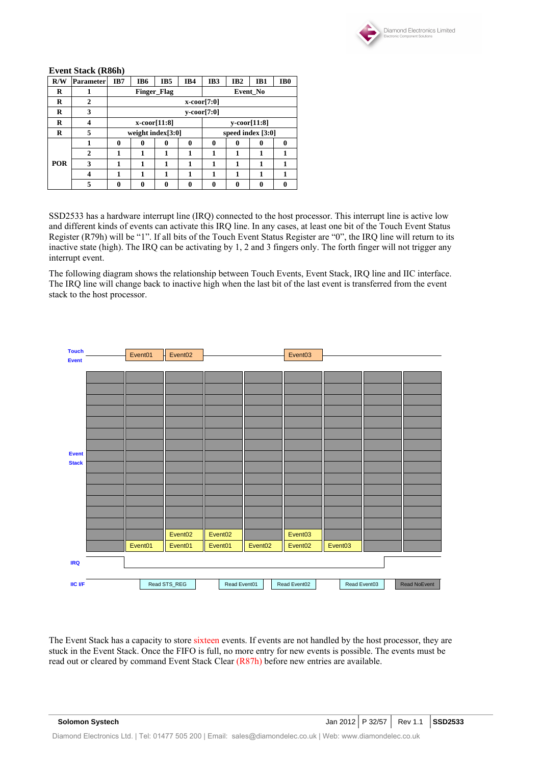**Event Stack (R86h)**

| R/W | Parameter | IB7 | IB6 | IB5 | IB4 | IB3 | IB2 | IB1 | IB0 |
|---|---|---|---|---|---|---|---|---|---|
| R | 1 | Finger_Flag | | | | Event_No | | | |
| R | 2 | x-coor[7:0] | | | | | | | |
| R | 3 | y-coor[7:0] | | | | | | | |
| R | 4 | x-coor[11:8] | | | | y-coor[11:8] | | | |
| R | 5 | weight index[3:0] | | | | speed index [3:0] | | | |
| POR | 1 | 0 | 0 | 0 | 0 | 0 | 0 | 0 | 0 |
| | 2 | 1 | 1 | 1 | 1 | 1 | 1 | 1 | 1 |
| | 3 | 1 | 1 | 1 | 1 | 1 | 1 | 1 | 1 |
| | 4 | 1 | 1 | 1 | 1 | 1 | 1 | 1 | 1 |
| | 5 | 0 | 0 | 0 | 0 | 0 | 0 | 0 | 0 |

SSD2533 has a hardware interrupt line (IRQ) connected to the host processor. This interrupt line is active low and different kinds of events can activate this IRQ line. In any cases, at least one bit of the Touch Event Status Register (R79h) will be "1". If all bits of the Touch Event Status Register are "0", the IRQ line will return to its inactive state (high). The IRQ can be activating by 1, 2 and 3 fingers only. The forth finger will not trigger any interrupt event.

The following diagram shows the relationship between Touch Events, Event Stack, IRQ line and IIC interface. The IRQ line will change back to inactive high when the last bit of the last event is transferred from the event stack to the host processor.

Touch Event: Event01, Event02, Event03

Event Stack: Event01 | Event02 / Event01 | Event02 / Event01 | Event02 | Event03 / Event02 | Event03

IRQ

IIC I/F: Read STS_REG | Read Event01 | Read Event02 | Read Event03 | Read NoEvent

The Event Stack has a capacity to store sixteen events. If events are not handled by the host processor, they are stuck in the Event Stack. Once the FIFO is full, no more entry for new events is possible. The events must be read out or cleared by command Event Stack Clear (R87h) before new entries are available.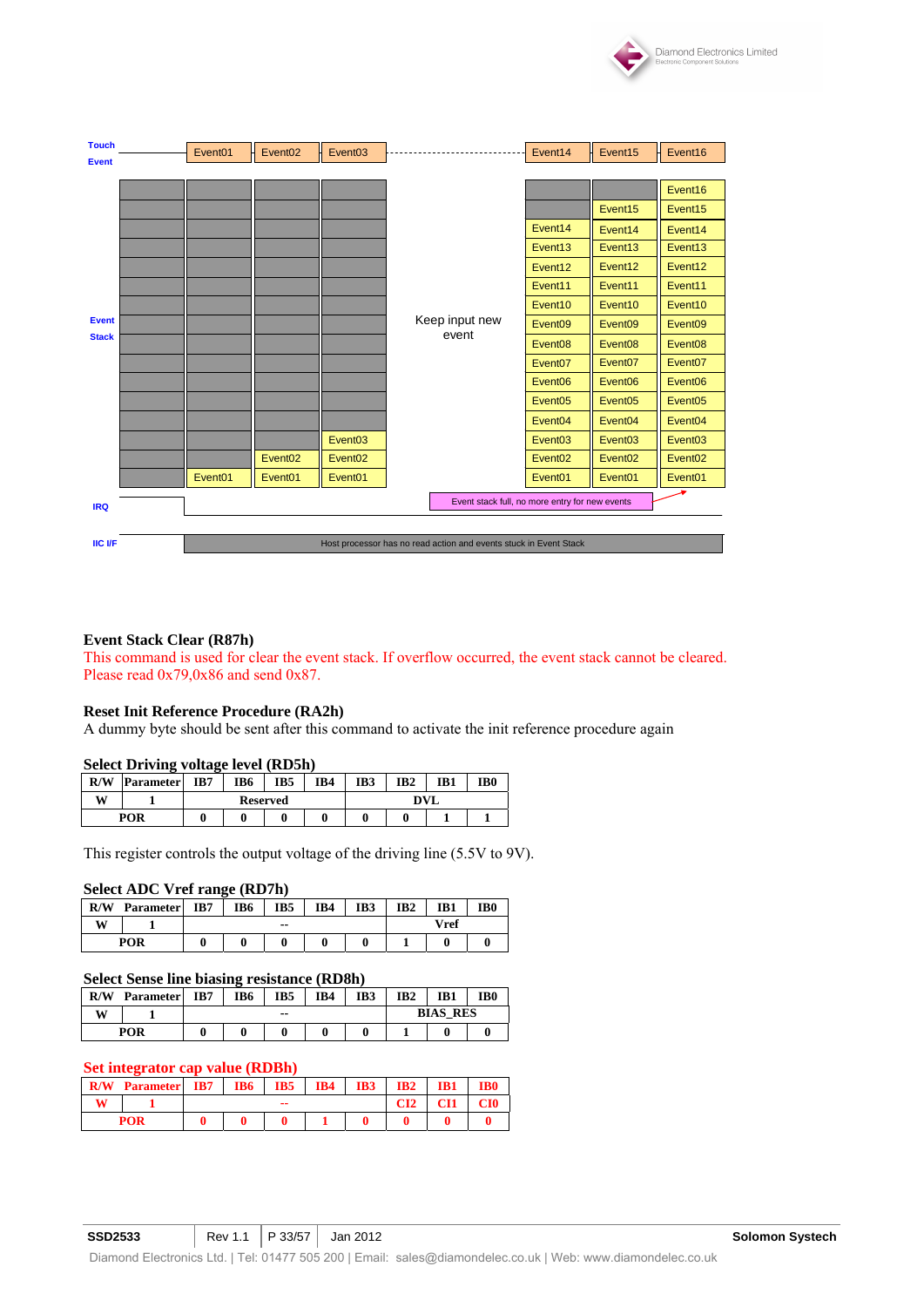Touch Event | Event01 | Event02 | Event03 | Event14 | Event15 | Event16

Event Stack

Keep input new event

Event stack full, no more entry for new events

IRQ

IIC I/F — Host processor has no read action and events stuck in Event Stack

**Event Stack Clear (R87h)**

This command is used for clear the event stack. If overflow occurred, the event stack cannot be cleared. Please read 0x79,0x86 and send 0x87.

**Reset Init Reference Procedure (RA2h)**

A dummy byte should be sent after this command to activate the init reference procedure again

**Select Driving voltage level (RD5h)**

| R/W | Parameter | IB7 | IB6 | IB5 | IB4 | IB3 | IB2 | IB1 | IB0 |
|---|---|---|---|---|---|---|---|---|---|
| W | 1 | Reserved | | | | DVL | | | |
| POR | | 0 | 0 | 0 | 0 | 0 | 0 | 1 | 1 |

This register controls the output voltage of the driving line (5.5V to 9V).

**Select ADC Vref range (RD7h)**

| R/W | Parameter | IB7 | IB6 | IB5 | IB4 | IB3 | IB2 | IB1 | IB0 |
|---|---|---|---|---|---|---|---|---|---|
| W | 1 | -- | | | | | Vref | | |
| POR | | 0 | 0 | 0 | 0 | 0 | 1 | 0 | 0 |

**Select Sense line biasing resistance (RD8h)**

| R/W | Parameter | IB7 | IB6 | IB5 | IB4 | IB3 | IB2 | IB1 | IB0 |
|---|---|---|---|---|---|---|---|---|---|
| W | 1 | -- | | | | | BIAS_RES | | |
| POR | | 0 | 0 | 0 | 0 | 0 | 1 | 0 | 0 |

**Set integrator cap value (RDBh)**

| R/W | Parameter | IB7 | IB6 | IB5 | IB4 | IB3 | IB2 | IB1 | IB0 |
|---|---|---|---|---|---|---|---|---|---|
| W | 1 | -- | | | | | CI2 | CI1 | CI0 |
| POR | | 0 | 0 | 0 | 1 | 0 | 0 | 0 | 0 |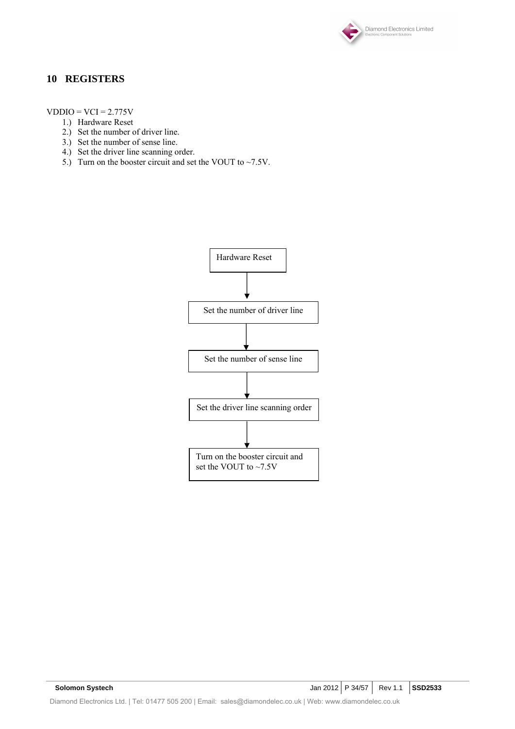# 10 REGISTERS

VDDIO = VCI = 2.775V

1.) Hardware Reset
2.) Set the number of driver line.
3.) Set the number of sense line.
4.) Set the driver line scanning order.
5.) Turn on the booster circuit and set the VOUT to ~7.5V.

Hardware Reset

↓

Set the number of driver line

↓

Set the number of sense line

↓

Set the driver line scanning order

↓

Turn on the booster circuit and set the VOUT to ~7.5V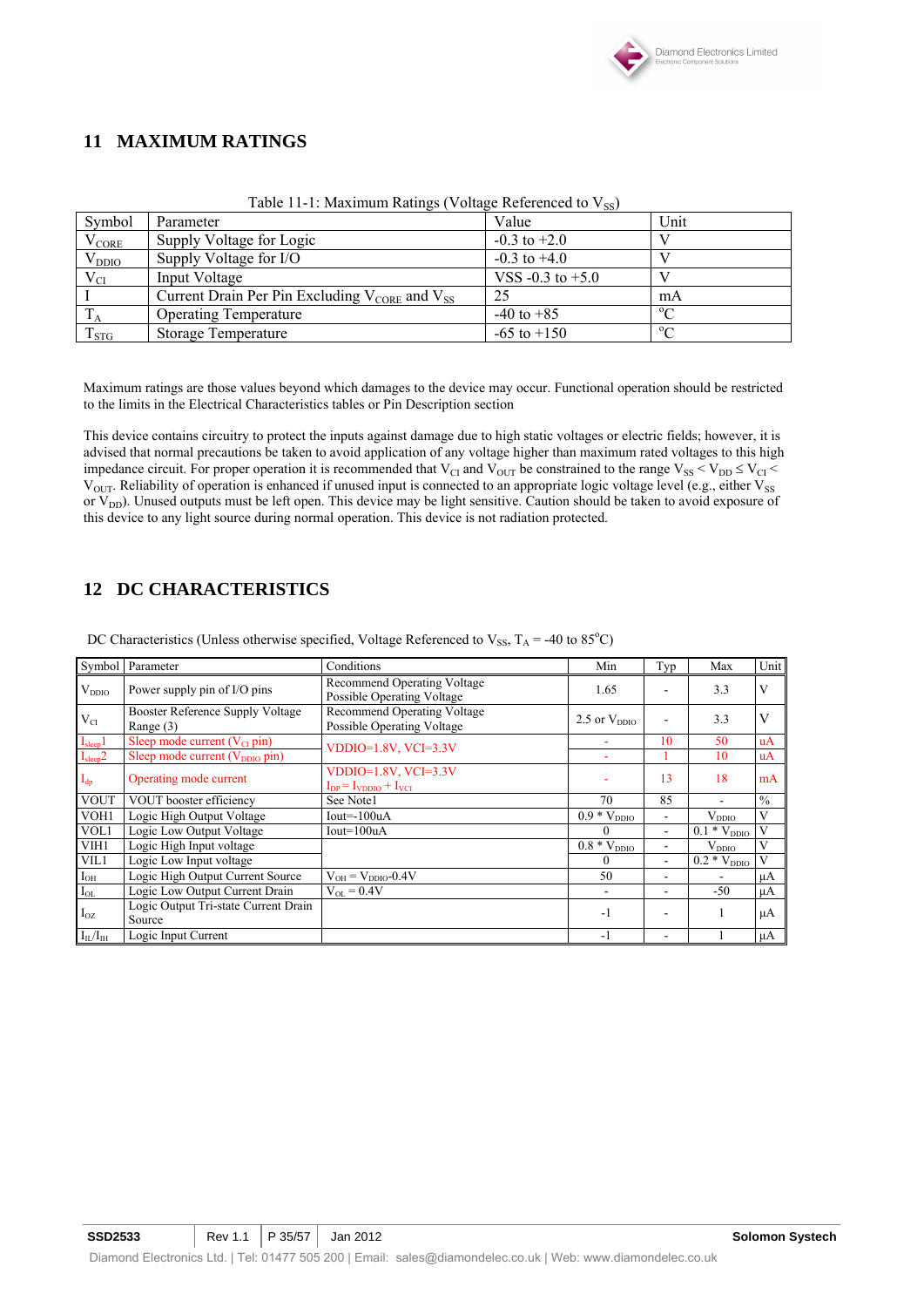## 11 MAXIMUM RATINGS

Table 11-1: Maximum Ratings (Voltage Referenced to $V_{SS}$)

| Symbol | Parameter | Value | Unit |
|---|---|---|---|
| $V_{CORE}$ | Supply Voltage for Logic | -0.3 to +2.0 | V |
| $V_{DDIO}$ | Supply Voltage for I/O | -0.3 to +4.0 | V |
| $V_{CI}$ | Input Voltage | VSS -0.3 to +5.0 | V |
| I | Current Drain Per Pin Excluding $V_{CORE}$ and $V_{SS}$ | 25 | mA |
| $T_A$ | Operating Temperature | -40 to +85 | °C |
| $T_{STG}$ | Storage Temperature | -65 to +150 | °C |

Maximum ratings are those values beyond which damages to the device may occur. Functional operation should be restricted to the limits in the Electrical Characteristics tables or Pin Description section

This device contains circuitry to protect the inputs against damage due to high static voltages or electric fields; however, it is advised that normal precautions be taken to avoid application of any voltage higher than maximum rated voltages to this high impedance circuit. For proper operation it is recommended that $V_{CI}$ and $V_{OUT}$ be constrained to the range $V_{SS} < V_{DD} \leq V_{CI} < V_{OUT}$. Reliability of operation is enhanced if unused input is connected to an appropriate logic voltage level (e.g., either $V_{SS}$ or $V_{DD}$). Unused outputs must be left open. This device may be light sensitive. Caution should be taken to avoid exposure of this device to any light source during normal operation. This device is not radiation protected.

## 12 DC CHARACTERISTICS

DC Characteristics (Unless otherwise specified, Voltage Referenced to $V_{SS}$, $T_A$ = -40 to 85°C)

| Symbol | Parameter | Conditions | Min | Typ | Max | Unit |
|---|---|---|---|---|---|---|
| $V_{DDIO}$ | Power supply pin of I/O pins | Recommend Operating Voltage<br>Possible Operating Voltage | 1.65 | - | 3.3 | V |
| $V_{CI}$ | Booster Reference Supply Voltage Range (3) | Recommend Operating Voltage<br>Possible Operating Voltage | 2.5 or $V_{DDIO}$ | - | 3.3 | V |
| $I_{sleep}1$ | Sleep mode current ($V_{CI}$ pin) | VDDIO=1.8V, VCI=3.3V | - | 10 | 50 | uA |
| $I_{sleep}2$ | Sleep mode current ($V_{DDIO}$ pin) | VDDIO=1.8V, VCI=3.3V | - | 1 | 10 | uA |
| $I_{dp}$ | Operating mode current | VDDIO=1.8V, VCI=3.3V<br>$I_{DP} = I_{VDDIO} + I_{VCI}$ | - | 13 | 18 | mA |
| VOUT | VOUT booster efficiency | See Note1 | 70 | 85 | - | % |
| VOH1 | Logic High Output Voltage | Iout=-100uA | 0.9 * $V_{DDIO}$ | - | $V_{DDIO}$ | V |
| VOL1 | Logic Low Output Voltage | Iout=100uA | 0 | - | 0.1 * $V_{DDIO}$ | V |
| VIH1 | Logic High Input voltage | | 0.8 * $V_{DDIO}$ | - | $V_{DDIO}$ | V |
| VIL1 | Logic Low Input voltage | | 0 | - | 0.2 * $V_{DDIO}$ | V |
| $I_{OH}$ | Logic High Output Current Source | $V_{OH} = V_{DDIO}$-0.4V | 50 | - | - | µA |
| $I_{OL}$ | Logic Low Output Current Drain | $V_{OL}$ = 0.4V | - | - | -50 | µA |
| $I_{OZ}$ | Logic Output Tri-state Current Drain Source | | -1 | - | 1 | µA |
| $I_{IL}/I_{IH}$ | Logic Input Current | | -1 | - | 1 | µA |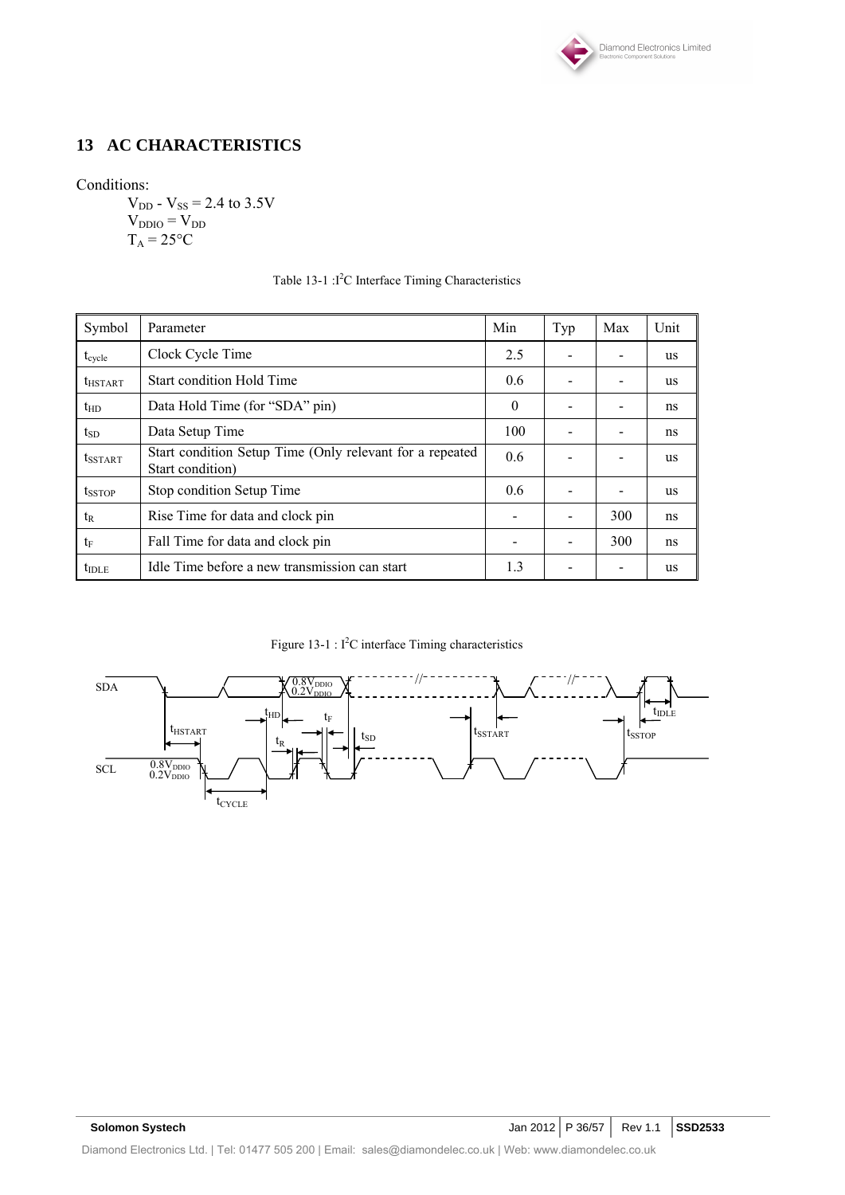# 13 AC CHARACTERISTICS

Conditions:

$V_{DD}$ - $V_{SS}$ = 2.4 to 3.5V
$V_{DDIO}$ = $V_{DD}$
$T_A$ = 25°C

Table 13-1 :I2C Interface Timing Characteristics

| Symbol | Parameter | Min | Typ | Max | Unit |
|---|---|---|---|---|---|
| $t_{cycle}$ | Clock Cycle Time | 2.5 | - | - | us |
| $t_{HSTART}$ | Start condition Hold Time | 0.6 | - | - | us |
| $t_{HD}$ | Data Hold Time (for "SDA" pin) | 0 | - | - | ns |
| $t_{SD}$ | Data Setup Time | 100 | - | - | ns |
| $t_{SSTART}$ | Start condition Setup Time (Only relevant for a repeated Start condition) | 0.6 | - | - | us |
| $t_{SSTOP}$ | Stop condition Setup Time | 0.6 | - | - | us |
| $t_R$ | Rise Time for data and clock pin | - | - | 300 | ns |
| $t_F$ | Fall Time for data and clock pin | - | - | 300 | ns |
| $t_{IDLE}$ | Idle Time before a new transmission can start | 1.3 | - | - | us |

Figure 13-1 : I2C interface Timing characteristics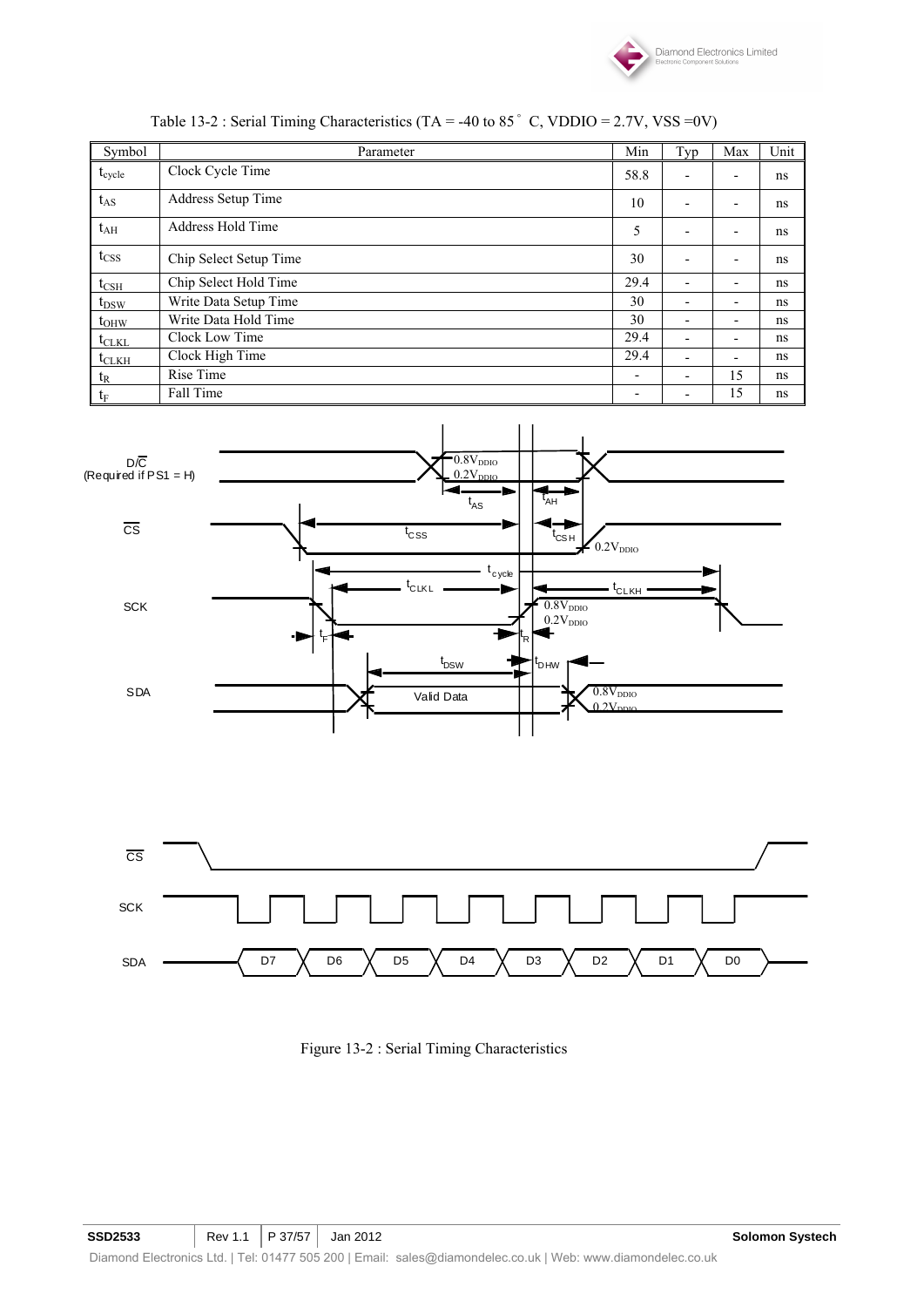Table 13-2 : Serial Timing Characteristics (TA = -40 to 85 ° C, VDDIO = 2.7V, VSS =0V)

| Symbol | Parameter | Min | Typ | Max | Unit |
|---|---|---|---|---|---|
| $t_{cycle}$ | Clock Cycle Time | 58.8 | - | - | ns |
| $t_{AS}$ | Address Setup Time | 10 | - | - | ns |
| $t_{AH}$ | Address Hold Time | 5 | - | - | ns |
| $t_{CSS}$ | Chip Select Setup Time | 30 | - | - | ns |
| $t_{CSH}$ | Chip Select Hold Time | 29.4 | - | - | ns |
| $t_{DSW}$ | Write Data Setup Time | 30 | - | - | ns |
| $t_{DHW}$ | Write Data Hold Time | 30 | - | - | ns |
| $t_{CLKL}$ | Clock Low Time | 29.4 | - | - | ns |
| $t_{CLKH}$ | Clock High Time | 29.4 | - | - | ns |
| $t_R$ | Rise Time | - | - | 15 | ns |
| $t_F$ | Fall Time | - | - | 15 | ns |

Figure 13-2 : Serial Timing Characteristics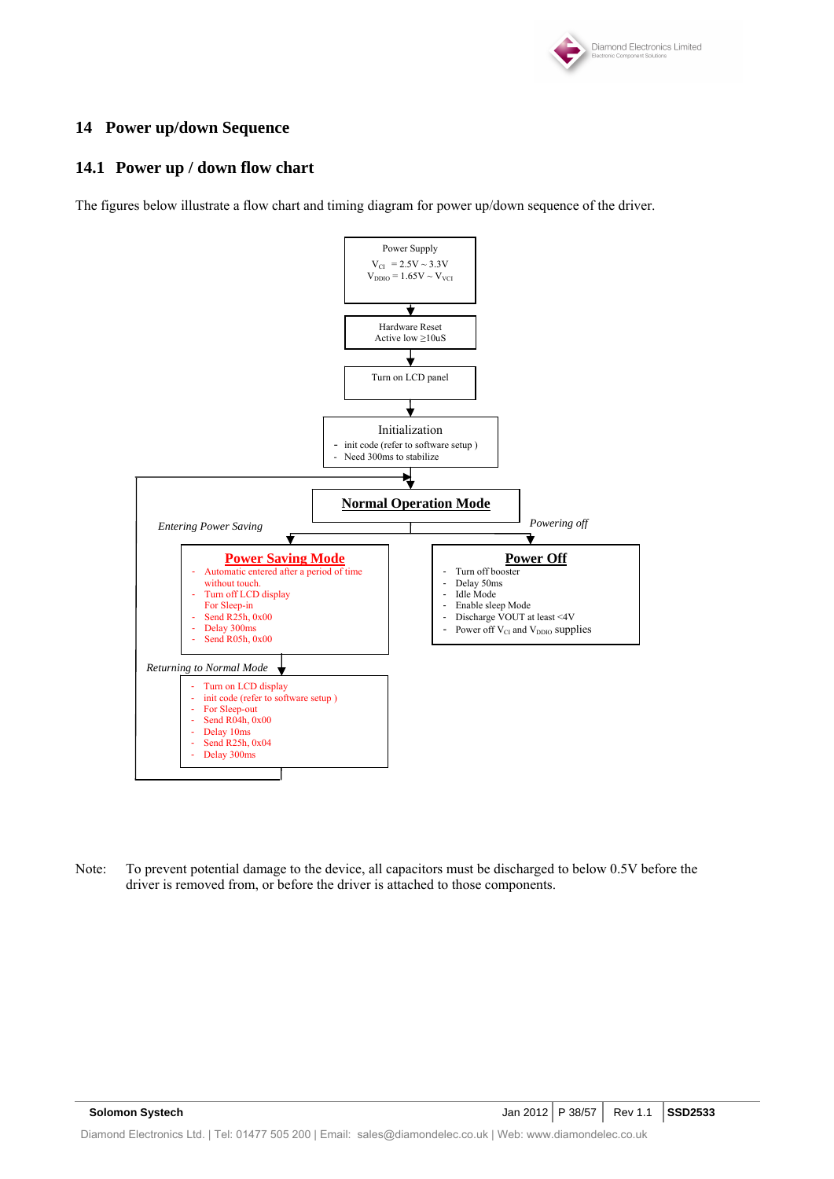# 14 Power up/down Sequence

## 14.1 Power up / down flow chart

The figures below illustrate a flow chart and timing diagram for power up/down sequence of the driver.

Power Supply
$V_{CI}$ = 2.5V ~ 3.3V
$V_{DDIO}$ = 1.65V ~ $V_{VCI}$

↓

Hardware Reset
Active low ≥10uS

↓

Turn on LCD panel

↓

Initialization
- init code (refer to software setup )
- Need 300ms to stabilize

↓

**Normal Operation Mode**

*Entering Power Saving* →

**Power Saving Mode**
- Automatic entered after a period of time without touch.
- Turn off LCD display
  For Sleep-in
- Send R25h, 0x00
- Delay 300ms
- Send R05h, 0x00

*Returning to Normal Mode* →

- Turn on LCD display
- init code (refer to software setup )
- For Sleep-out
- Send R04h, 0x00
- Delay 10ms
- Send R25h, 0x04
- Delay 300ms

(returns to Normal Operation Mode)

*Powering off* →

**Power Off**
- Turn off booster
- Delay 50ms
- Idle Mode
- Enable sleep Mode
- Discharge VOUT at least <4V
- Power off $V_{CI}$ and $V_{DDIO}$ supplies

Note: To prevent potential damage to the device, all capacitors must be discharged to below 0.5V before the driver is removed from, or before the driver is attached to those components.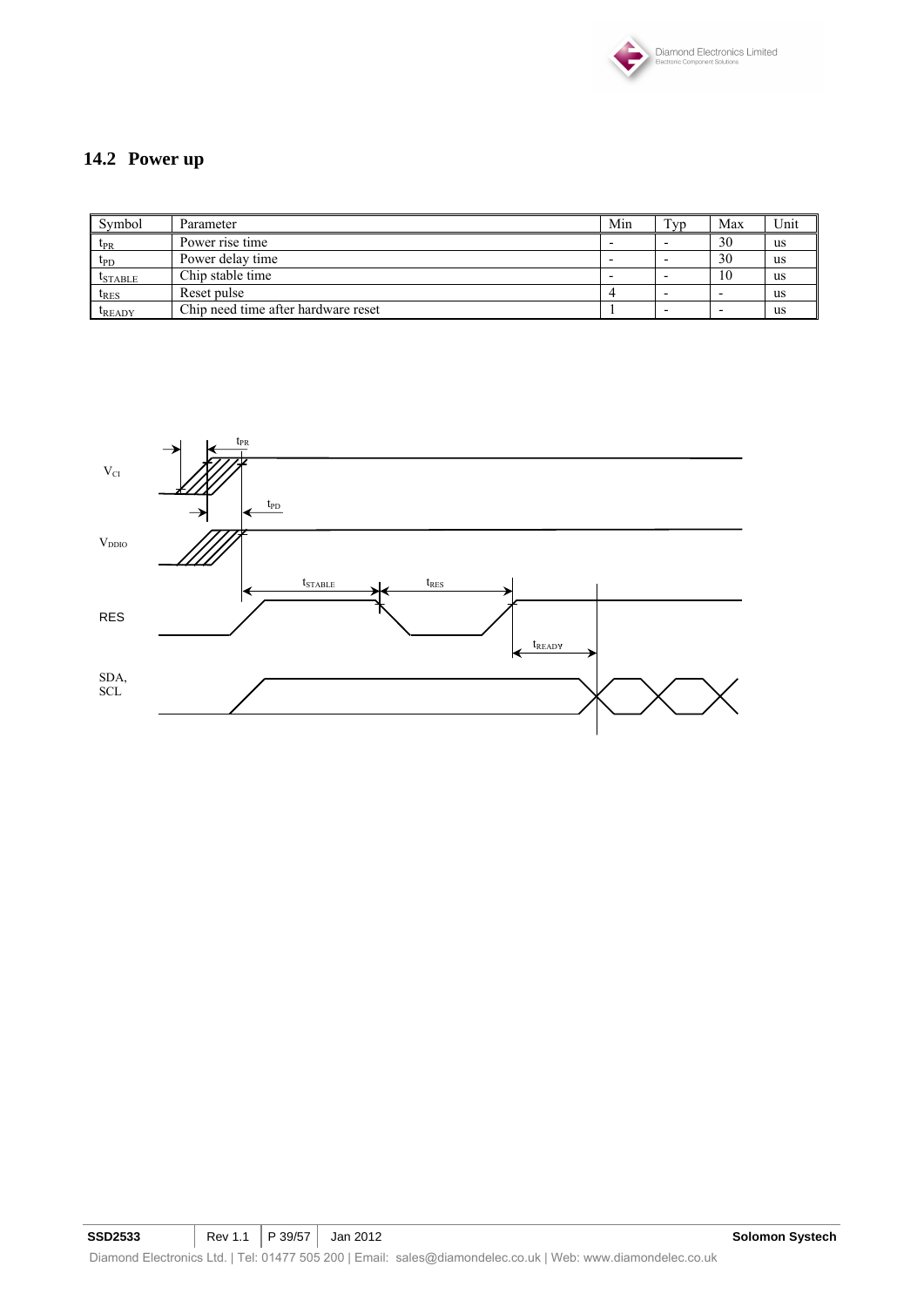## 14.2 Power up

| Symbol | Parameter | Min | Typ | Max | Unit |
|---|---|---|---|---|---|
| $t_{PR}$ | Power rise time | - | - | 30 | us |
| $t_{PD}$ | Power delay time | - | - | 30 | us |
| $t_{STABLE}$ | Chip stable time | - | - | 10 | us |
| $t_{RES}$ | Reset pulse | 4 | - | - | us |
| $t_{READY}$ | Chip need time after hardware reset | 1 | - | - | us |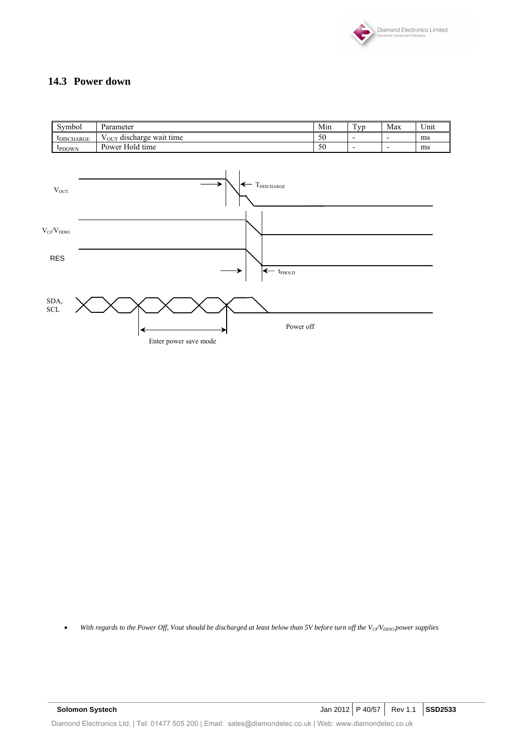## 14.3 Power down

| Symbol | Parameter | Min | Typ | Max | Unit |
|---|---|---|---|---|---|
| $t_{DISCHARGE}$ | $V_{OUT}$ discharge wait time | 50 | - | - | ms |
| $t_{PDOWN}$ | Power Hold time | 50 | - | - | ms |

- *With regards to the Power Off, Vout should be discharged at least below than 5V before turn off the $V_{CI}/V_{DDIO}$ power supplies*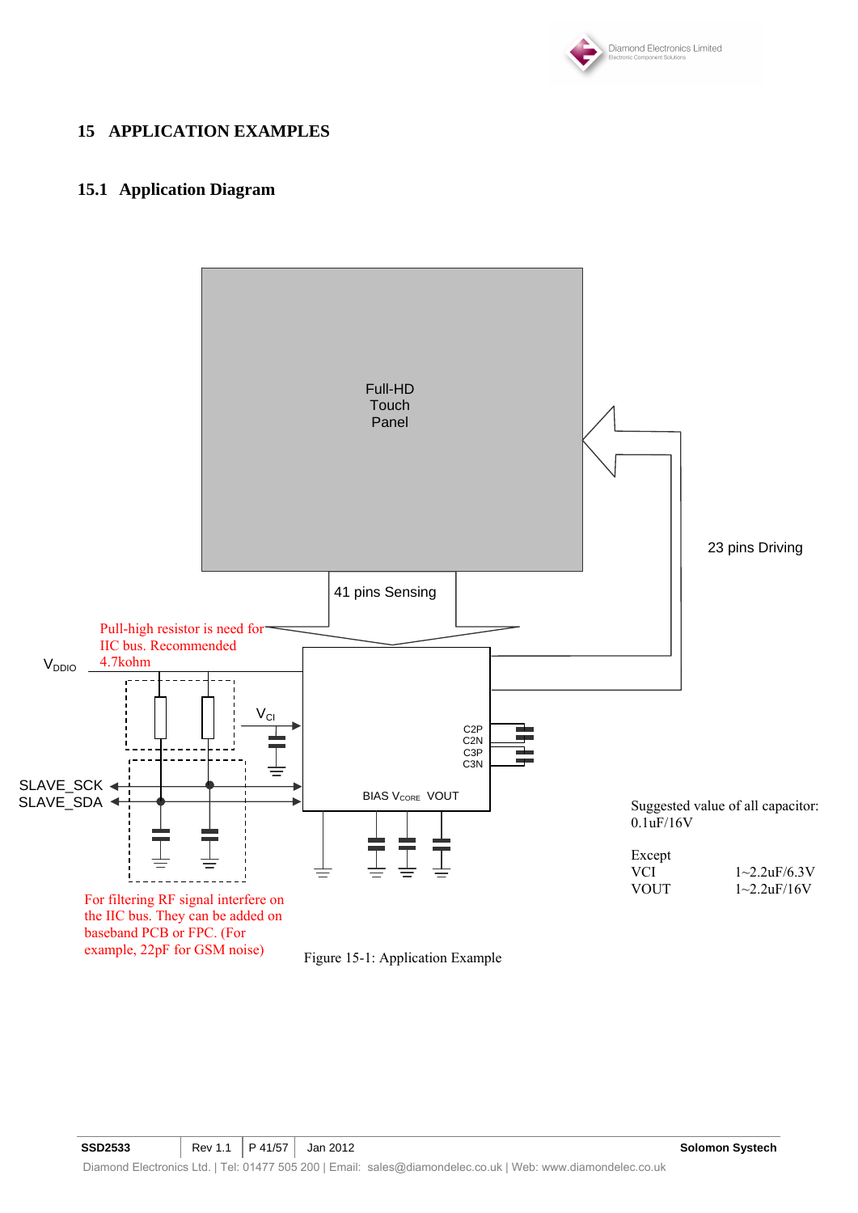# 15 APPLICATION EXAMPLES

## 15.1 Application Diagram

Full-HD Touch Panel

41 pins Sensing

23 pins Driving

Pull-high resistor is need for IIC bus. Recommended 4.7kohm

$V_{DDIO}$

$V_{CI}$

C2P C2N C3P C3N

SLAVE_SCK

SLAVE_SDA

BIAS $V_{CORE}$ VOUT

For filtering RF signal interfere on the IIC bus. They can be added on baseband PCB or FPC. (For example, 22pF for GSM noise)

Suggested value of all capacitor: 0.1uF/16V

Except

| | |
|---|---|
| VCI | 1~2.2uF/6.3V |
| VOUT | 1~2.2uF/16V |

Figure 15-1: Application Example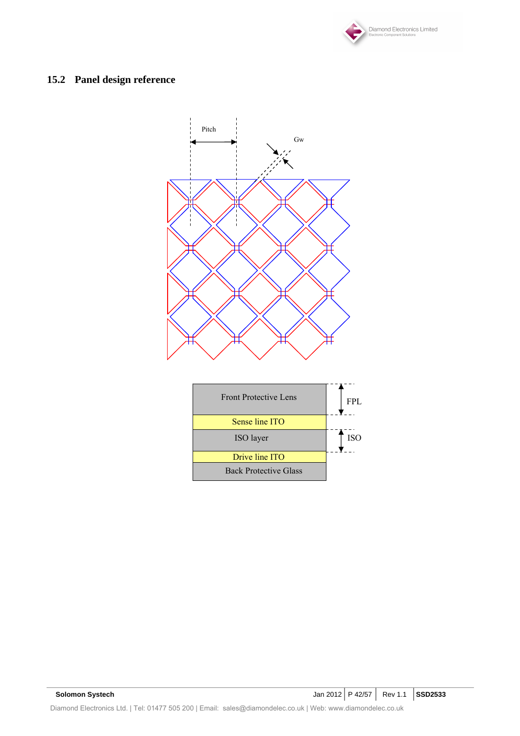## 15.2 Panel design reference

Pitch

Gw

| Front Protective Lens | FPL |
|---|---|
| Sense line ITO | |
| ISO layer | ISO |
| Drive line ITO | |
| Back Protective Glass | |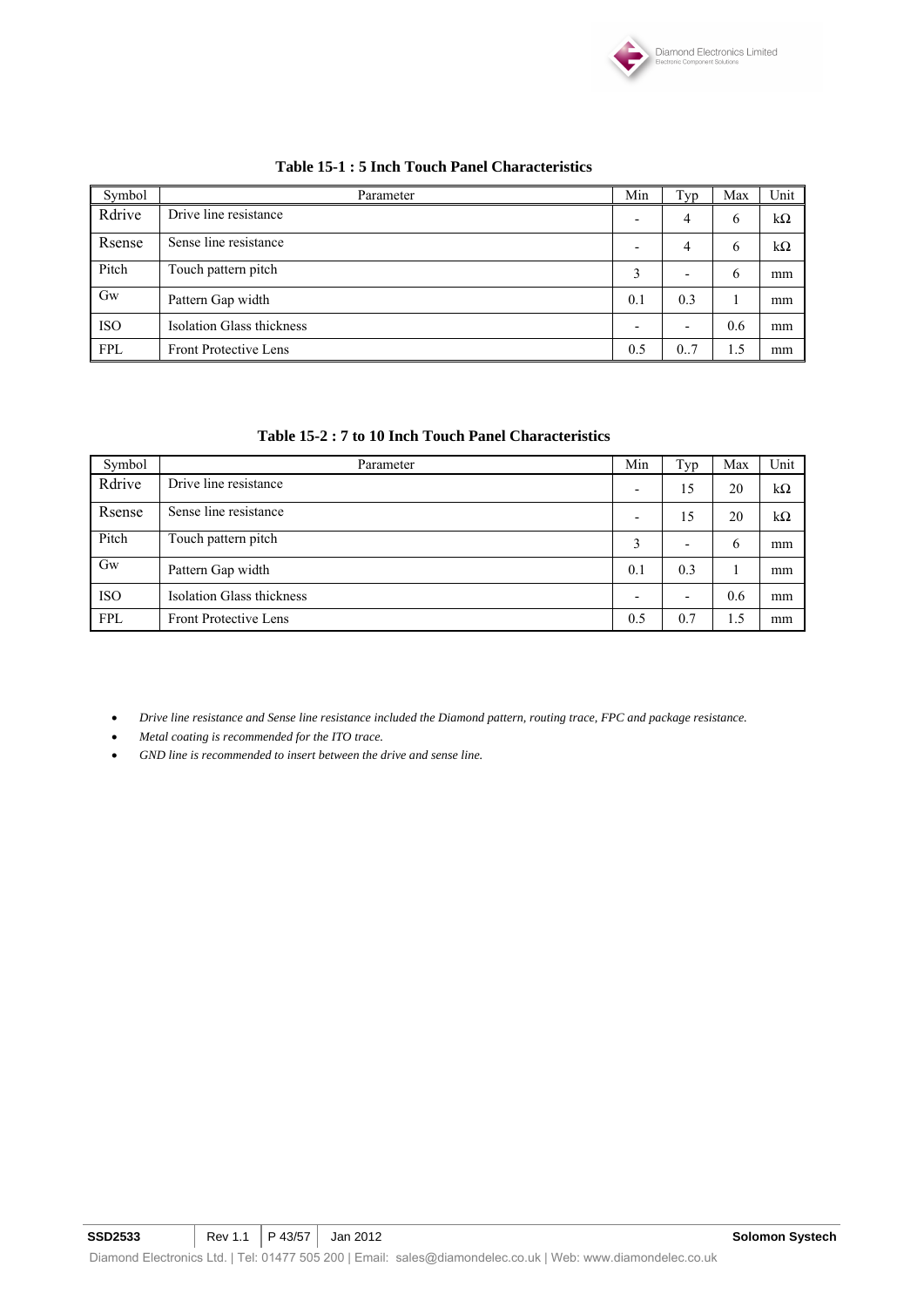**Table 15-1 : 5 Inch Touch Panel Characteristics**

| Symbol | Parameter | Min | Typ | Max | Unit |
|---|---|---|---|---|---|
| Rdrive | Drive line resistance | - | 4 | 6 | kΩ |
| Rsense | Sense line resistance | - | 4 | 6 | kΩ |
| Pitch | Touch pattern pitch | 3 | - | 6 | mm |
| Gw | Pattern Gap width | 0.1 | 0.3 | 1 | mm |
| ISO | Isolation Glass thickness | - | - | 0.6 | mm |
| FPL | Front Protective Lens | 0.5 | 0..7 | 1.5 | mm |

**Table 15-2 : 7 to 10 Inch Touch Panel Characteristics**

| Symbol | Parameter | Min | Typ | Max | Unit |
|---|---|---|---|---|---|
| Rdrive | Drive line resistance | - | 15 | 20 | kΩ |
| Rsense | Sense line resistance | - | 15 | 20 | kΩ |
| Pitch | Touch pattern pitch | 3 | - | 6 | mm |
| Gw | Pattern Gap width | 0.1 | 0.3 | 1 | mm |
| ISO | Isolation Glass thickness | - | - | 0.6 | mm |
| FPL | Front Protective Lens | 0.5 | 0.7 | 1.5 | mm |

- *Drive line resistance and Sense line resistance included the Diamond pattern, routing trace, FPC and package resistance.*
- *Metal coating is recommended for the ITO trace.*
- *GND line is recommended to insert between the drive and sense line.*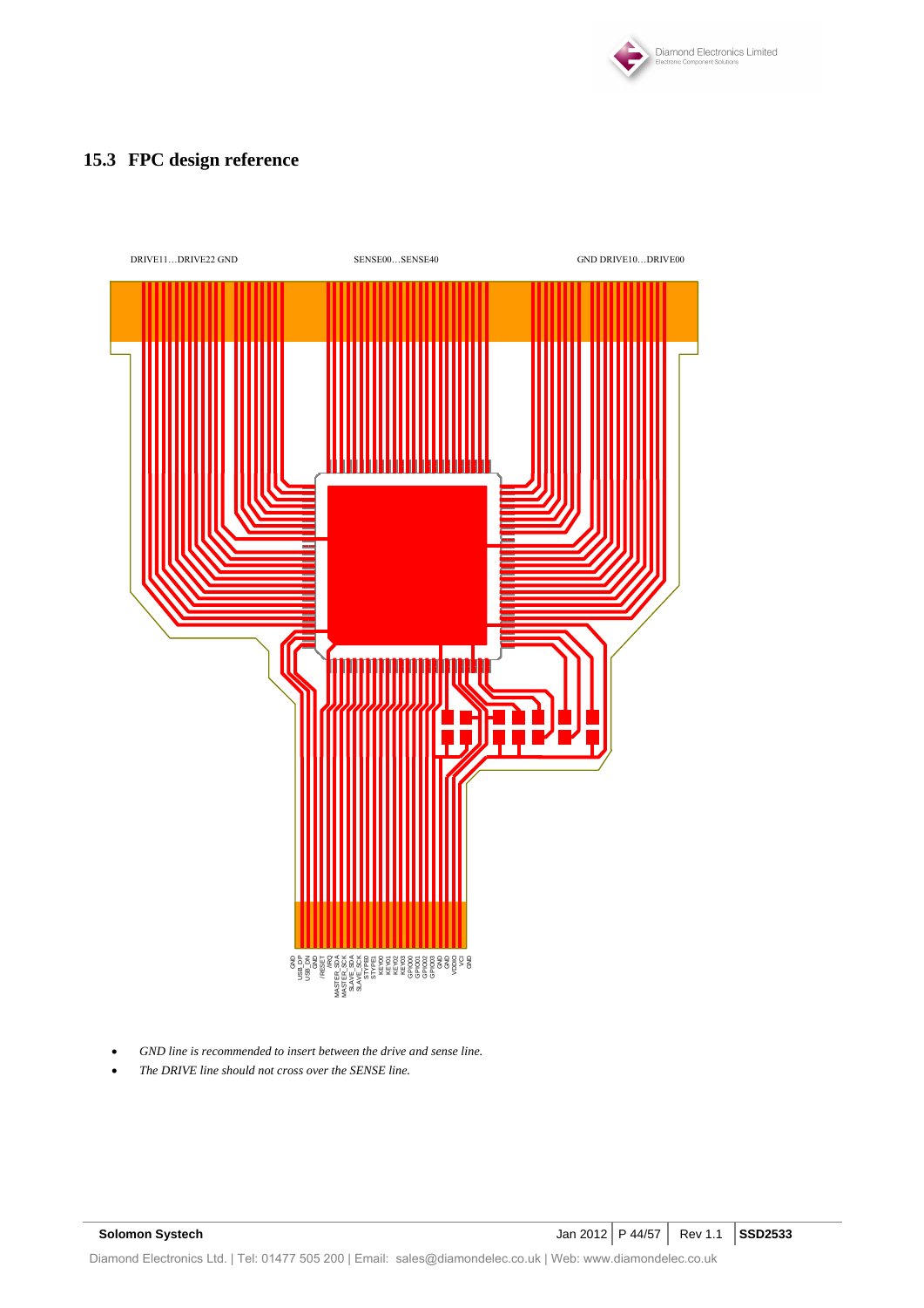## 15.3 FPC design reference

DRIVE11…DRIVE22 GND

SENSE00…SENSE40

GND DRIVE10…DRIVE00

GND USB_DP USB_DN GND /RESET /IRQ MASTER_SDA MASTER_SCK SLAVE_SDA SLAVE_SCK STYPE0 STYPE1 KEY00 KEY01 KEY02 KEY03 GPIO00 GPIO01 GPIO02 GPIO03 GND GND VDDIO VCI GND

- *GND line is recommended to insert between the drive and sense line.*
- *The DRIVE line should not cross over the SENSE line.*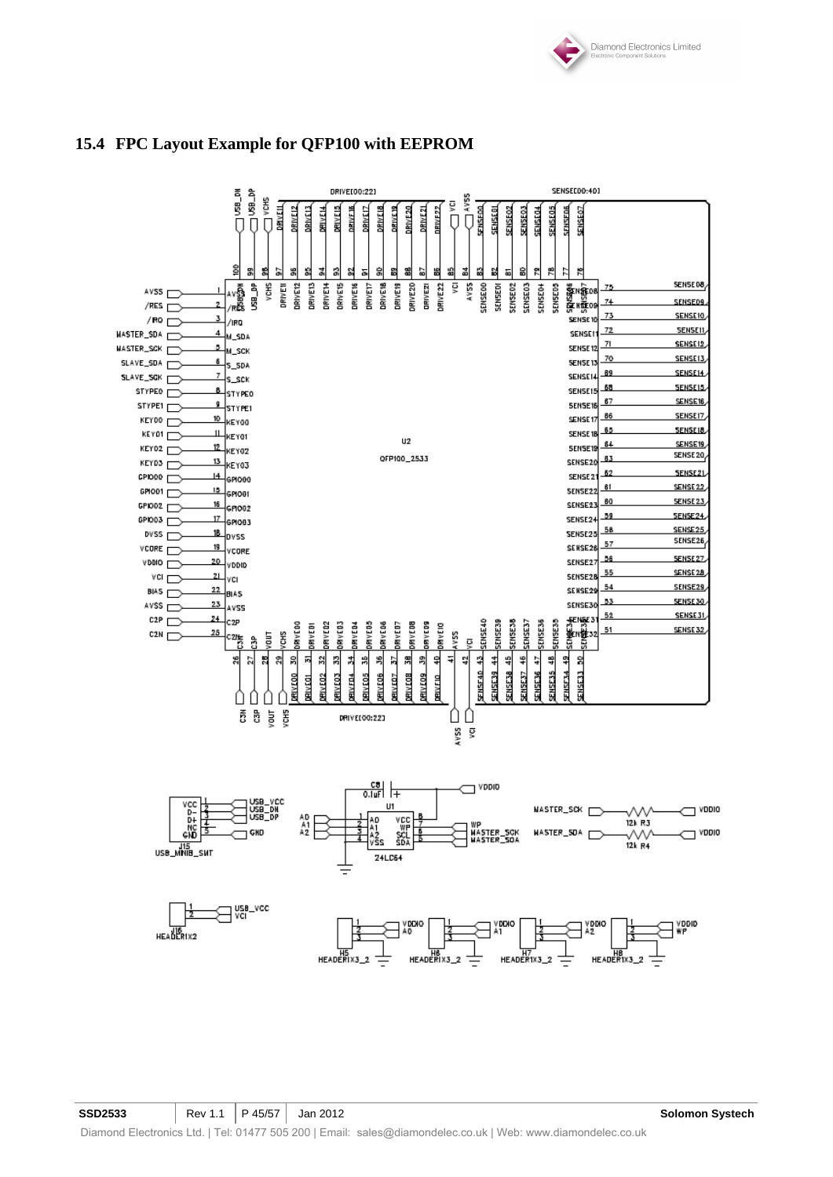## 15.4 FPC Layout Example for QFP100 with EEPROM

DRIVE[00:22]

SENSE[00:40]

U2

QFP100_2533

| Pin | Name | Pin | Name |
| --- | --- | --- | --- |
| 1 | AVSS | 26 | C3N |
| 2 | /RES | 27 | C3P |
| 3 | /IRQ | 28 | VOUT |
| 4 | M_SDA (MASTER_SDA) | 29 | VCHS |
| 5 | M_SCK (MASTER_SCK) | 30 | DRIVE00 |
| 6 | S_SDA (SLAVE_SDA) | 31 | DRIVE01 |
| 7 | S_SCK (SLAVE_SCK) | 32 | DRIVE02 |
| 8 | STYPE0 | 33 | DRIVE03 |
| 9 | STYPE1 | 34 | DRIVE04 |
| 10 | KEY00 | 35 | DRIVE05 |
| 11 | KEY01 | 36 | DRIVE06 |
| 12 | KEY02 | 37 | DRIVE07 |
| 13 | KEY03 | 38 | DRIVE08 |
| 14 | GPIO00 | 39 | DRIVE09 |
| 15 | GPIO01 | 40 | DRIVE10 |
| 16 | GPIO02 | 41 | AVSS |
| 17 | GPIO03 | 42 | VCI |
| 18 | DVSS | 43 | SENSE40 |
| 19 | VCORE | 44 | SENSE39 |
| 20 | VDDIO | 45 | SENSE38 |
| 21 | VCI | 46 | SENSE37 |
| 22 | BIAS | 47 | SENSE36 |
| 23 | AVSS | 48 | SENSE35 |
| 24 | C2P | 49 | SENSE34 |
| 25 | C2N | 50 | SENSE33 |

| Pin | Name | Pin | Name |
| --- | --- | --- | --- |
| 51 | SENSE32 | 76 | SENSE07 |
| 52 | SENSE31 | 77 | SENSE06 |
| 53 | SENSE30 | 78 | SENSE05 |
| 54 | SENSE29 | 79 | SENSE04 |
| 55 | SENSE28 | 80 | SENSE03 |
| 56 | SENSE27 | 81 | SENSE02 |
| 57 | SENSE26 | 82 | SENSE01 |
| 58 | SENSE25 | 83 | SENSE00 |
| 59 | SENSE24 | 84 | AVSS |
| 60 | SENSE23 | 85 | VCI |
| 61 | SENSE22 | 86 | DRIVE22 |
| 62 | SENSE21 | 87 | DRIVE21 |
| 63 | SENSE20 | 88 | DRIVE20 |
| 64 | SENSE19 | 89 | DRIVE19 |
| 65 | SENSE18 | 90 | DRIVE18 |
| 66 | SENSE17 | 91 | DRIVE17 |
| 67 | SENSE16 | 92 | DRIVE16 |
| 68 | SENSE15 | 93 | DRIVE15 |
| 69 | SENSE14 | 94 | DRIVE14 |
| 70 | SENSE13 | 95 | DRIVE13 |
| 71 | SENSE12 | 96 | DRIVE12 |
| 72 | SENSE11 | 97 | DRIVE11 |
| 73 | SENSE10 | 98 | VCHS |
| 74 | SENSE09 | 99 | USB_DP |
| 75 | SENSE08 | 100 | USB_DN |

J15 USB_MINIB_SMT: 1 VCC – USB_VCC, 2 D- – USB_DN, 3 D+ – USB_DP, 4 NC, 5 GND – GND

U1 24LC64: 1 A0 – A0, 2 A1 – A1, 3 A2 – A2, 4 VSS, 5 SDA – MASTER_SDA, 6 SCL – MASTER_SCK, 7 WP – WP, 8 VCC – VDDIO; C8 0.1uF to VDDIO

MASTER_SCK – 12k R3 – VDDIO

MASTER_SDA – 12k R4 – VDDIO

J16 HEADER1X2: 1 USB_VCC, 2 VCI

H5 HEADER1X3_2: VDDIO, A0

H6 HEADER1X3_2: VDDIO, A1

H7 HEADER1X3_2: VDDIO, A2

H8 HEADER1X3_2: VDDIO, WP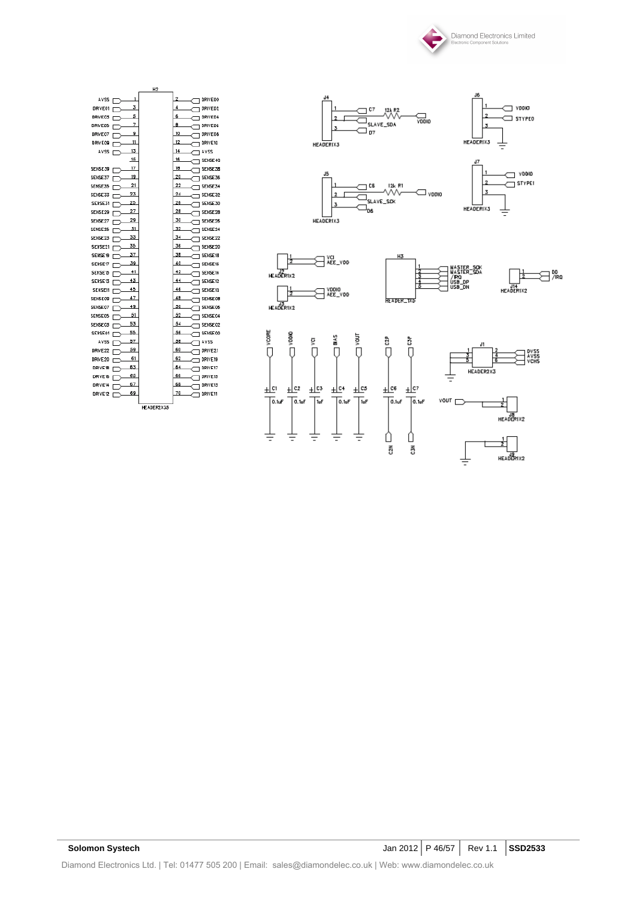**H2 (HEADER2X35)**

| Signal | Pin | Pin | Signal |
|---|---|---|---|
| AVSS | 1 | 2 | DRIVE00 |
| DRIVE01 | 3 | 4 | DRIVE02 |
| DRIVE03 | 5 | 6 | DRIVE04 |
| DRIVE05 | 7 | 8 | DRIVE06 |
| DRIVE07 | 9 | 10 | DRIVE08 |
| DRIVE09 | 11 | 12 | DRIVE10 |
| AVSS | 13 | 14 | AVSS |
| | 15 | 16 | SENSE40 |
| SENSE39 | 17 | 18 | SENSE38 |
| SENSE37 | 19 | 20 | SENSE36 |
| SENSE35 | 21 | 22 | SENSE34 |
| SENSE33 | 23 | 24 | SENSE32 |
| SENSE31 | 25 | 26 | SENSE30 |
| SENSE29 | 27 | 28 | SENSE28 |
| SENSE27 | 29 | 30 | SENSE26 |
| SENSE25 | 31 | 32 | SENSE24 |
| SENSE23 | 33 | 34 | SENSE22 |
| SENSE21 | 35 | 36 | SENSE20 |
| SENSE19 | 37 | 38 | SENSE18 |
| SENSE17 | 39 | 40 | SENSE16 |
| SENSE15 | 41 | 42 | SENSE14 |
| SENSE13 | 43 | 44 | SENSE12 |
| SENSE11 | 45 | 46 | SENSE10 |
| SENSE09 | 47 | 48 | SENSE08 |
| SENSE07 | 49 | 50 | SENSE06 |
| SENSE05 | 51 | 52 | SENSE04 |
| SENSE03 | 53 | 54 | SENSE02 |
| SENSE01 | 55 | 56 | SENSE00 |
| AVSS | 57 | 58 | AVSS |
| DRIVE22 | 59 | 60 | DRIVE21 |
| DRIVE20 | 61 | 62 | DRIVE19 |
| DRIVE18 | 63 | 64 | DRIVE17 |
| DRIVE16 | 65 | 66 | DRIVE15 |
| DRIVE14 | 67 | 68 | DRIVE13 |
| DRIVE12 | 69 | 70 | DRIVE11 |

**J4 (HEADER1X3)**: 1 – C7; 2 – SLAVE_SDA (12k R2 to VDDIO); 3 – D7

**J5 (HEADER1X3)**: 1 – C6; 2 – SLAVE_SCK (12k R1 to VDDIO); 3 – D6

**J6 (HEADER1X3)**: 1 – VDDIO; 2 – STYPE0; 3 – GND

**J7 (HEADER1X3)**: 1 – VDDIO; 2 – STYPE1; 3 – GND

**J2 (HEADER1X2)**: 1 – VCI; 2 – AEE_VDD

**J3 (HEADER1X2)**: 1 – VDDIO; 2 – AEE_VDD

**H3 (HEADER_1X5)**: 1 – MASTER_SCK; 2 – MASTER_SDA; 3 – /IRQ; 4 – USB_DP; 5 – USB_DN

**J14 (HEADER1X2)**: 1 – D0; 2 – /IRQ

**Capacitors**: C1 0.1uF (VCORE); C2 0.1uF (VDDIO); C3 1uF (VCI); C4 0.1uF (BIAS); C5 1uF (VOUT); C6 0.1uF (C2P – C2N); C7 0.1uF (C3P – C3N)

**J1 (HEADER2X3)**: 1, 3, 5 – GND; 2 – DVSS; 4 – AVSS; 6 – VCHS

**J8 (HEADER1X2)**: VOUT

**J9 (HEADER1X2)**: GND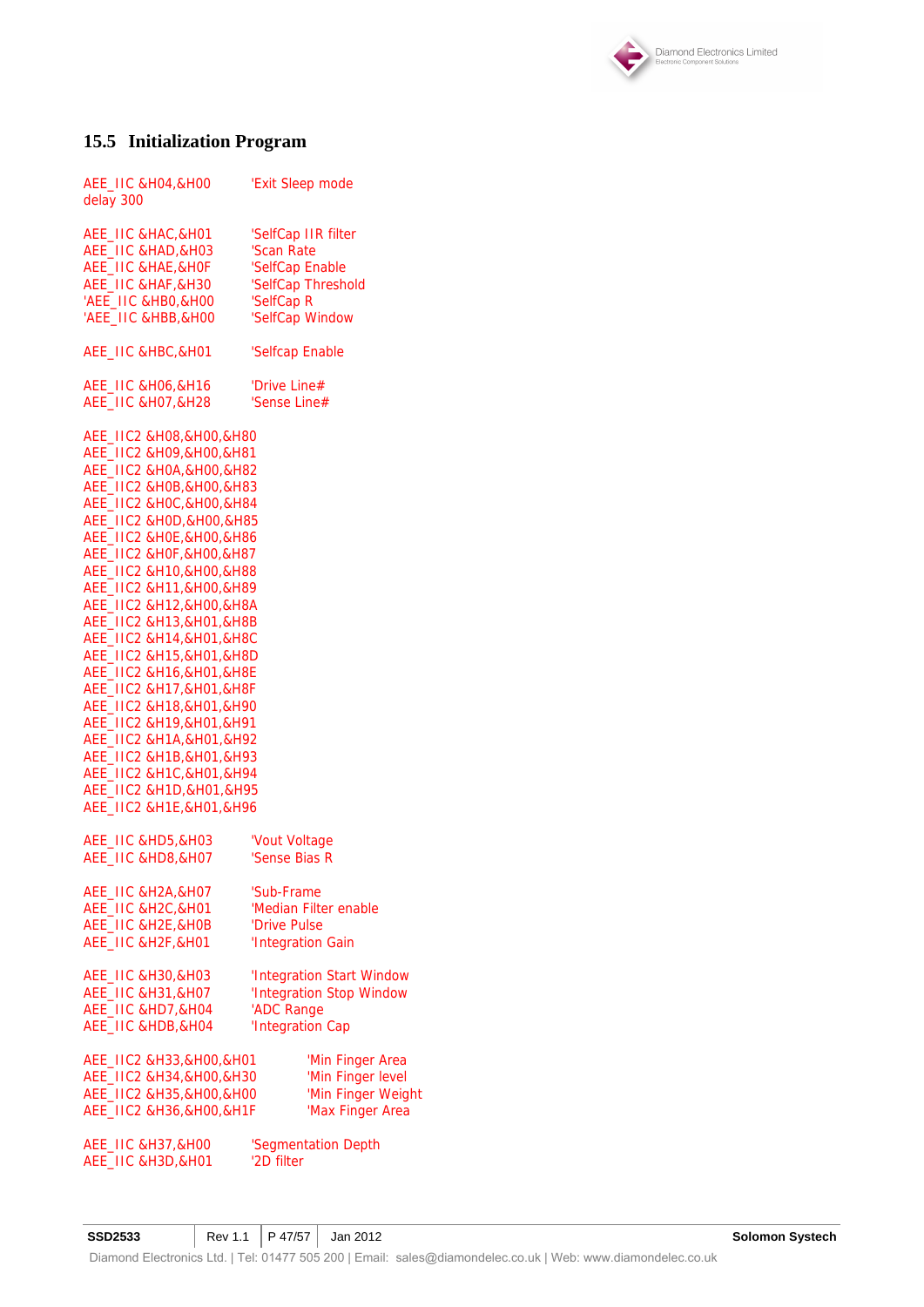## 15.5 Initialization Program

```
AEE_IIC &H04,&H00        'Exit Sleep mode
delay 300

AEE_IIC &HAC,&H01        'SelfCap IIR filter
AEE_IIC &HAD,&H03        'Scan Rate
AEE_IIC &HAE,&H0F        'SelfCap Enable
AEE_IIC &HAF,&H30        'SelfCap Threshold
'AEE_IIC &HB0,&H00       'SelfCap R
'AEE_IIC &HBB,&H00       'SelfCap Window

AEE_IIC &HBC,&H01        'Selfcap Enable

AEE_IIC &H06,&H16        'Drive Line#
AEE_IIC &H07,&H28        'Sense Line#

AEE_IIC2 &H08,&H00,&H80
AEE_IIC2 &H09,&H00,&H81
AEE_IIC2 &H0A,&H00,&H82
AEE_IIC2 &H0B,&H00,&H83
AEE_IIC2 &H0C,&H00,&H84
AEE_IIC2 &H0D,&H00,&H85
AEE_IIC2 &H0E,&H00,&H86
AEE_IIC2 &H0F,&H00,&H87
AEE_IIC2 &H10,&H00,&H88
AEE_IIC2 &H11,&H00,&H89
AEE_IIC2 &H12,&H00,&H8A
AEE_IIC2 &H13,&H01,&H8B
AEE_IIC2 &H14,&H01,&H8C
AEE_IIC2 &H15,&H01,&H8D
AEE_IIC2 &H16,&H01,&H8E
AEE_IIC2 &H17,&H01,&H8F
AEE_IIC2 &H18,&H01,&H90
AEE_IIC2 &H19,&H01,&H91
AEE_IIC2 &H1A,&H01,&H92
AEE_IIC2 &H1B,&H01,&H93
AEE_IIC2 &H1C,&H01,&H94
AEE_IIC2 &H1D,&H01,&H95
AEE_IIC2 &H1E,&H01,&H96

AEE_IIC &HD5,&H03        'Vout Voltage
AEE_IIC &HD8,&H07        'Sense Bias R

AEE_IIC &H2A,&H07        'Sub-Frame
AEE_IIC &H2C,&H01        'Median Filter enable
AEE_IIC &H2E,&H0B        'Drive Pulse
AEE_IIC &H2F,&H01        'Integration Gain

AEE_IIC &H30,&H03        'Integration Start Window
AEE_IIC &H31,&H07        'Integration Stop Window
AEE_IIC &HD7,&H04        'ADC Range
AEE_IIC &HDB,&H04        'Integration Cap

AEE_IIC2 &H33,&H00,&H01          'Min Finger Area
AEE_IIC2 &H34,&H00,&H30          'Min Finger level
AEE_IIC2 &H35,&H00,&H00          'Min Finger Weight
AEE_IIC2 &H36,&H00,&H1F          'Max Finger Area

AEE_IIC &H37,&H00        'Segmentation Depth
AEE_IIC &H3D,&H01        '2D filter
```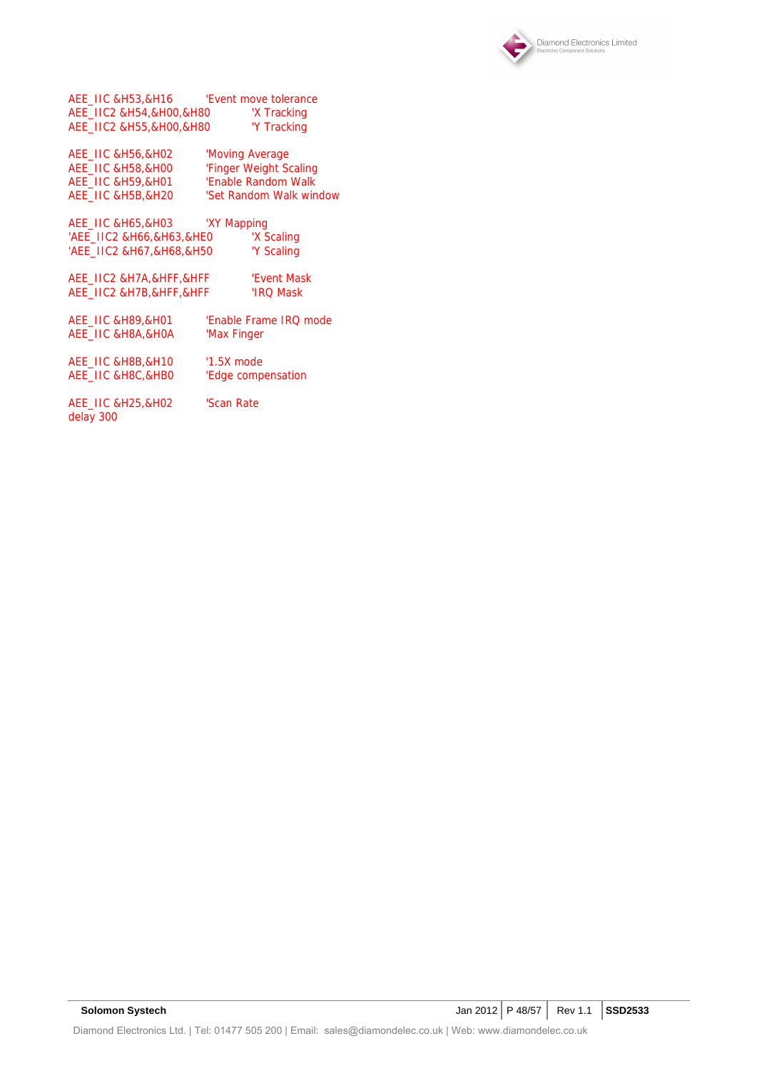```
AEE_IIC &H53,&H16          'Event move tolerance
AEE_IIC2 &H54,&H00,&H80    'X Tracking
AEE_IIC2 &H55,&H00,&H80    'Y Tracking

AEE_IIC &H56,&H02          'Moving Average
AEE_IIC &H58,&H00          'Finger Weight Scaling
AEE_IIC &H59,&H01          'Enable Random Walk
AEE_IIC &H5B,&H20          'Set Random Walk window

AEE_IIC &H65,&H03          'XY Mapping
'AEE_IIC2 &H66,&H63,&HE0   'X Scaling
'AEE_IIC2 &H67,&H68,&H50   'Y Scaling

AEE_IIC2 &H7A,&HFF,&HFF    'Event Mask
AEE_IIC2 &H7B,&HFF,&HFF    'IRQ Mask

AEE_IIC &H89,&H01          'Enable Frame IRQ mode
AEE_IIC &H8A,&H0A          'Max Finger

AEE_IIC &H8B,&H10          '1.5X mode
AEE_IIC &H8C,&HB0          'Edge compensation

AEE_IIC &H25,&H02          'Scan Rate
delay 300
```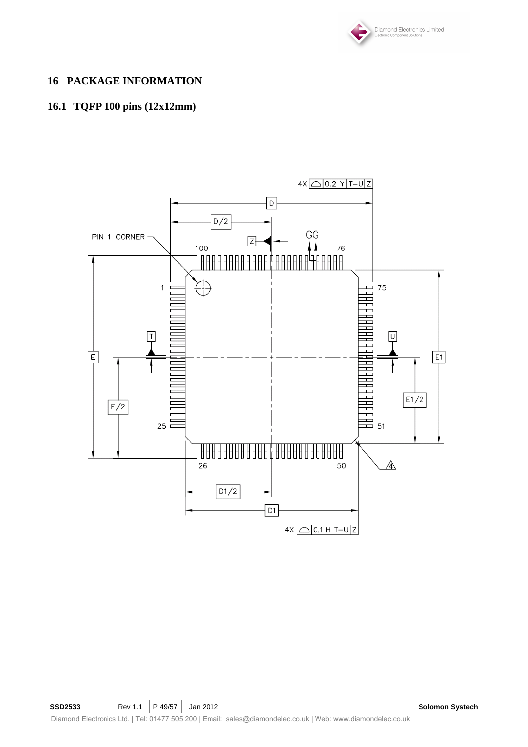## 16 PACKAGE INFORMATION

### 16.1 TQFP 100 pins (12x12mm)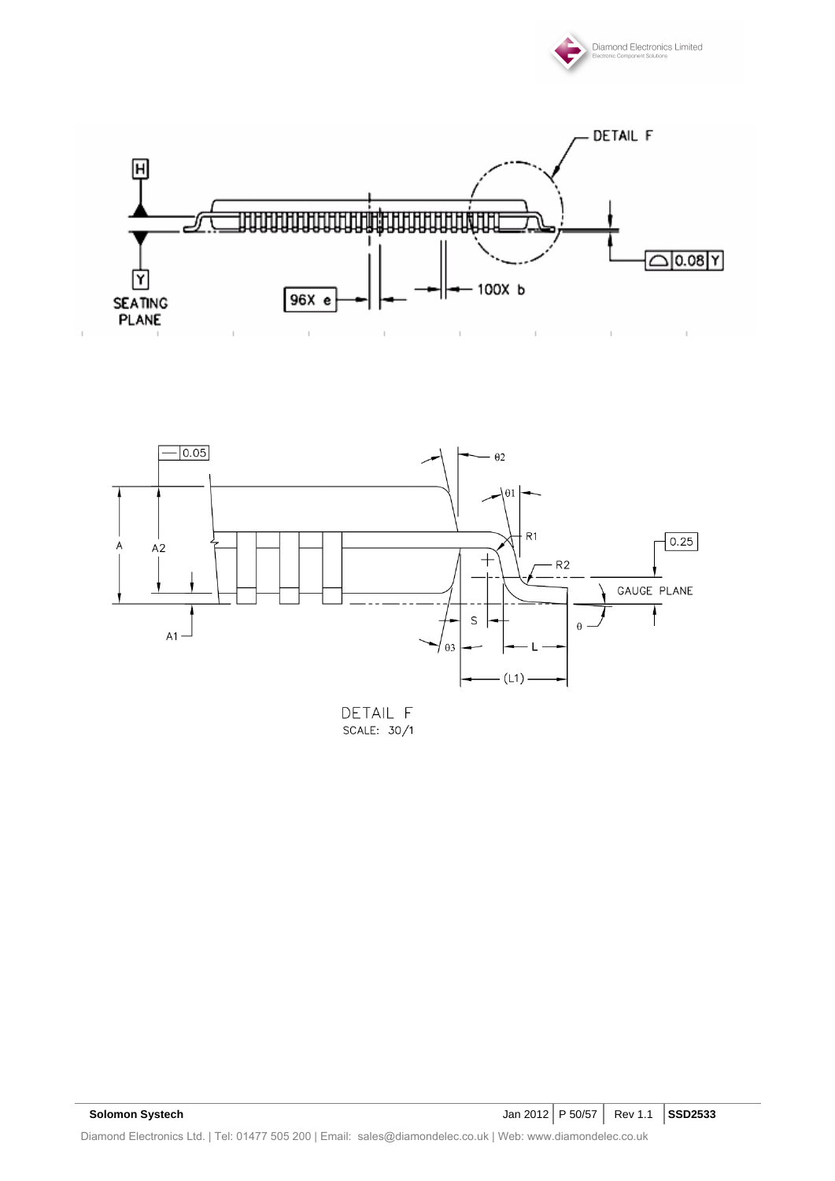DETAIL F

96X e

100X b

SEATING PLANE

0.08 Y

0.05

A

A2

A1

θ2

θ1

R1

R2

0.25

GAUGE PLANE

S

θ

θ3

L

(L1)

DETAIL F
SCALE: 30/1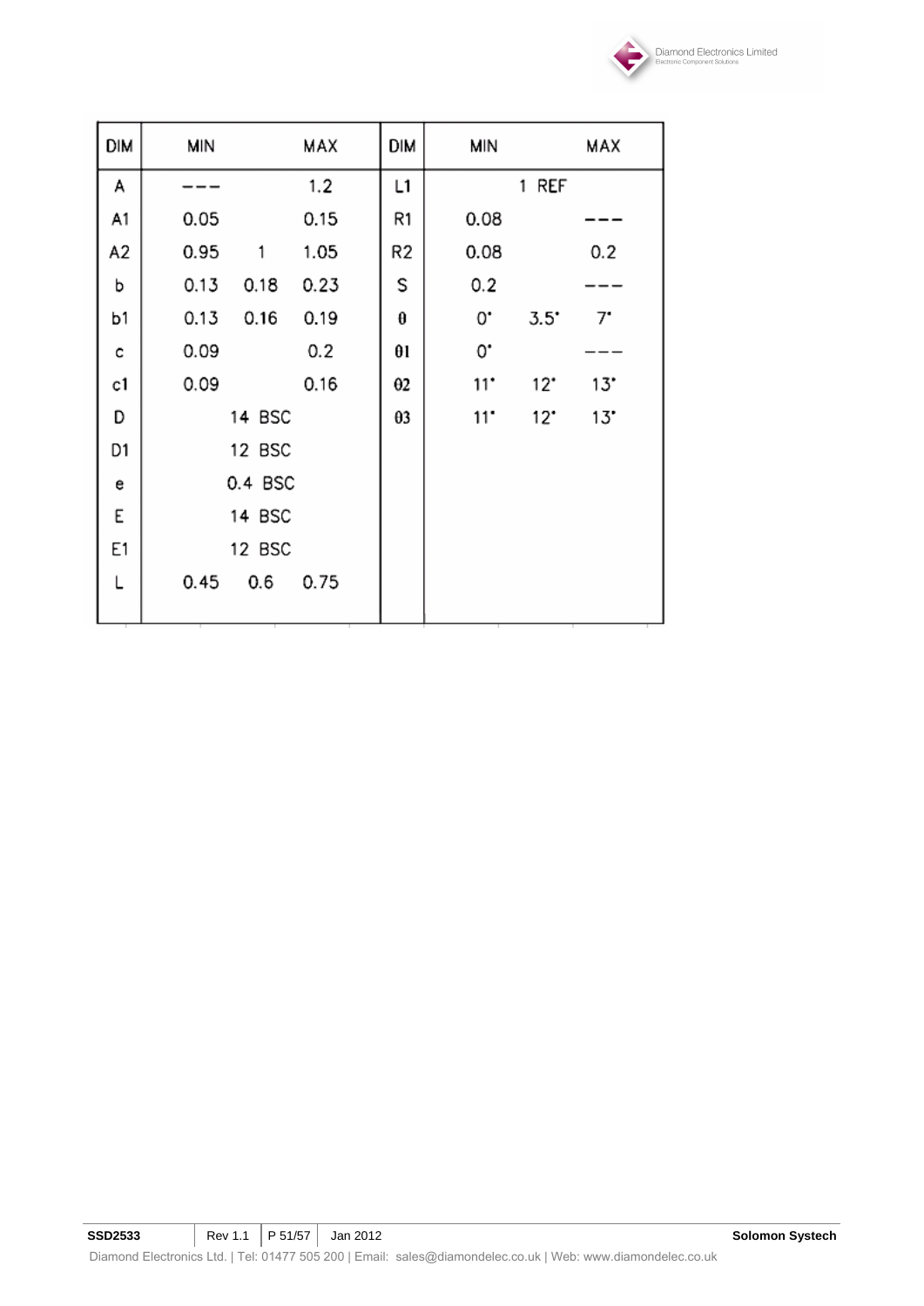| DIM | MIN | | MAX | DIM | MIN | | MAX |
|---|---|---|---|---|---|---|---|
| A | --- | | 1.2 | L1 | | 1 REF | |
| A1 | 0.05 | | 0.15 | R1 | 0.08 | | --- |
| A2 | 0.95 | 1 | 1.05 | R2 | 0.08 | | 0.2 |
| b | 0.13 | 0.18 | 0.23 | S | 0.2 | | --- |
| b1 | 0.13 | 0.16 | 0.19 | θ | 0° | 3.5° | 7° |
| c | 0.09 | | 0.2 | θ1 | 0° | | --- |
| c1 | 0.09 | | 0.16 | θ2 | 11° | 12° | 13° |
| D | | 14 BSC | | θ3 | 11° | 12° | 13° |
| D1 | | 12 BSC | | | | | |
| e | | 0.4 BSC | | | | | |
| E | | 14 BSC | | | | | |
| E1 | | 12 BSC | | | | | |
| L | 0.45 | 0.6 | 0.75 | | | | |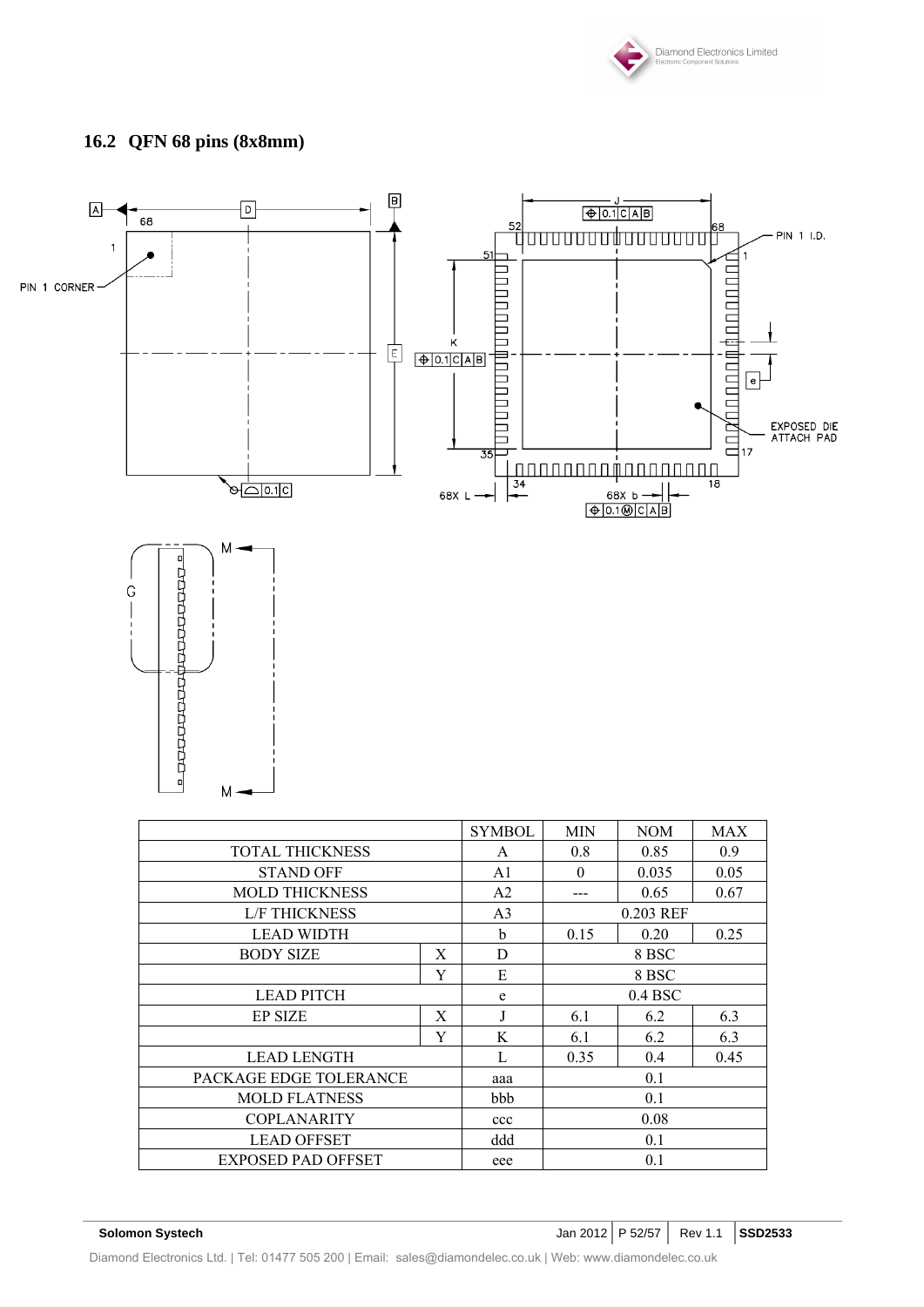## 16.2 QFN 68 pins (8x8mm)

| | | SYMBOL | MIN | NOM | MAX |
|---|---|---|---|---|---|
| TOTAL THICKNESS | | A | 0.8 | 0.85 | 0.9 |
| STAND OFF | | A1 | 0 | 0.035 | 0.05 |
| MOLD THICKNESS | | A2 | --- | 0.65 | 0.67 |
| L/F THICKNESS | | A3 | 0.203 REF | | |
| LEAD WIDTH | | b | 0.15 | 0.20 | 0.25 |
| BODY SIZE | X | D | 8 BSC | | |
| | Y | E | 8 BSC | | |
| LEAD PITCH | | e | 0.4 BSC | | |
| EP SIZE | X | J | 6.1 | 6.2 | 6.3 |
| | Y | K | 6.1 | 6.2 | 6.3 |
| LEAD LENGTH | | L | 0.35 | 0.4 | 0.45 |
| PACKAGE EDGE TOLERANCE | | aaa | 0.1 | | |
| MOLD FLATNESS | | bbb | 0.1 | | |
| COPLANARITY | | ccc | 0.08 | | |
| LEAD OFFSET | | ddd | 0.1 | | |
| EXPOSED PAD OFFSET | | eee | 0.1 | | |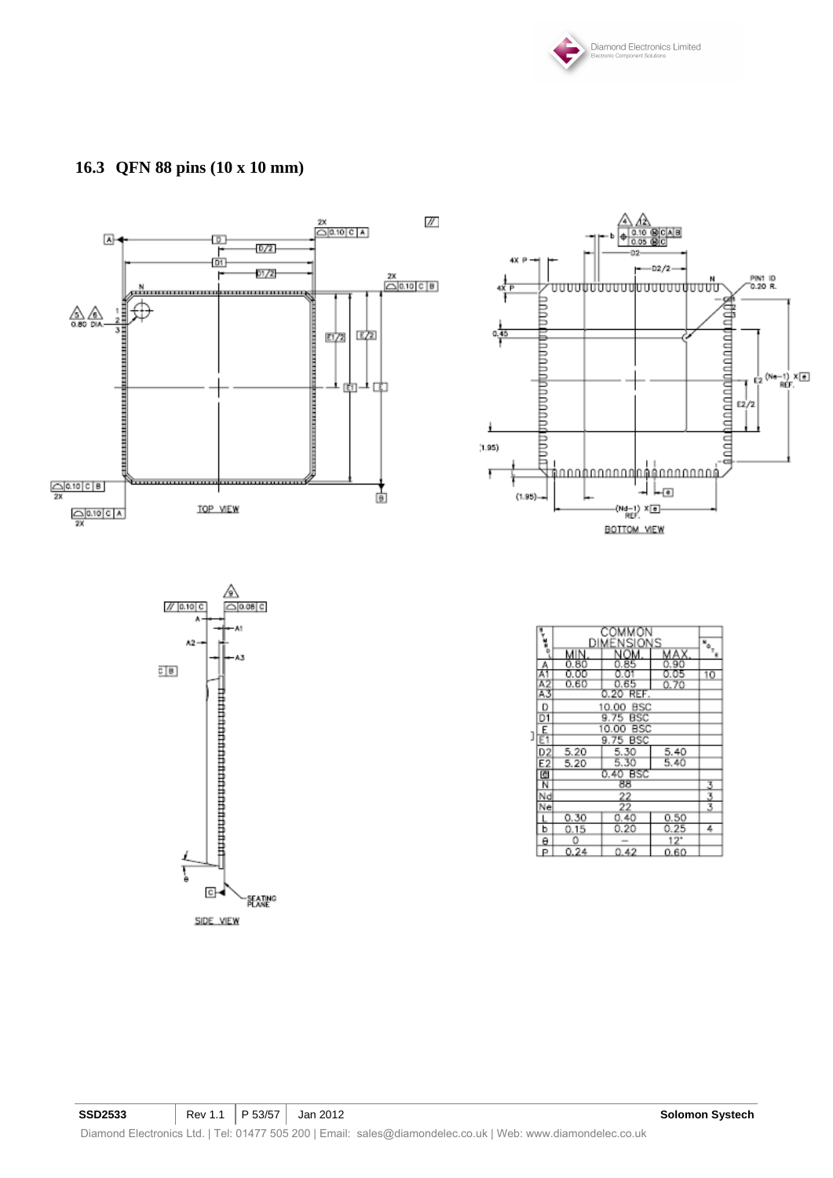## 16.3 QFN 88 pins (10 x 10 mm)

| SYMBOL | COMMON DIMENSIONS MIN. | NOM. | MAX. | NOTE |
|---|---|---|---|---|
| A | 0.80 | 0.85 | 0.90 | |
| A1 | 0.00 | 0.01 | 0.05 | 10 |
| A2 | 0.60 | 0.65 | 0.70 | |
| A3 | | 0.20 REF. | | |
| D | | 10.00 BSC | | |
| D1 | | 9.75 BSC | | |
| E | | 10.00 BSC | | |
| E1 | | 9.75 BSC | | |
| D2 | 5.20 | 5.30 | 5.40 | |
| E2 | 5.20 | 5.30 | 5.40 | |
| e | | 0.40 BSC | | |
| N | | 88 | | 3 |
| Nd | | 22 | | 3 |
| Ne | | 22 | | 3 |
| L | 0.30 | 0.40 | 0.50 | |
| b | 0.15 | 0.20 | 0.25 | 4 |
| θ | 0 | – | 12° | |
| P | 0.24 | 0.42 | 0.60 | |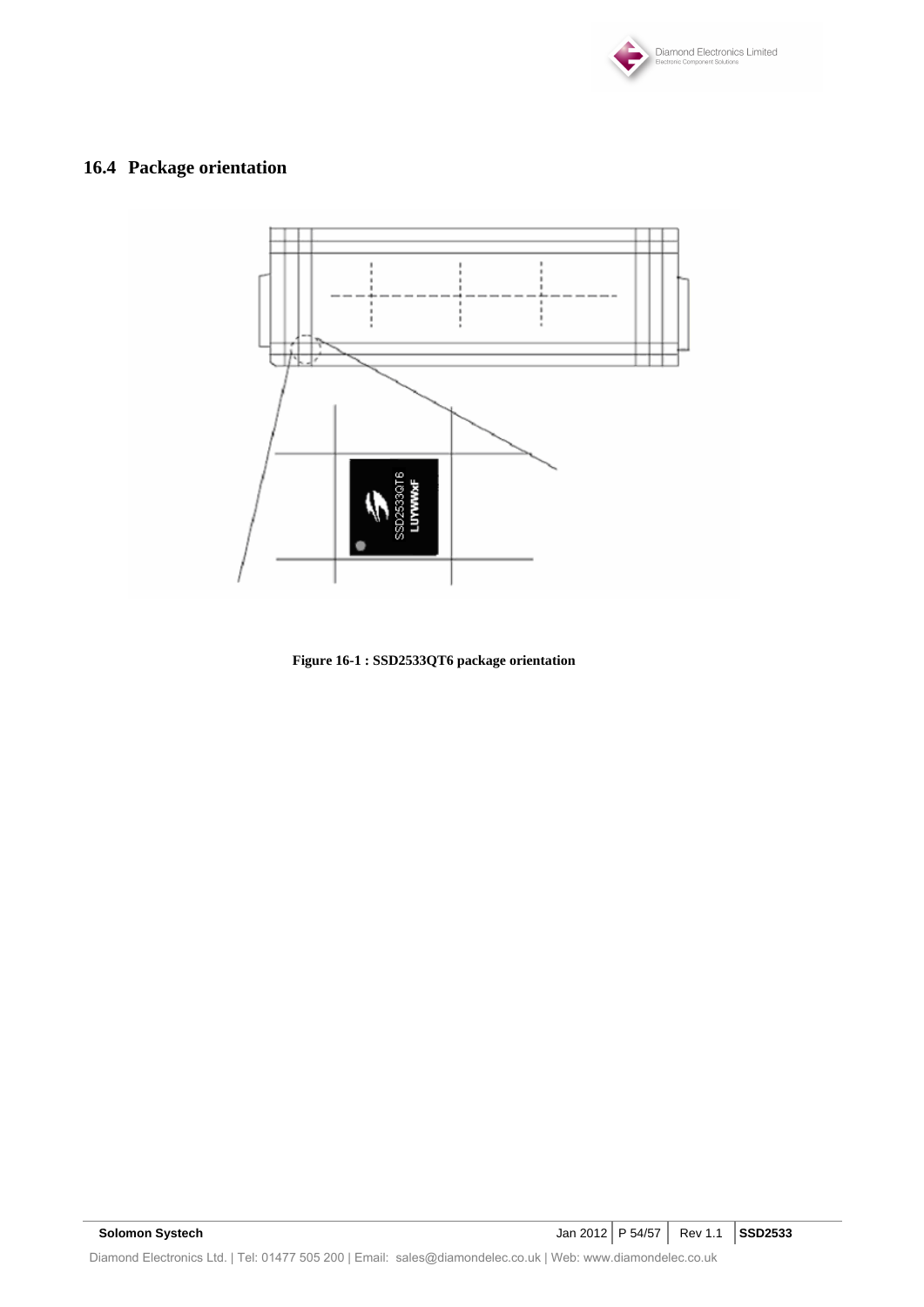## 16.4 Package orientation

**Figure 16-1 : SSD2533QT6 package orientation**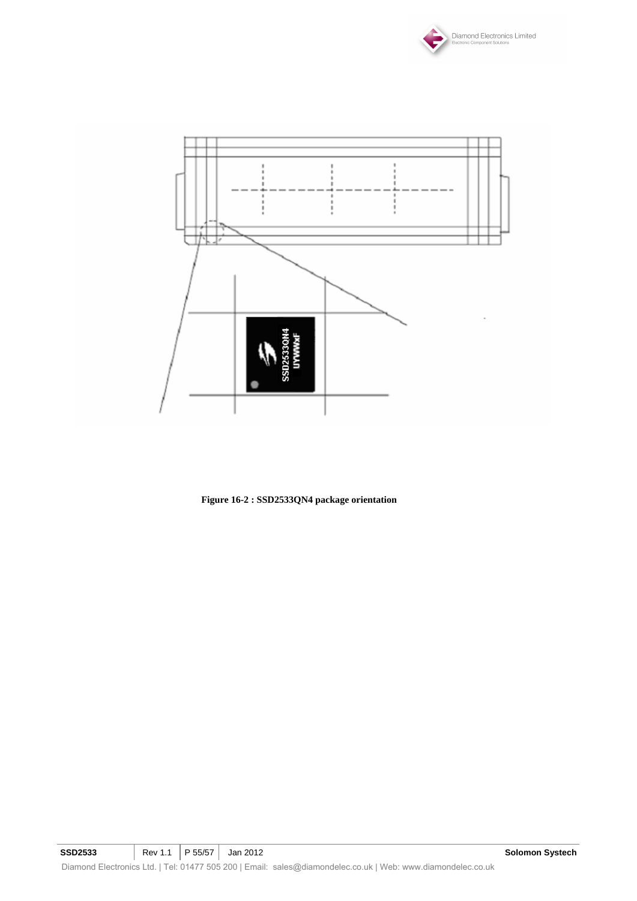**Figure 16-2 : SSD2533QN4 package orientation**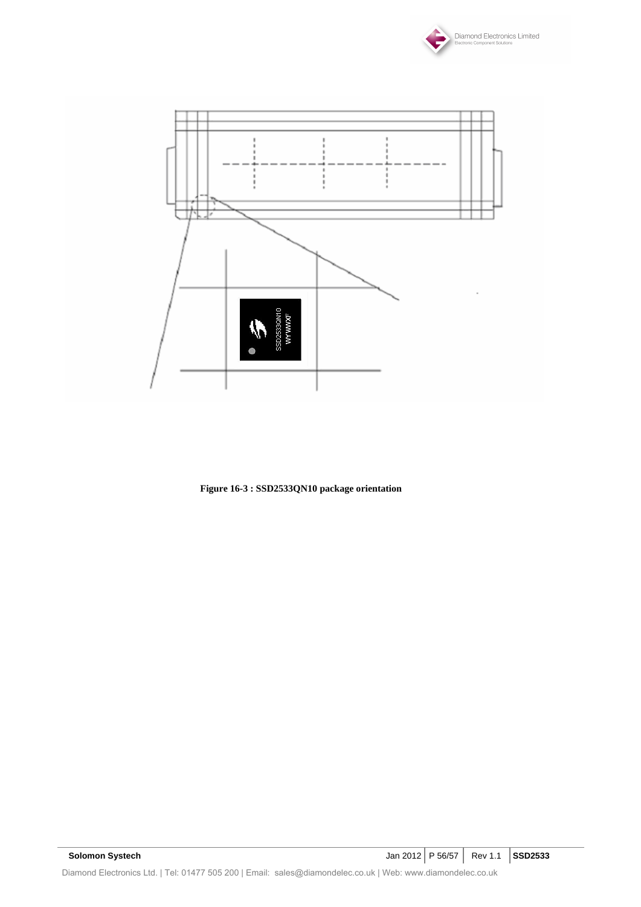Figure 16-3 : SSD2533QN10 package orientation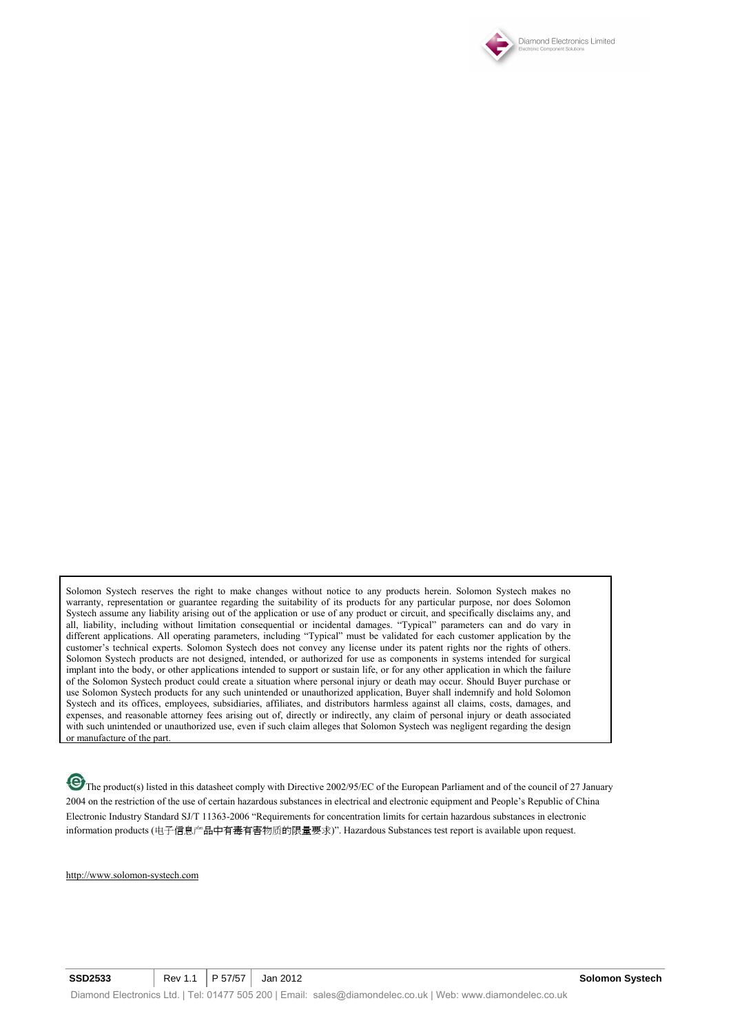Solomon Systech reserves the right to make changes without notice to any products herein. Solomon Systech makes no warranty, representation or guarantee regarding the suitability of its products for any particular purpose, nor does Solomon Systech assume any liability arising out of the application or use of any product or circuit, and specifically disclaims any, and all, liability, including without limitation consequential or incidental damages. "Typical" parameters can and do vary in different applications. All operating parameters, including "Typical" must be validated for each customer application by the customer's technical experts. Solomon Systech does not convey any license under its patent rights nor the rights of others. Solomon Systech products are not designed, intended, or authorized for use as components in systems intended for surgical implant into the body, or other applications intended to support or sustain life, or for any other application in which the failure of the Solomon Systech product could create a situation where personal injury or death may occur. Should Buyer purchase or use Solomon Systech products for any such unintended or unauthorized application, Buyer shall indemnify and hold Solomon Systech and its offices, employees, subsidiaries, affiliates, and distributors harmless against all claims, costs, damages, and expenses, and reasonable attorney fees arising out of, directly or indirectly, any claim of personal injury or death associated with such unintended or unauthorized use, even if such claim alleges that Solomon Systech was negligent regarding the design or manufacture of the part.

The product(s) listed in this datasheet comply with Directive 2002/95/EC of the European Parliament and of the council of 27 January 2004 on the restriction of the use of certain hazardous substances in electrical and electronic equipment and People's Republic of China Electronic Industry Standard SJ/T 11363-2006 "Requirements for concentration limits for certain hazardous substances in electronic information products (电子信息产品中有毒有害物质的限量要求)". Hazardous Substances test report is available upon request.

http://www.solomon-systech.com